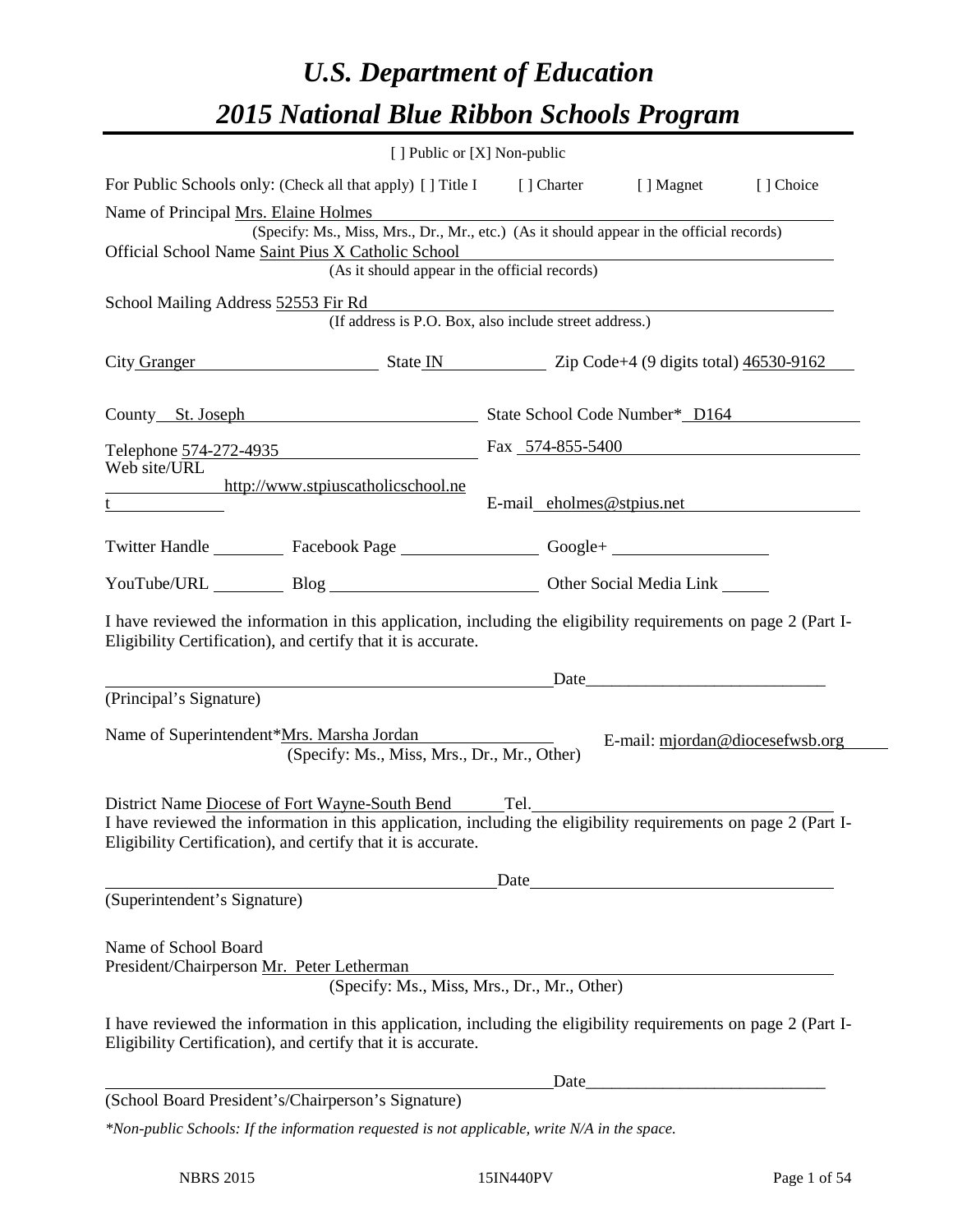# U.S. Department of Education

# 2015 National Blue Ribbon Schools Program

[ ] Public or [X] Non-public

For Public Schools only: (Check all that apply) [ ] Title I [ ] Charter [ ] Magnet [ ] Choice

Name of Principal Mrs. Elaine Holmes
(Specify: Ms., Miss, Mrs., Dr., Mr., etc.) (As it should appear in the official records)

Official School Name Saint Pius X Catholic School
(As it should appear in the official records)

School Mailing Address 52553 Fir Rd
(If address is P.O. Box, also include street address.)

City Granger State IN Zip Code+4 (9 digits total) 46530-9162

County St. Joseph State School Code Number* D164

Telephone 574-272-4935 Fax 574-855-5400

Web site/URL http://www.stpiuscatholicschool.net E-mail eholmes@stpius.net

Twitter Handle ________ Facebook Page ________ Google+ ________

YouTube/URL ________ Blog ________ Other Social Media Link ________

I have reviewed the information in this application, including the eligibility requirements on page 2 (Part I-Eligibility Certification), and certify that it is accurate.

_________________________ Date_________________________
(Principal's Signature)

Name of Superintendent*Mrs. Marsha Jordan E-mail: mjordan@diocesefwsb.org
(Specify: Ms., Miss, Mrs., Dr., Mr., Other)

District Name Diocese of Fort Wayne-South Bend Tel. ________

I have reviewed the information in this application, including the eligibility requirements on page 2 (Part I-Eligibility Certification), and certify that it is accurate.

_________________________ Date_________________________
(Superintendent's Signature)

Name of School Board
President/Chairperson Mr. Peter Letherman
(Specify: Ms., Miss, Mrs., Dr., Mr., Other)

I have reviewed the information in this application, including the eligibility requirements on page 2 (Part I-Eligibility Certification), and certify that it is accurate.

_________________________ Date_________________________
(School Board President's/Chairperson's Signature)

*\*Non-public Schools: If the information requested is not applicable, write N/A in the space.*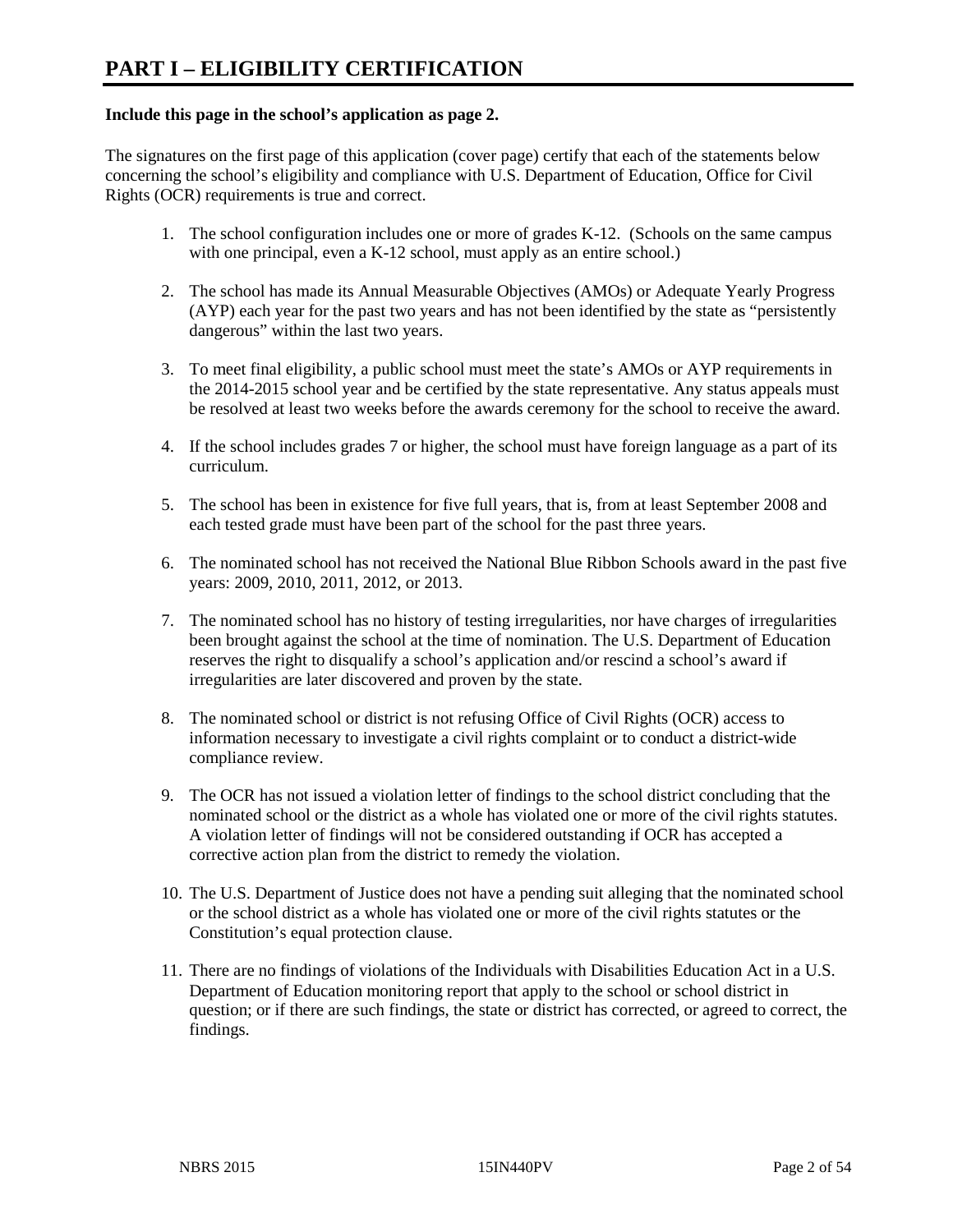# PART I – ELIGIBILITY CERTIFICATION

**Include this page in the school's application as page 2.**

The signatures on the first page of this application (cover page) certify that each of the statements below concerning the school's eligibility and compliance with U.S. Department of Education, Office for Civil Rights (OCR) requirements is true and correct.

1. The school configuration includes one or more of grades K-12. (Schools on the same campus with one principal, even a K-12 school, must apply as an entire school.)
2. The school has made its Annual Measurable Objectives (AMOs) or Adequate Yearly Progress (AYP) each year for the past two years and has not been identified by the state as "persistently dangerous" within the last two years.
3. To meet final eligibility, a public school must meet the state's AMOs or AYP requirements in the 2014-2015 school year and be certified by the state representative. Any status appeals must be resolved at least two weeks before the awards ceremony for the school to receive the award.
4. If the school includes grades 7 or higher, the school must have foreign language as a part of its curriculum.
5. The school has been in existence for five full years, that is, from at least September 2008 and each tested grade must have been part of the school for the past three years.
6. The nominated school has not received the National Blue Ribbon Schools award in the past five years: 2009, 2010, 2011, 2012, or 2013.
7. The nominated school has no history of testing irregularities, nor have charges of irregularities been brought against the school at the time of nomination. The U.S. Department of Education reserves the right to disqualify a school's application and/or rescind a school's award if irregularities are later discovered and proven by the state.
8. The nominated school or district is not refusing Office of Civil Rights (OCR) access to information necessary to investigate a civil rights complaint or to conduct a district-wide compliance review.
9. The OCR has not issued a violation letter of findings to the school district concluding that the nominated school or the district as a whole has violated one or more of the civil rights statutes. A violation letter of findings will not be considered outstanding if OCR has accepted a corrective action plan from the district to remedy the violation.
10. The U.S. Department of Justice does not have a pending suit alleging that the nominated school or the school district as a whole has violated one or more of the civil rights statutes or the Constitution's equal protection clause.
11. There are no findings of violations of the Individuals with Disabilities Education Act in a U.S. Department of Education monitoring report that apply to the school or school district in question; or if there are such findings, the state or district has corrected, or agreed to correct, the findings.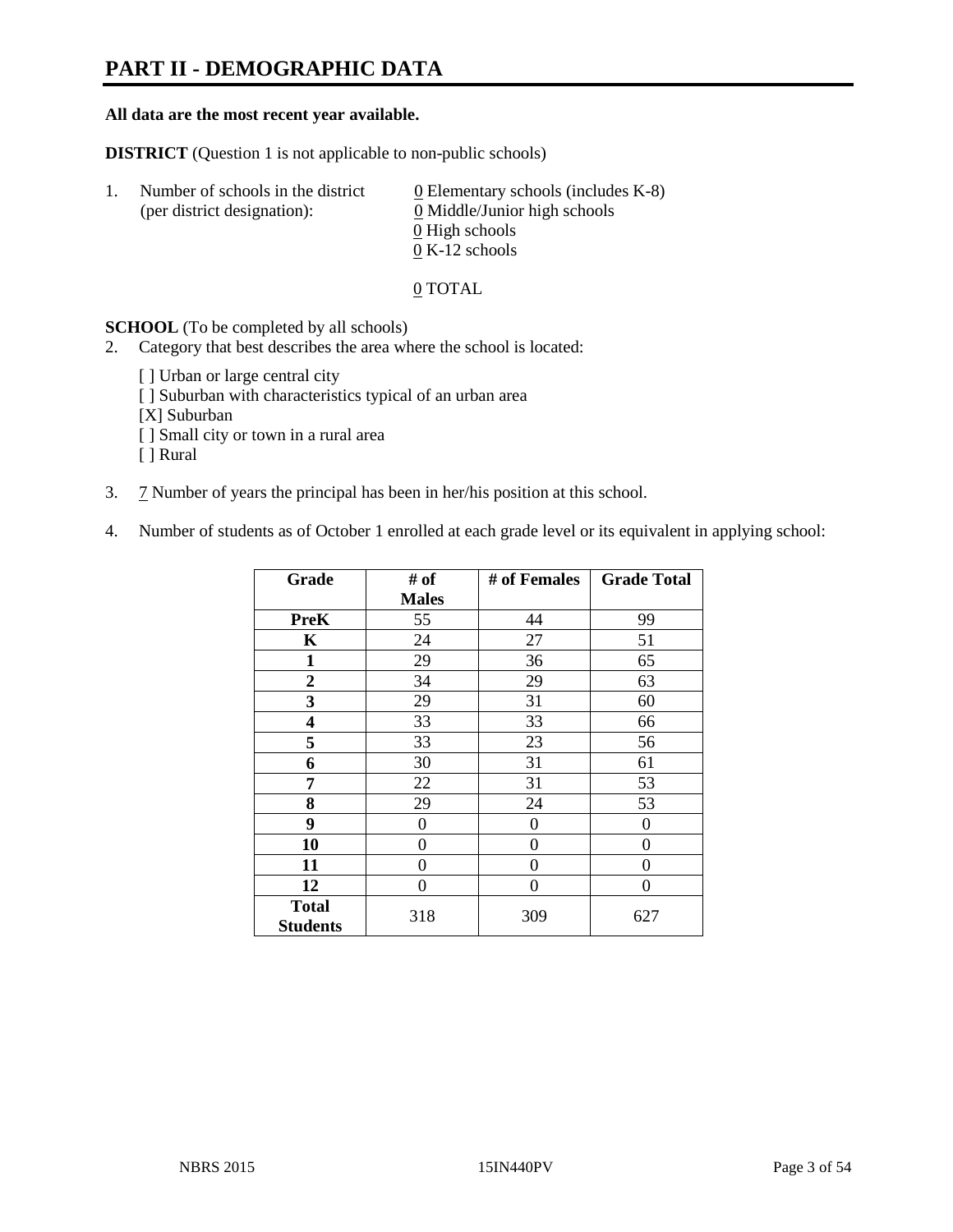# PART II - DEMOGRAPHIC DATA

**All data are the most recent year available.**

**DISTRICT** (Question 1 is not applicable to non-public schools)

1. Number of schools in the district (per district designation):
   - 0 Elementary schools (includes K-8)
   - 0 Middle/Junior high schools
   - 0 High schools
   - 0 K-12 schools

   0 TOTAL

**SCHOOL** (To be completed by all schools)

2. Category that best describes the area where the school is located:

   [ ] Urban or large central city
   [ ] Suburban with characteristics typical of an urban area
   [X] Suburban
   [ ] Small city or town in a rural area
   [ ] Rural

3. 7 Number of years the principal has been in her/his position at this school.

4. Number of students as of October 1 enrolled at each grade level or its equivalent in applying school:

| Grade | # of Males | # of Females | Grade Total |
|---|---|---|---|
| **PreK** | 55 | 44 | 99 |
| **K** | 24 | 27 | 51 |
| **1** | 29 | 36 | 65 |
| **2** | 34 | 29 | 63 |
| **3** | 29 | 31 | 60 |
| **4** | 33 | 33 | 66 |
| **5** | 33 | 23 | 56 |
| **6** | 30 | 31 | 61 |
| **7** | 22 | 31 | 53 |
| **8** | 29 | 24 | 53 |
| **9** | 0 | 0 | 0 |
| **10** | 0 | 0 | 0 |
| **11** | 0 | 0 | 0 |
| **12** | 0 | 0 | 0 |
| **Total Students** | 318 | 309 | 627 |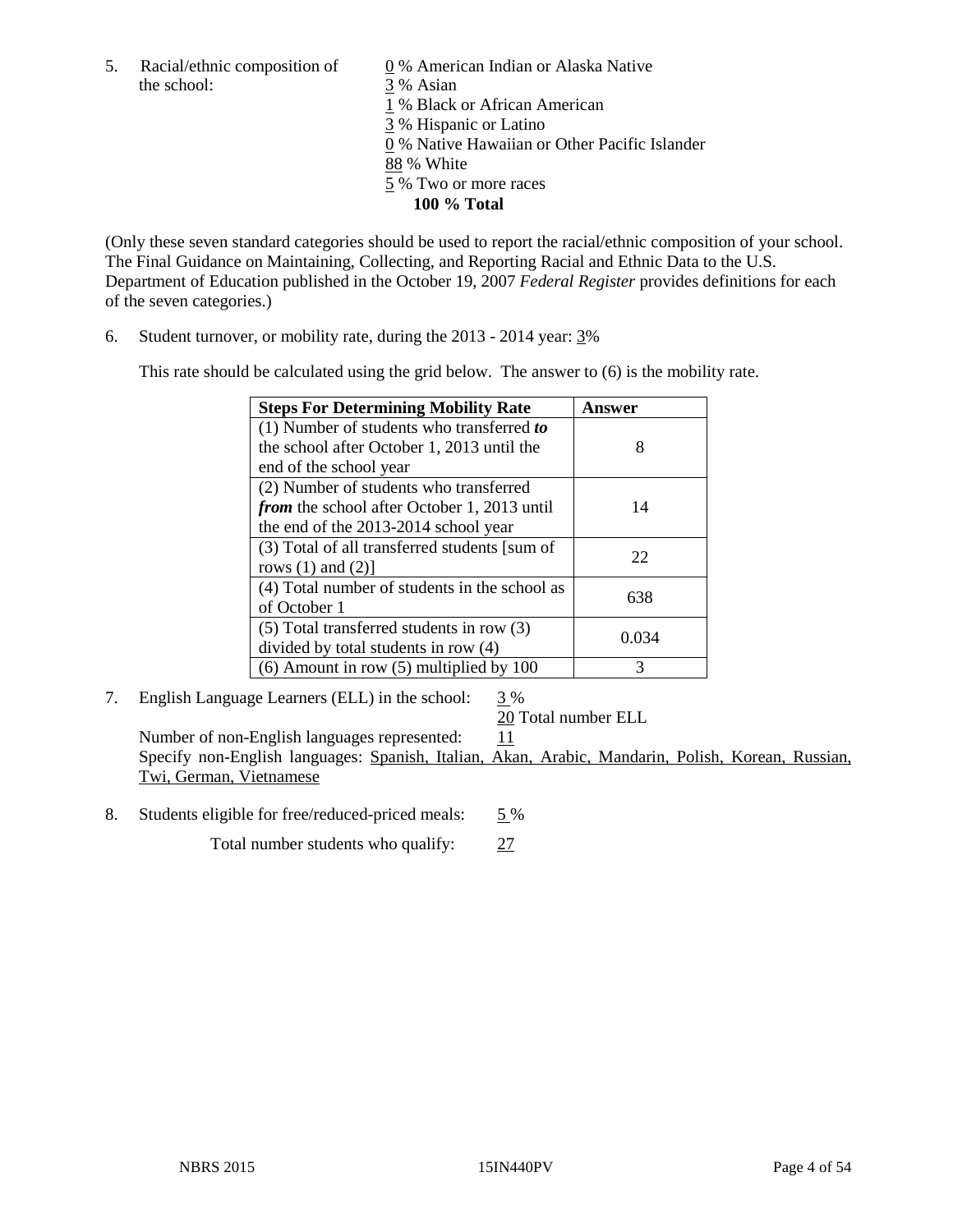5. Racial/ethnic composition of the school:

0 % American Indian or Alaska Native
3 % Asian
1 % Black or African American
3 % Hispanic or Latino
0 % Native Hawaiian or Other Pacific Islander
88 % White
5 % Two or more races
**100 % Total**

(Only these seven standard categories should be used to report the racial/ethnic composition of your school. The Final Guidance on Maintaining, Collecting, and Reporting Racial and Ethnic Data to the U.S. Department of Education published in the October 19, 2007 *Federal Register* provides definitions for each of the seven categories.)

6. Student turnover, or mobility rate, during the 2013 - 2014 year: 3%

This rate should be calculated using the grid below. The answer to (6) is the mobility rate.

| **Steps For Determining Mobility Rate** | **Answer** |
|---|---|
| (1) Number of students who transferred ***to*** the school after October 1, 2013 until the end of the school year | 8 |
| (2) Number of students who transferred ***from*** the school after October 1, 2013 until the end of the 2013-2014 school year | 14 |
| (3) Total of all transferred students [sum of rows (1) and (2)] | 22 |
| (4) Total number of students in the school as of October 1 | 638 |
| (5) Total transferred students in row (3) divided by total students in row (4) | 0.034 |
| (6) Amount in row (5) multiplied by 100 | 3 |

7. English Language Learners (ELL) in the school: 3 %

20 Total number ELL

Number of non-English languages represented: 11

Specify non-English languages: Spanish, Italian, Akan, Arabic, Mandarin, Polish, Korean, Russian, Twi, German, Vietnamese

8. Students eligible for free/reduced-priced meals: 5 %

Total number students who qualify: 27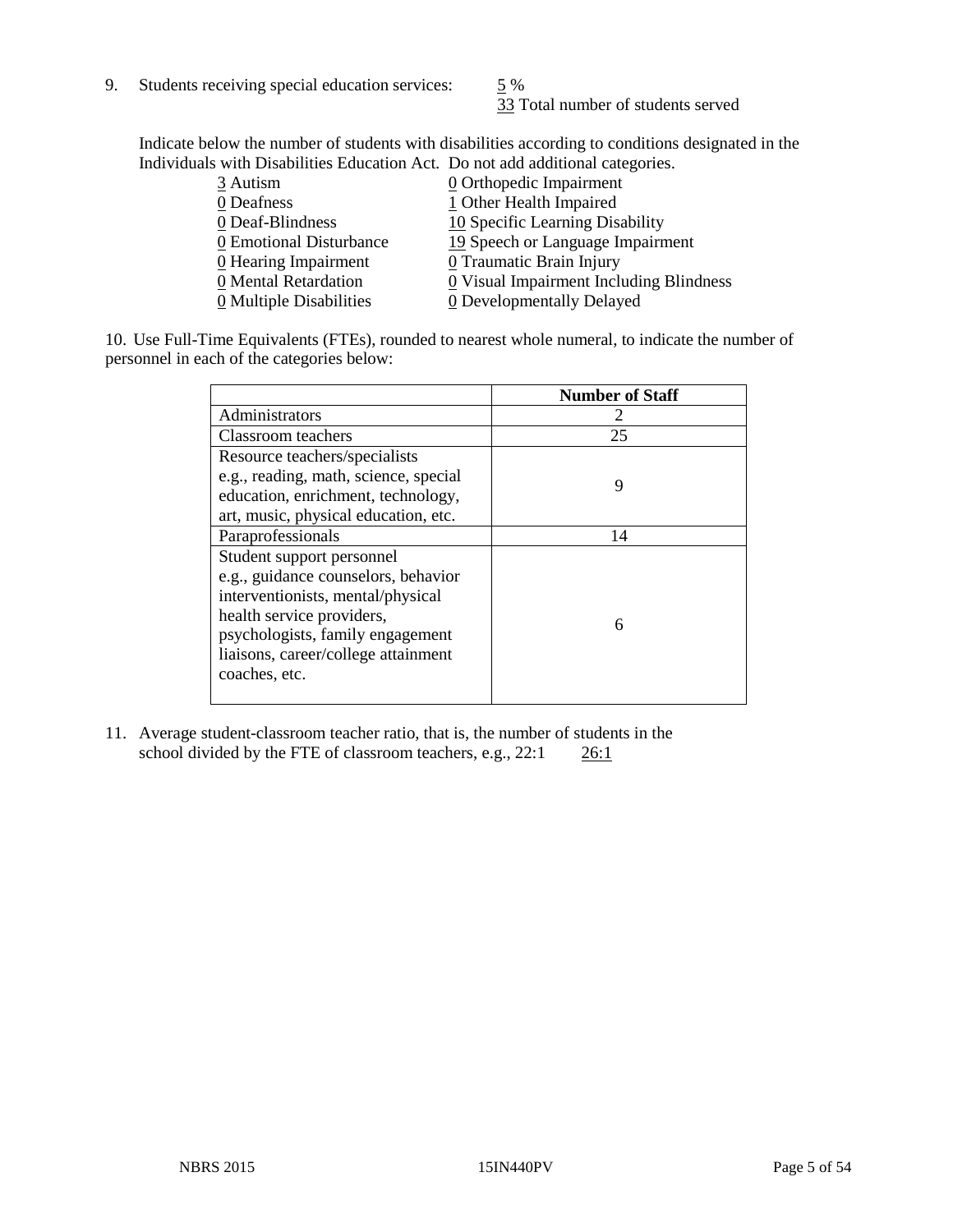9. Students receiving special education services: 5 %
   33 Total number of students served

Indicate below the number of students with disabilities according to conditions designated in the Individuals with Disabilities Education Act. Do not add additional categories.

3 Autism
0 Deafness
0 Deaf-Blindness
0 Emotional Disturbance
0 Hearing Impairment
0 Mental Retardation
0 Multiple Disabilities
0 Orthopedic Impairment
1 Other Health Impaired
10 Specific Learning Disability
19 Speech or Language Impairment
0 Traumatic Brain Injury
0 Visual Impairment Including Blindness
0 Developmentally Delayed

10. Use Full-Time Equivalents (FTEs), rounded to nearest whole numeral, to indicate the number of personnel in each of the categories below:

| | Number of Staff |
|---|---|
| Administrators | 2 |
| Classroom teachers | 25 |
| Resource teachers/specialists e.g., reading, math, science, special education, enrichment, technology, art, music, physical education, etc. | 9 |
| Paraprofessionals | 14 |
| Student support personnel e.g., guidance counselors, behavior interventionists, mental/physical health service providers, psychologists, family engagement liaisons, career/college attainment coaches, etc. | 6 |

11. Average student-classroom teacher ratio, that is, the number of students in the school divided by the FTE of classroom teachers, e.g., 22:1 26:1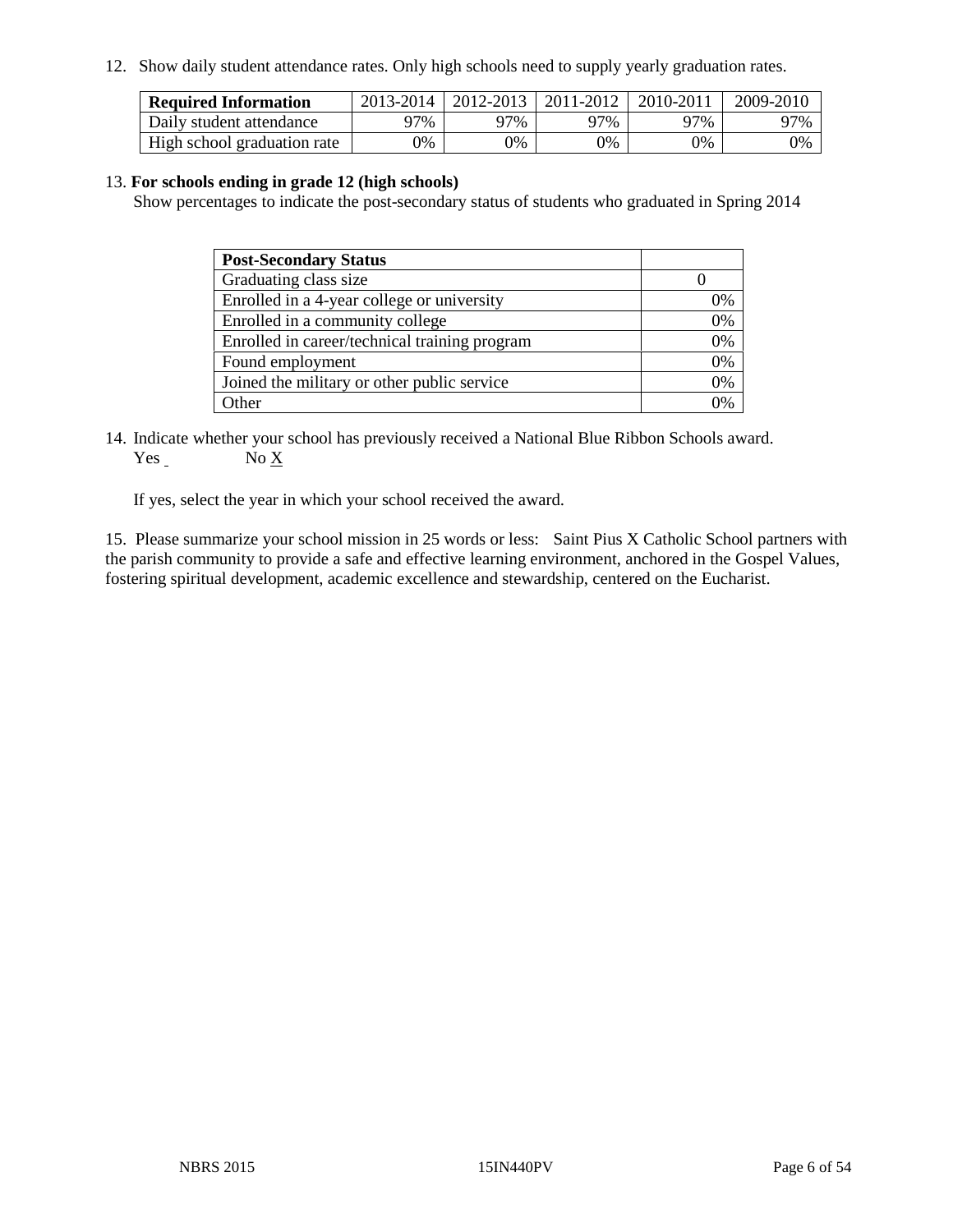12. Show daily student attendance rates. Only high schools need to supply yearly graduation rates.

| **Required Information** | 2013-2014 | 2012-2013 | 2011-2012 | 2010-2011 | 2009-2010 |
|---|---|---|---|---|---|
| Daily student attendance | 97% | 97% | 97% | 97% | 97% |
| High school graduation rate | 0% | 0% | 0% | 0% | 0% |

13. **For schools ending in grade 12 (high schools)**

Show percentages to indicate the post-secondary status of students who graduated in Spring 2014

| **Post-Secondary Status** | |
|---|---|
| Graduating class size | 0 |
| Enrolled in a 4-year college or university | 0% |
| Enrolled in a community college | 0% |
| Enrolled in career/technical training program | 0% |
| Found employment | 0% |
| Joined the military or other public service | 0% |
| Other | 0% |

14. Indicate whether your school has previously received a National Blue Ribbon Schools award.
Yes ___ No X

If yes, select the year in which your school received the award.

15. Please summarize your school mission in 25 words or less: Saint Pius X Catholic School partners with the parish community to provide a safe and effective learning environment, anchored in the Gospel Values, fostering spiritual development, academic excellence and stewardship, centered on the Eucharist.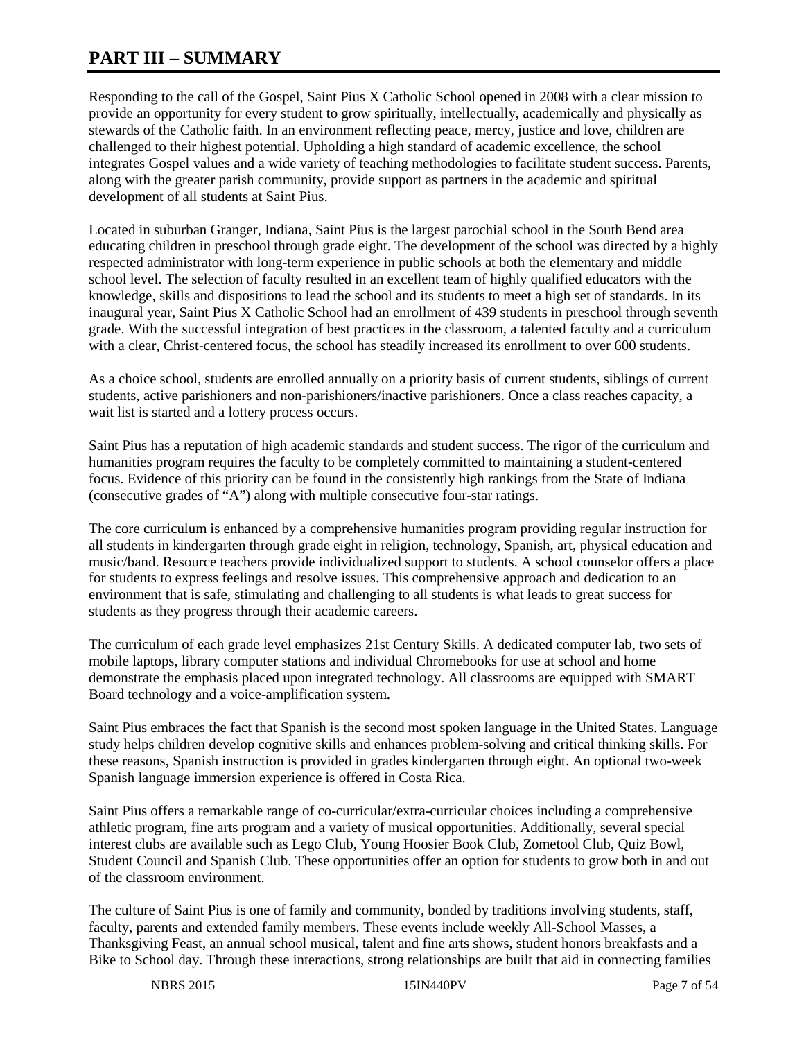# PART III – SUMMARY

Responding to the call of the Gospel, Saint Pius X Catholic School opened in 2008 with a clear mission to provide an opportunity for every student to grow spiritually, intellectually, academically and physically as stewards of the Catholic faith. In an environment reflecting peace, mercy, justice and love, children are challenged to their highest potential. Upholding a high standard of academic excellence, the school integrates Gospel values and a wide variety of teaching methodologies to facilitate student success. Parents, along with the greater parish community, provide support as partners in the academic and spiritual development of all students at Saint Pius.

Located in suburban Granger, Indiana, Saint Pius is the largest parochial school in the South Bend area educating children in preschool through grade eight. The development of the school was directed by a highly respected administrator with long-term experience in public schools at both the elementary and middle school level. The selection of faculty resulted in an excellent team of highly qualified educators with the knowledge, skills and dispositions to lead the school and its students to meet a high set of standards. In its inaugural year, Saint Pius X Catholic School had an enrollment of 439 students in preschool through seventh grade. With the successful integration of best practices in the classroom, a talented faculty and a curriculum with a clear, Christ-centered focus, the school has steadily increased its enrollment to over 600 students.

As a choice school, students are enrolled annually on a priority basis of current students, siblings of current students, active parishioners and non-parishioners/inactive parishioners. Once a class reaches capacity, a wait list is started and a lottery process occurs.

Saint Pius has a reputation of high academic standards and student success. The rigor of the curriculum and humanities program requires the faculty to be completely committed to maintaining a student-centered focus. Evidence of this priority can be found in the consistently high rankings from the State of Indiana (consecutive grades of "A") along with multiple consecutive four-star ratings.

The core curriculum is enhanced by a comprehensive humanities program providing regular instruction for all students in kindergarten through grade eight in religion, technology, Spanish, art, physical education and music/band. Resource teachers provide individualized support to students. A school counselor offers a place for students to express feelings and resolve issues. This comprehensive approach and dedication to an environment that is safe, stimulating and challenging to all students is what leads to great success for students as they progress through their academic careers.

The curriculum of each grade level emphasizes 21st Century Skills. A dedicated computer lab, two sets of mobile laptops, library computer stations and individual Chromebooks for use at school and home demonstrate the emphasis placed upon integrated technology. All classrooms are equipped with SMART Board technology and a voice-amplification system.

Saint Pius embraces the fact that Spanish is the second most spoken language in the United States. Language study helps children develop cognitive skills and enhances problem-solving and critical thinking skills. For these reasons, Spanish instruction is provided in grades kindergarten through eight. An optional two-week Spanish language immersion experience is offered in Costa Rica.

Saint Pius offers a remarkable range of co-curricular/extra-curricular choices including a comprehensive athletic program, fine arts program and a variety of musical opportunities. Additionally, several special interest clubs are available such as Lego Club, Young Hoosier Book Club, Zometool Club, Quiz Bowl, Student Council and Spanish Club. These opportunities offer an option for students to grow both in and out of the classroom environment.

The culture of Saint Pius is one of family and community, bonded by traditions involving students, staff, faculty, parents and extended family members. These events include weekly All-School Masses, a Thanksgiving Feast, an annual school musical, talent and fine arts shows, student honors breakfasts and a Bike to School day. Through these interactions, strong relationships are built that aid in connecting families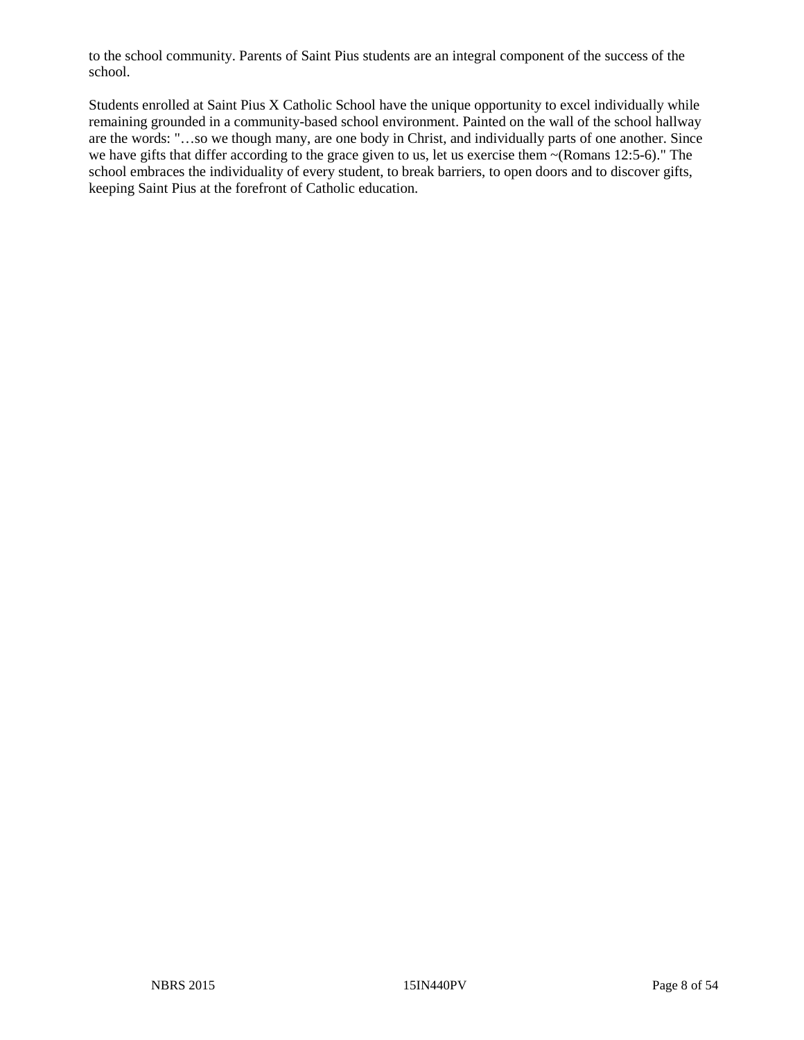to the school community. Parents of Saint Pius students are an integral component of the success of the school.

Students enrolled at Saint Pius X Catholic School have the unique opportunity to excel individually while remaining grounded in a community-based school environment. Painted on the wall of the school hallway are the words: "…so we though many, are one body in Christ, and individually parts of one another. Since we have gifts that differ according to the grace given to us, let us exercise them ~(Romans 12:5-6)." The school embraces the individuality of every student, to break barriers, to open doors and to discover gifts, keeping Saint Pius at the forefront of Catholic education.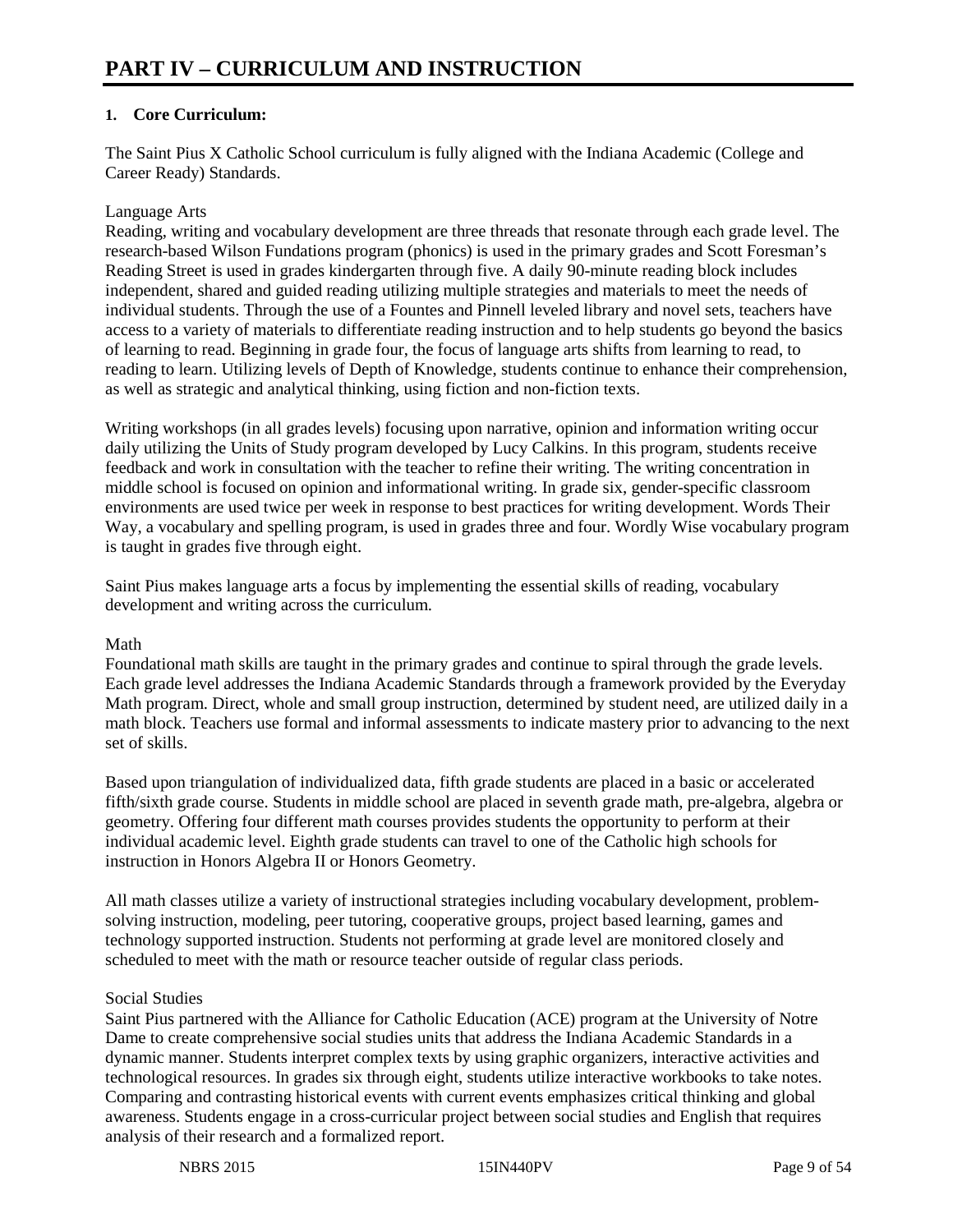# PART IV – CURRICULUM AND INSTRUCTION

**1. Core Curriculum:**

The Saint Pius X Catholic School curriculum is fully aligned with the Indiana Academic (College and Career Ready) Standards.

Language Arts

Reading, writing and vocabulary development are three threads that resonate through each grade level. The research-based Wilson Fundations program (phonics) is used in the primary grades and Scott Foresman's Reading Street is used in grades kindergarten through five. A daily 90-minute reading block includes independent, shared and guided reading utilizing multiple strategies and materials to meet the needs of individual students. Through the use of a Fountes and Pinnell leveled library and novel sets, teachers have access to a variety of materials to differentiate reading instruction and to help students go beyond the basics of learning to read. Beginning in grade four, the focus of language arts shifts from learning to read, to reading to learn. Utilizing levels of Depth of Knowledge, students continue to enhance their comprehension, as well as strategic and analytical thinking, using fiction and non-fiction texts.

Writing workshops (in all grades levels) focusing upon narrative, opinion and information writing occur daily utilizing the Units of Study program developed by Lucy Calkins. In this program, students receive feedback and work in consultation with the teacher to refine their writing. The writing concentration in middle school is focused on opinion and informational writing. In grade six, gender-specific classroom environments are used twice per week in response to best practices for writing development. Words Their Way, a vocabulary and spelling program, is used in grades three and four. Wordly Wise vocabulary program is taught in grades five through eight.

Saint Pius makes language arts a focus by implementing the essential skills of reading, vocabulary development and writing across the curriculum.

Math

Foundational math skills are taught in the primary grades and continue to spiral through the grade levels. Each grade level addresses the Indiana Academic Standards through a framework provided by the Everyday Math program. Direct, whole and small group instruction, determined by student need, are utilized daily in a math block. Teachers use formal and informal assessments to indicate mastery prior to advancing to the next set of skills.

Based upon triangulation of individualized data, fifth grade students are placed in a basic or accelerated fifth/sixth grade course. Students in middle school are placed in seventh grade math, pre-algebra, algebra or geometry. Offering four different math courses provides students the opportunity to perform at their individual academic level. Eighth grade students can travel to one of the Catholic high schools for instruction in Honors Algebra II or Honors Geometry.

All math classes utilize a variety of instructional strategies including vocabulary development, problem-solving instruction, modeling, peer tutoring, cooperative groups, project based learning, games and technology supported instruction. Students not performing at grade level are monitored closely and scheduled to meet with the math or resource teacher outside of regular class periods.

Social Studies

Saint Pius partnered with the Alliance for Catholic Education (ACE) program at the University of Notre Dame to create comprehensive social studies units that address the Indiana Academic Standards in a dynamic manner. Students interpret complex texts by using graphic organizers, interactive activities and technological resources. In grades six through eight, students utilize interactive workbooks to take notes. Comparing and contrasting historical events with current events emphasizes critical thinking and global awareness. Students engage in a cross-curricular project between social studies and English that requires analysis of their research and a formalized report.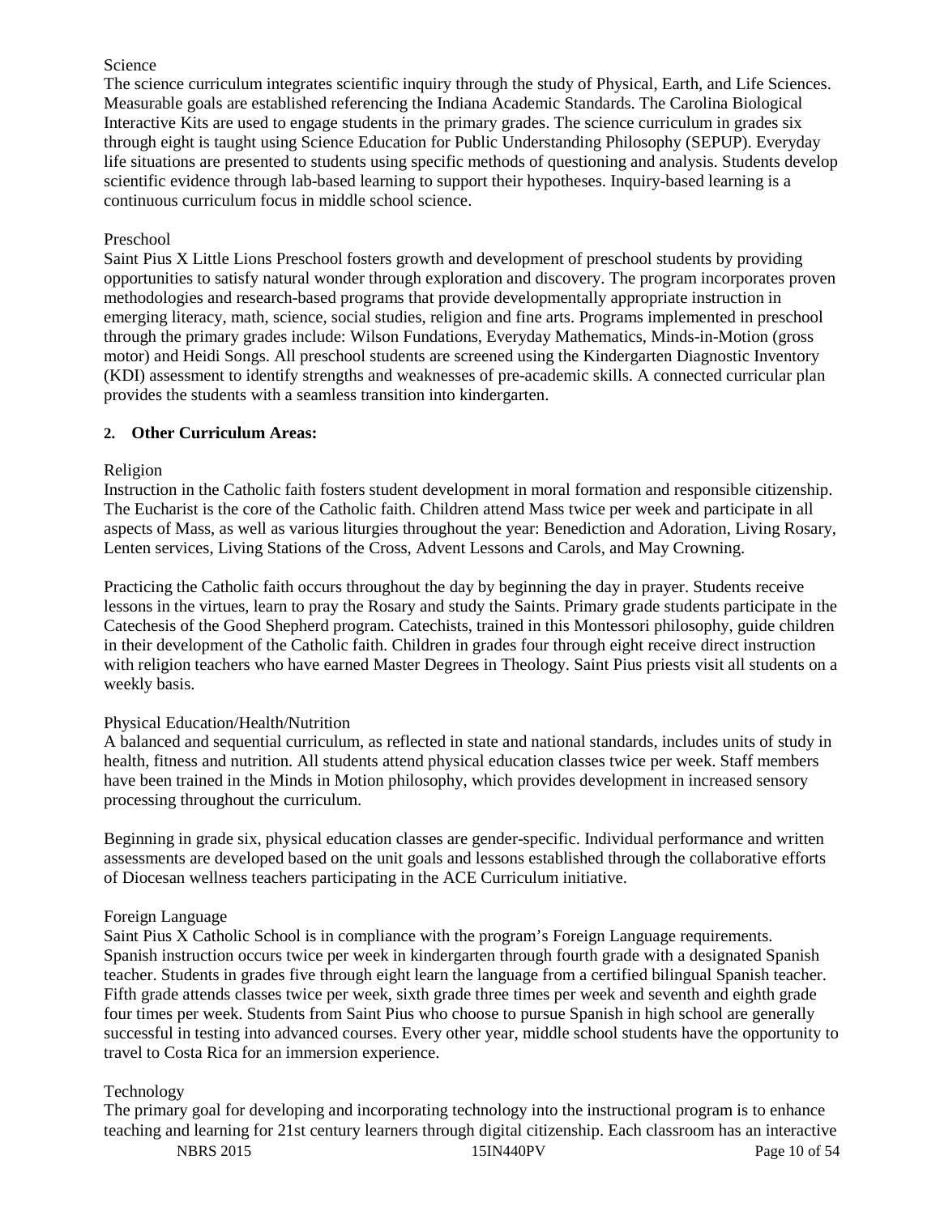Science

The science curriculum integrates scientific inquiry through the study of Physical, Earth, and Life Sciences. Measurable goals are established referencing the Indiana Academic Standards. The Carolina Biological Interactive Kits are used to engage students in the primary grades. The science curriculum in grades six through eight is taught using Science Education for Public Understanding Philosophy (SEPUP). Everyday life situations are presented to students using specific methods of questioning and analysis. Students develop scientific evidence through lab-based learning to support their hypotheses. Inquiry-based learning is a continuous curriculum focus in middle school science.

Preschool

Saint Pius X Little Lions Preschool fosters growth and development of preschool students by providing opportunities to satisfy natural wonder through exploration and discovery. The program incorporates proven methodologies and research-based programs that provide developmentally appropriate instruction in emerging literacy, math, science, social studies, religion and fine arts. Programs implemented in preschool through the primary grades include: Wilson Fundations, Everyday Mathematics, Minds-in-Motion (gross motor) and Heidi Songs. All preschool students are screened using the Kindergarten Diagnostic Inventory (KDI) assessment to identify strengths and weaknesses of pre-academic skills. A connected curricular plan provides the students with a seamless transition into kindergarten.

**2. Other Curriculum Areas:**

Religion

Instruction in the Catholic faith fosters student development in moral formation and responsible citizenship. The Eucharist is the core of the Catholic faith. Children attend Mass twice per week and participate in all aspects of Mass, as well as various liturgies throughout the year: Benediction and Adoration, Living Rosary, Lenten services, Living Stations of the Cross, Advent Lessons and Carols, and May Crowning.

Practicing the Catholic faith occurs throughout the day by beginning the day in prayer. Students receive lessons in the virtues, learn to pray the Rosary and study the Saints. Primary grade students participate in the Catechesis of the Good Shepherd program. Catechists, trained in this Montessori philosophy, guide children in their development of the Catholic faith. Children in grades four through eight receive direct instruction with religion teachers who have earned Master Degrees in Theology. Saint Pius priests visit all students on a weekly basis.

Physical Education/Health/Nutrition

A balanced and sequential curriculum, as reflected in state and national standards, includes units of study in health, fitness and nutrition. All students attend physical education classes twice per week. Staff members have been trained in the Minds in Motion philosophy, which provides development in increased sensory processing throughout the curriculum.

Beginning in grade six, physical education classes are gender-specific. Individual performance and written assessments are developed based on the unit goals and lessons established through the collaborative efforts of Diocesan wellness teachers participating in the ACE Curriculum initiative.

Foreign Language

Saint Pius X Catholic School is in compliance with the program's Foreign Language requirements. Spanish instruction occurs twice per week in kindergarten through fourth grade with a designated Spanish teacher. Students in grades five through eight learn the language from a certified bilingual Spanish teacher. Fifth grade attends classes twice per week, sixth grade three times per week and seventh and eighth grade four times per week. Students from Saint Pius who choose to pursue Spanish in high school are generally successful in testing into advanced courses. Every other year, middle school students have the opportunity to travel to Costa Rica for an immersion experience.

Technology

The primary goal for developing and incorporating technology into the instructional program is to enhance teaching and learning for 21st century learners through digital citizenship. Each classroom has an interactive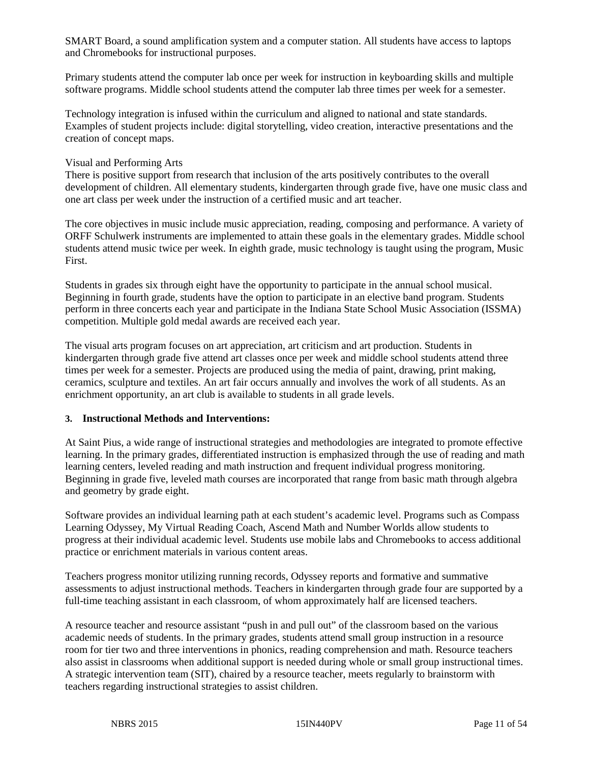SMART Board, a sound amplification system and a computer station. All students have access to laptops and Chromebooks for instructional purposes.

Primary students attend the computer lab once per week for instruction in keyboarding skills and multiple software programs. Middle school students attend the computer lab three times per week for a semester.

Technology integration is infused within the curriculum and aligned to national and state standards. Examples of student projects include: digital storytelling, video creation, interactive presentations and the creation of concept maps.

Visual and Performing Arts

There is positive support from research that inclusion of the arts positively contributes to the overall development of children. All elementary students, kindergarten through grade five, have one music class and one art class per week under the instruction of a certified music and art teacher.

The core objectives in music include music appreciation, reading, composing and performance. A variety of ORFF Schulwerk instruments are implemented to attain these goals in the elementary grades. Middle school students attend music twice per week. In eighth grade, music technology is taught using the program, Music First.

Students in grades six through eight have the opportunity to participate in the annual school musical. Beginning in fourth grade, students have the option to participate in an elective band program. Students perform in three concerts each year and participate in the Indiana State School Music Association (ISSMA) competition. Multiple gold medal awards are received each year.

The visual arts program focuses on art appreciation, art criticism and art production. Students in kindergarten through grade five attend art classes once per week and middle school students attend three times per week for a semester. Projects are produced using the media of paint, drawing, print making, ceramics, sculpture and textiles. An art fair occurs annually and involves the work of all students. As an enrichment opportunity, an art club is available to students in all grade levels.

**3. Instructional Methods and Interventions:**

At Saint Pius, a wide range of instructional strategies and methodologies are integrated to promote effective learning. In the primary grades, differentiated instruction is emphasized through the use of reading and math learning centers, leveled reading and math instruction and frequent individual progress monitoring. Beginning in grade five, leveled math courses are incorporated that range from basic math through algebra and geometry by grade eight.

Software provides an individual learning path at each student's academic level. Programs such as Compass Learning Odyssey, My Virtual Reading Coach, Ascend Math and Number Worlds allow students to progress at their individual academic level. Students use mobile labs and Chromebooks to access additional practice or enrichment materials in various content areas.

Teachers progress monitor utilizing running records, Odyssey reports and formative and summative assessments to adjust instructional methods. Teachers in kindergarten through grade four are supported by a full-time teaching assistant in each classroom, of whom approximately half are licensed teachers.

A resource teacher and resource assistant "push in and pull out" of the classroom based on the various academic needs of students. In the primary grades, students attend small group instruction in a resource room for tier two and three interventions in phonics, reading comprehension and math. Resource teachers also assist in classrooms when additional support is needed during whole or small group instructional times. A strategic intervention team (SIT), chaired by a resource teacher, meets regularly to brainstorm with teachers regarding instructional strategies to assist children.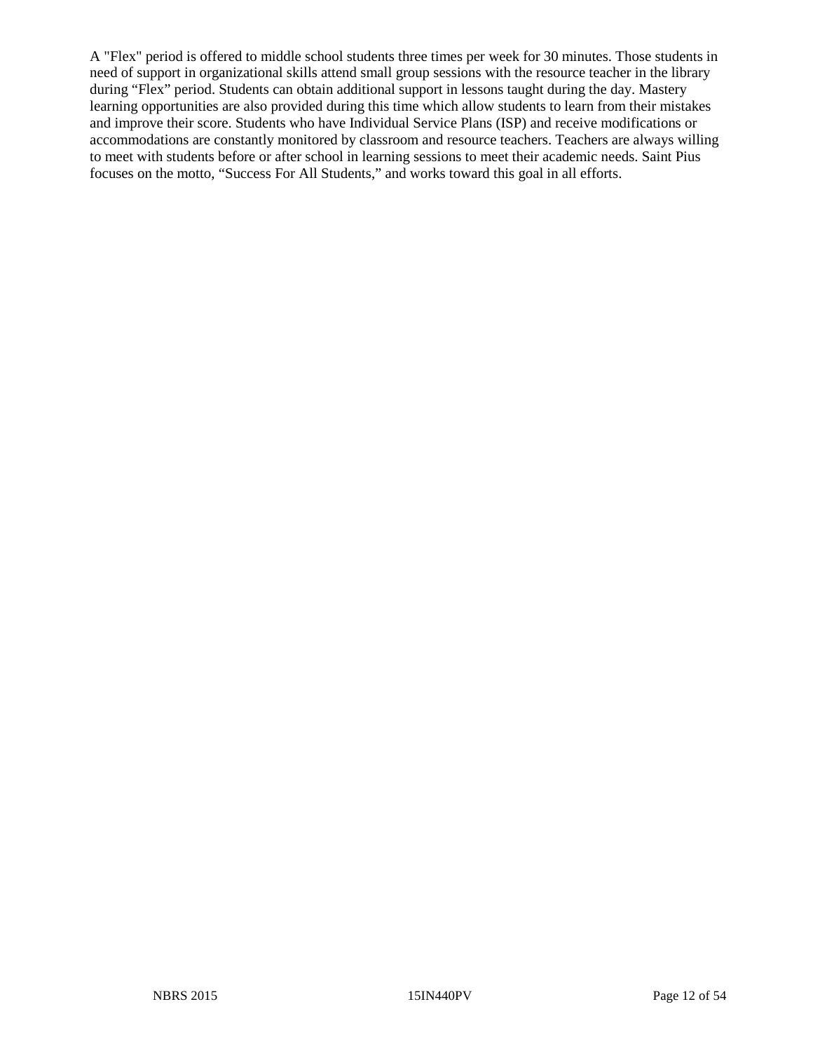A "Flex" period is offered to middle school students three times per week for 30 minutes. Those students in need of support in organizational skills attend small group sessions with the resource teacher in the library during “Flex” period. Students can obtain additional support in lessons taught during the day. Mastery learning opportunities are also provided during this time which allow students to learn from their mistakes and improve their score. Students who have Individual Service Plans (ISP) and receive modifications or accommodations are constantly monitored by classroom and resource teachers. Teachers are always willing to meet with students before or after school in learning sessions to meet their academic needs. Saint Pius focuses on the motto, “Success For All Students,” and works toward this goal in all efforts.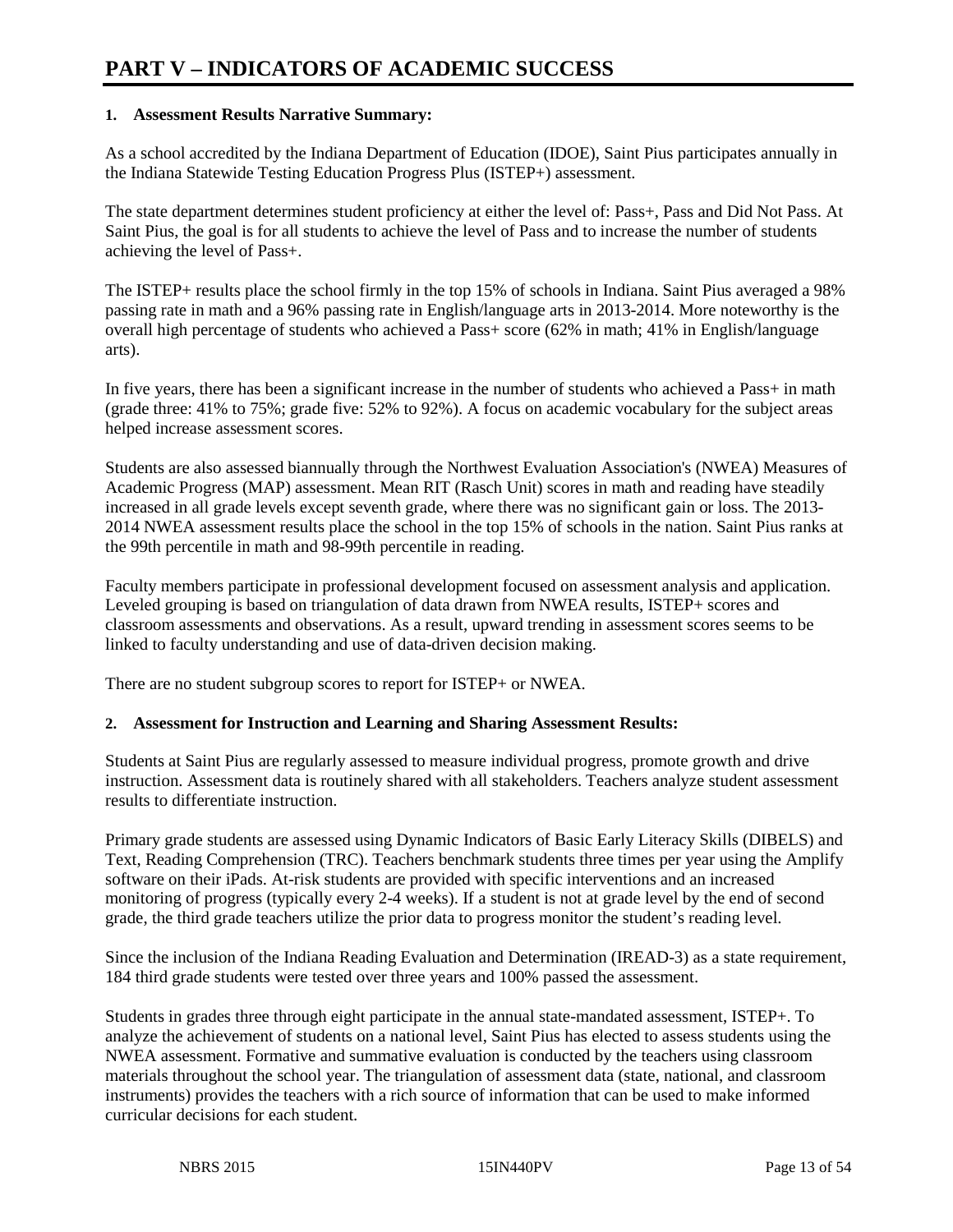# PART V – INDICATORS OF ACADEMIC SUCCESS

**1. Assessment Results Narrative Summary:**

As a school accredited by the Indiana Department of Education (IDOE), Saint Pius participates annually in the Indiana Statewide Testing Education Progress Plus (ISTEP+) assessment.

The state department determines student proficiency at either the level of: Pass+, Pass and Did Not Pass. At Saint Pius, the goal is for all students to achieve the level of Pass and to increase the number of students achieving the level of Pass+.

The ISTEP+ results place the school firmly in the top 15% of schools in Indiana. Saint Pius averaged a 98% passing rate in math and a 96% passing rate in English/language arts in 2013-2014. More noteworthy is the overall high percentage of students who achieved a Pass+ score (62% in math; 41% in English/language arts).

In five years, there has been a significant increase in the number of students who achieved a Pass+ in math (grade three: 41% to 75%; grade five: 52% to 92%). A focus on academic vocabulary for the subject areas helped increase assessment scores.

Students are also assessed biannually through the Northwest Evaluation Association's (NWEA) Measures of Academic Progress (MAP) assessment. Mean RIT (Rasch Unit) scores in math and reading have steadily increased in all grade levels except seventh grade, where there was no significant gain or loss. The 2013-2014 NWEA assessment results place the school in the top 15% of schools in the nation. Saint Pius ranks at the 99th percentile in math and 98-99th percentile in reading.

Faculty members participate in professional development focused on assessment analysis and application. Leveled grouping is based on triangulation of data drawn from NWEA results, ISTEP+ scores and classroom assessments and observations. As a result, upward trending in assessment scores seems to be linked to faculty understanding and use of data-driven decision making.

There are no student subgroup scores to report for ISTEP+ or NWEA.

**2. Assessment for Instruction and Learning and Sharing Assessment Results:**

Students at Saint Pius are regularly assessed to measure individual progress, promote growth and drive instruction. Assessment data is routinely shared with all stakeholders. Teachers analyze student assessment results to differentiate instruction.

Primary grade students are assessed using Dynamic Indicators of Basic Early Literacy Skills (DIBELS) and Text, Reading Comprehension (TRC). Teachers benchmark students three times per year using the Amplify software on their iPads. At-risk students are provided with specific interventions and an increased monitoring of progress (typically every 2-4 weeks). If a student is not at grade level by the end of second grade, the third grade teachers utilize the prior data to progress monitor the student's reading level.

Since the inclusion of the Indiana Reading Evaluation and Determination (IREAD-3) as a state requirement, 184 third grade students were tested over three years and 100% passed the assessment.

Students in grades three through eight participate in the annual state-mandated assessment, ISTEP+. To analyze the achievement of students on a national level, Saint Pius has elected to assess students using the NWEA assessment. Formative and summative evaluation is conducted by the teachers using classroom materials throughout the school year. The triangulation of assessment data (state, national, and classroom instruments) provides the teachers with a rich source of information that can be used to make informed curricular decisions for each student.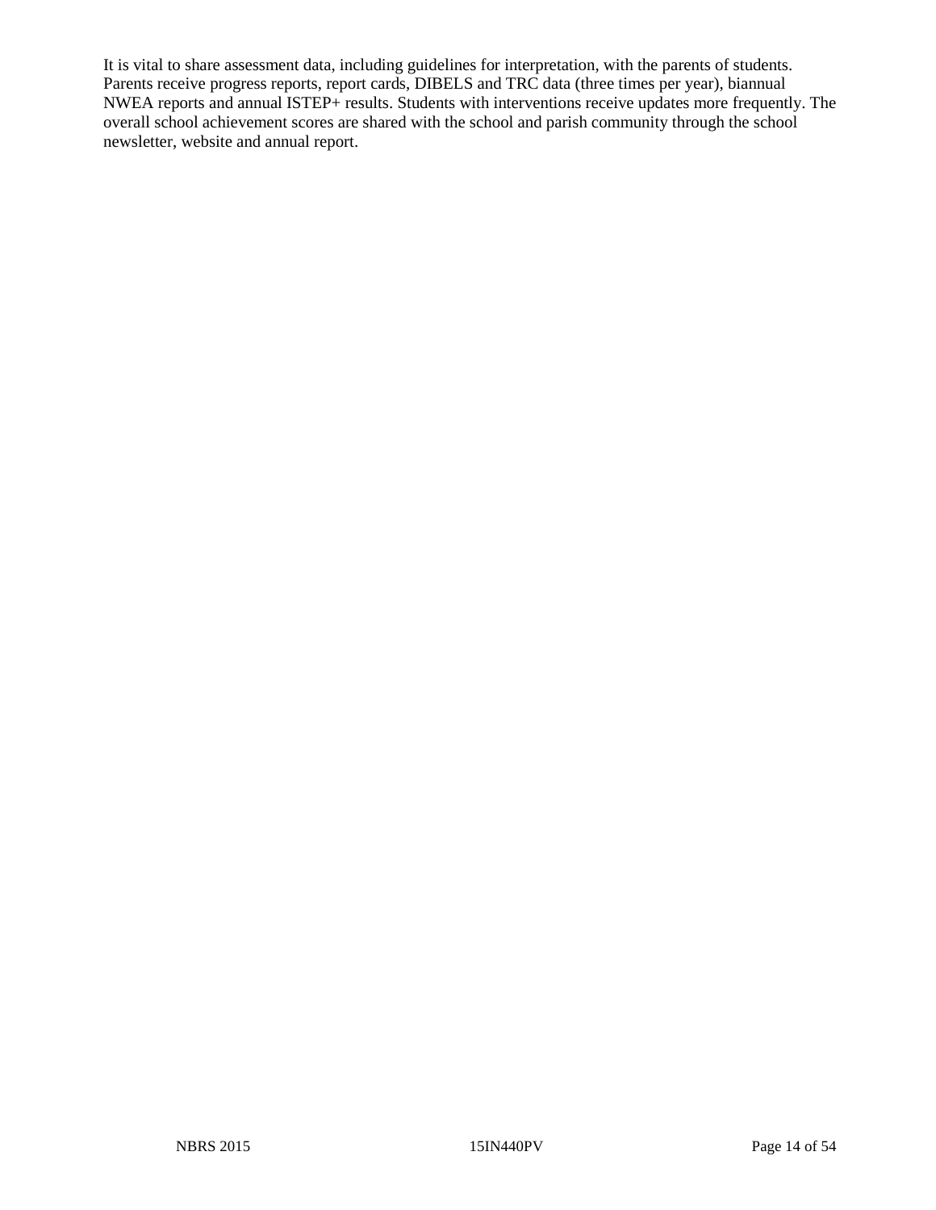It is vital to share assessment data, including guidelines for interpretation, with the parents of students. Parents receive progress reports, report cards, DIBELS and TRC data (three times per year), biannual NWEA reports and annual ISTEP+ results. Students with interventions receive updates more frequently. The overall school achievement scores are shared with the school and parish community through the school newsletter, website and annual report.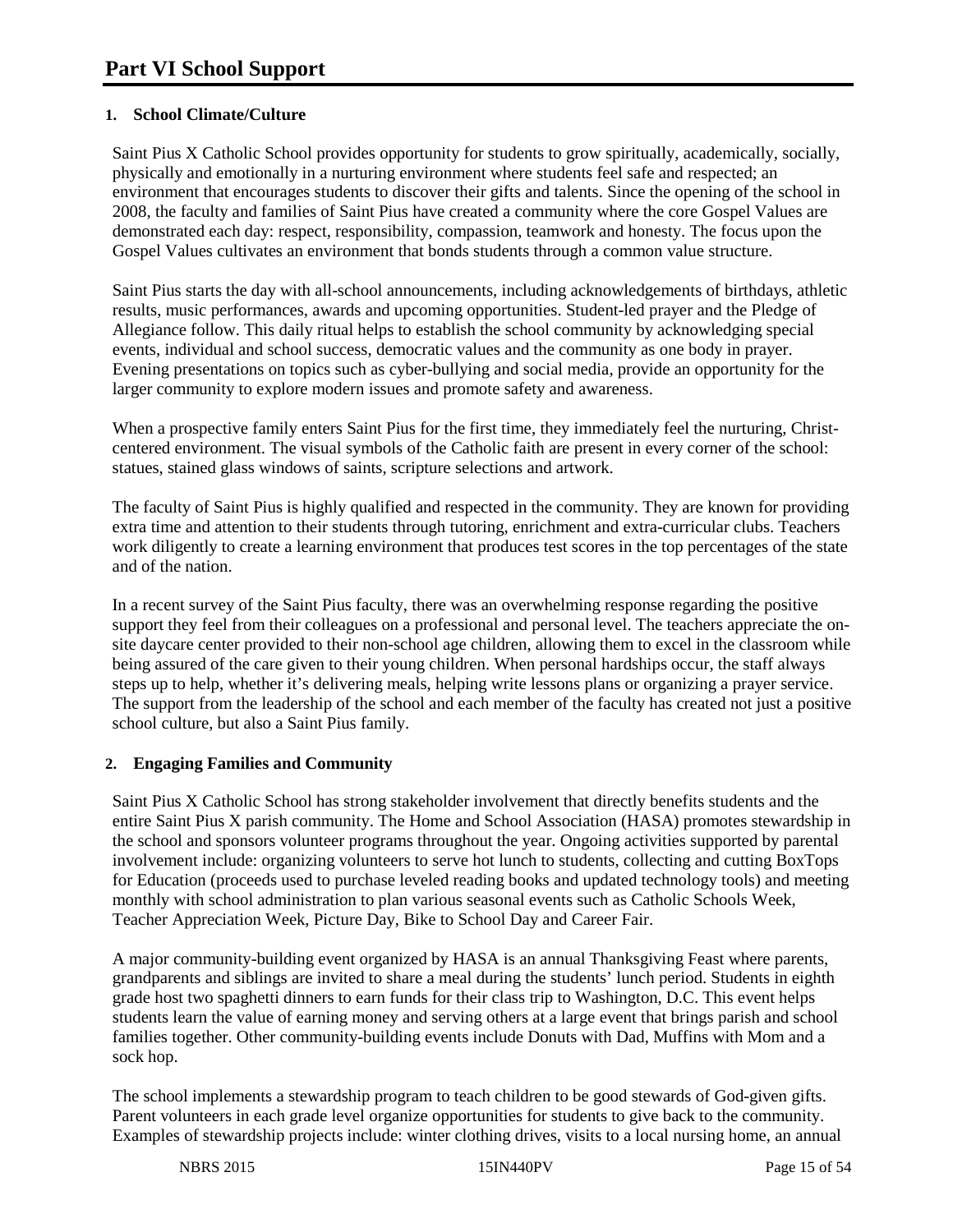# Part VI School Support

## 1. School Climate/Culture

Saint Pius X Catholic School provides opportunity for students to grow spiritually, academically, socially, physically and emotionally in a nurturing environment where students feel safe and respected; an environment that encourages students to discover their gifts and talents. Since the opening of the school in 2008, the faculty and families of Saint Pius have created a community where the core Gospel Values are demonstrated each day: respect, responsibility, compassion, teamwork and honesty. The focus upon the Gospel Values cultivates an environment that bonds students through a common value structure.

Saint Pius starts the day with all-school announcements, including acknowledgements of birthdays, athletic results, music performances, awards and upcoming opportunities. Student-led prayer and the Pledge of Allegiance follow. This daily ritual helps to establish the school community by acknowledging special events, individual and school success, democratic values and the community as one body in prayer. Evening presentations on topics such as cyber-bullying and social media, provide an opportunity for the larger community to explore modern issues and promote safety and awareness.

When a prospective family enters Saint Pius for the first time, they immediately feel the nurturing, Christ-centered environment. The visual symbols of the Catholic faith are present in every corner of the school: statues, stained glass windows of saints, scripture selections and artwork.

The faculty of Saint Pius is highly qualified and respected in the community. They are known for providing extra time and attention to their students through tutoring, enrichment and extra-curricular clubs. Teachers work diligently to create a learning environment that produces test scores in the top percentages of the state and of the nation.

In a recent survey of the Saint Pius faculty, there was an overwhelming response regarding the positive support they feel from their colleagues on a professional and personal level. The teachers appreciate the on-site daycare center provided to their non-school age children, allowing them to excel in the classroom while being assured of the care given to their young children. When personal hardships occur, the staff always steps up to help, whether it's delivering meals, helping write lessons plans or organizing a prayer service. The support from the leadership of the school and each member of the faculty has created not just a positive school culture, but also a Saint Pius family.

## 2. Engaging Families and Community

Saint Pius X Catholic School has strong stakeholder involvement that directly benefits students and the entire Saint Pius X parish community. The Home and School Association (HASA) promotes stewardship in the school and sponsors volunteer programs throughout the year. Ongoing activities supported by parental involvement include: organizing volunteers to serve hot lunch to students, collecting and cutting BoxTops for Education (proceeds used to purchase leveled reading books and updated technology tools) and meeting monthly with school administration to plan various seasonal events such as Catholic Schools Week, Teacher Appreciation Week, Picture Day, Bike to School Day and Career Fair.

A major community-building event organized by HASA is an annual Thanksgiving Feast where parents, grandparents and siblings are invited to share a meal during the students' lunch period. Students in eighth grade host two spaghetti dinners to earn funds for their class trip to Washington, D.C. This event helps students learn the value of earning money and serving others at a large event that brings parish and school families together. Other community-building events include Donuts with Dad, Muffins with Mom and a sock hop.

The school implements a stewardship program to teach children to be good stewards of God-given gifts. Parent volunteers in each grade level organize opportunities for students to give back to the community. Examples of stewardship projects include: winter clothing drives, visits to a local nursing home, an annual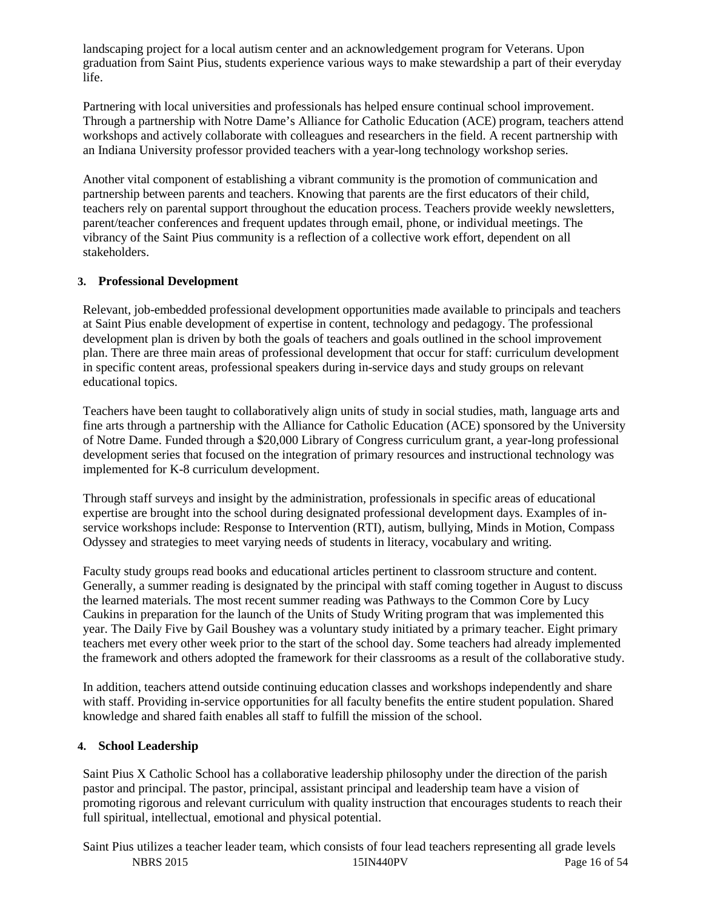landscaping project for a local autism center and an acknowledgement program for Veterans. Upon graduation from Saint Pius, students experience various ways to make stewardship a part of their everyday life.

Partnering with local universities and professionals has helped ensure continual school improvement. Through a partnership with Notre Dame's Alliance for Catholic Education (ACE) program, teachers attend workshops and actively collaborate with colleagues and researchers in the field. A recent partnership with an Indiana University professor provided teachers with a year-long technology workshop series.

Another vital component of establishing a vibrant community is the promotion of communication and partnership between parents and teachers. Knowing that parents are the first educators of their child, teachers rely on parental support throughout the education process. Teachers provide weekly newsletters, parent/teacher conferences and frequent updates through email, phone, or individual meetings. The vibrancy of the Saint Pius community is a reflection of a collective work effort, dependent on all stakeholders.

**3. Professional Development**

Relevant, job-embedded professional development opportunities made available to principals and teachers at Saint Pius enable development of expertise in content, technology and pedagogy. The professional development plan is driven by both the goals of teachers and goals outlined in the school improvement plan. There are three main areas of professional development that occur for staff: curriculum development in specific content areas, professional speakers during in-service days and study groups on relevant educational topics.

Teachers have been taught to collaboratively align units of study in social studies, math, language arts and fine arts through a partnership with the Alliance for Catholic Education (ACE) sponsored by the University of Notre Dame. Funded through a $20,000 Library of Congress curriculum grant, a year-long professional development series that focused on the integration of primary resources and instructional technology was implemented for K-8 curriculum development.

Through staff surveys and insight by the administration, professionals in specific areas of educational expertise are brought into the school during designated professional development days. Examples of in-service workshops include: Response to Intervention (RTI), autism, bullying, Minds in Motion, Compass Odyssey and strategies to meet varying needs of students in literacy, vocabulary and writing.

Faculty study groups read books and educational articles pertinent to classroom structure and content. Generally, a summer reading is designated by the principal with staff coming together in August to discuss the learned materials. The most recent summer reading was Pathways to the Common Core by Lucy Caukins in preparation for the launch of the Units of Study Writing program that was implemented this year. The Daily Five by Gail Boushey was a voluntary study initiated by a primary teacher. Eight primary teachers met every other week prior to the start of the school day. Some teachers had already implemented the framework and others adopted the framework for their classrooms as a result of the collaborative study.

In addition, teachers attend outside continuing education classes and workshops independently and share with staff. Providing in-service opportunities for all faculty benefits the entire student population. Shared knowledge and shared faith enables all staff to fulfill the mission of the school.

**4. School Leadership**

Saint Pius X Catholic School has a collaborative leadership philosophy under the direction of the parish pastor and principal. The pastor, principal, assistant principal and leadership team have a vision of promoting rigorous and relevant curriculum with quality instruction that encourages students to reach their full spiritual, intellectual, emotional and physical potential.

Saint Pius utilizes a teacher leader team, which consists of four lead teachers representing all grade levels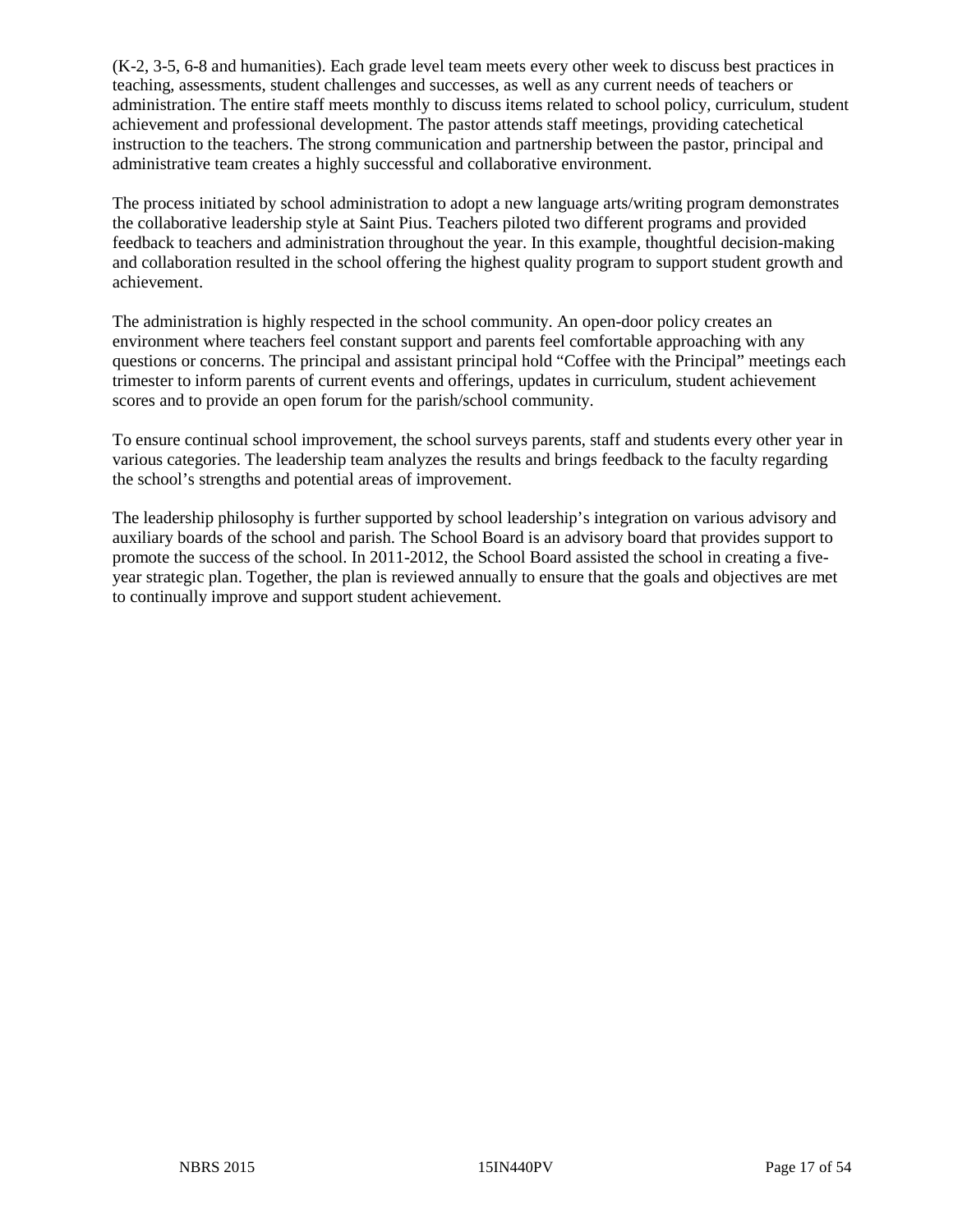(K-2, 3-5, 6-8 and humanities). Each grade level team meets every other week to discuss best practices in teaching, assessments, student challenges and successes, as well as any current needs of teachers or administration. The entire staff meets monthly to discuss items related to school policy, curriculum, student achievement and professional development. The pastor attends staff meetings, providing catechetical instruction to the teachers. The strong communication and partnership between the pastor, principal and administrative team creates a highly successful and collaborative environment.

The process initiated by school administration to adopt a new language arts/writing program demonstrates the collaborative leadership style at Saint Pius. Teachers piloted two different programs and provided feedback to teachers and administration throughout the year. In this example, thoughtful decision-making and collaboration resulted in the school offering the highest quality program to support student growth and achievement.

The administration is highly respected in the school community. An open-door policy creates an environment where teachers feel constant support and parents feel comfortable approaching with any questions or concerns. The principal and assistant principal hold "Coffee with the Principal" meetings each trimester to inform parents of current events and offerings, updates in curriculum, student achievement scores and to provide an open forum for the parish/school community.

To ensure continual school improvement, the school surveys parents, staff and students every other year in various categories. The leadership team analyzes the results and brings feedback to the faculty regarding the school's strengths and potential areas of improvement.

The leadership philosophy is further supported by school leadership's integration on various advisory and auxiliary boards of the school and parish. The School Board is an advisory board that provides support to promote the success of the school. In 2011-2012, the School Board assisted the school in creating a five-year strategic plan. Together, the plan is reviewed annually to ensure that the goals and objectives are met to continually improve and support student achievement.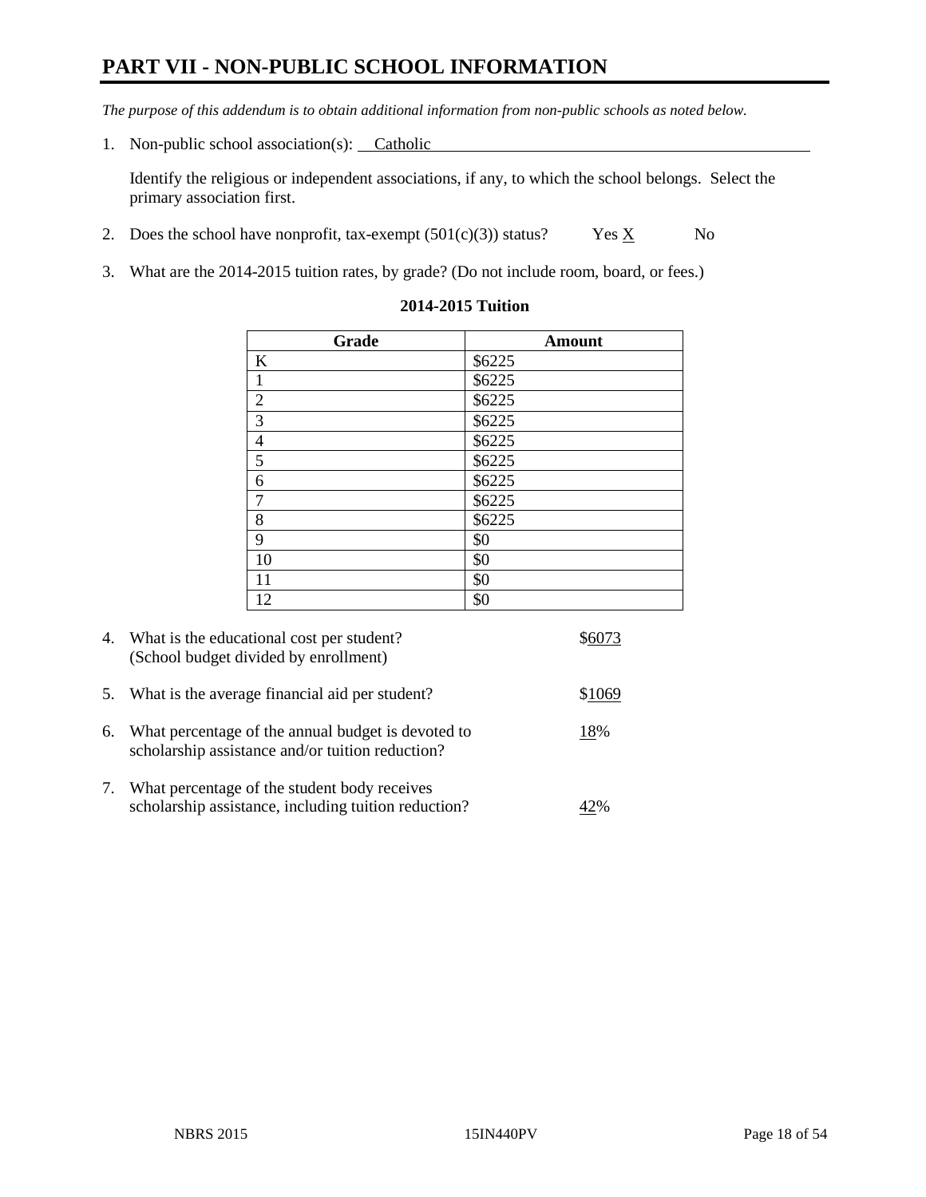# PART VII - NON-PUBLIC SCHOOL INFORMATION

*The purpose of this addendum is to obtain additional information from non-public schools as noted below.*

1. Non-public school association(s): Catholic

   Identify the religious or independent associations, if any, to which the school belongs. Select the primary association first.

2. Does the school have nonprofit, tax-exempt (501(c)(3)) status? Yes X No

3. What are the 2014-2015 tuition rates, by grade? (Do not include room, board, or fees.)

**2014-2015 Tuition**

| Grade | Amount |
|---|---|
| K | $6225 |
| 1 | $6225 |
| 2 | $6225 |
| 3 | $6225 |
| 4 | $6225 |
| 5 | $6225 |
| 6 | $6225 |
| 7 | $6225 |
| 8 | $6225 |
| 9 | $0 |
| 10 | $0 |
| 11 | $0 |
| 12 | $0 |

4. What is the educational cost per student? (School budget divided by enrollment) $6073

5. What is the average financial aid per student? $1069

6. What percentage of the annual budget is devoted to scholarship assistance and/or tuition reduction? 18%

7. What percentage of the student body receives scholarship assistance, including tuition reduction? 42%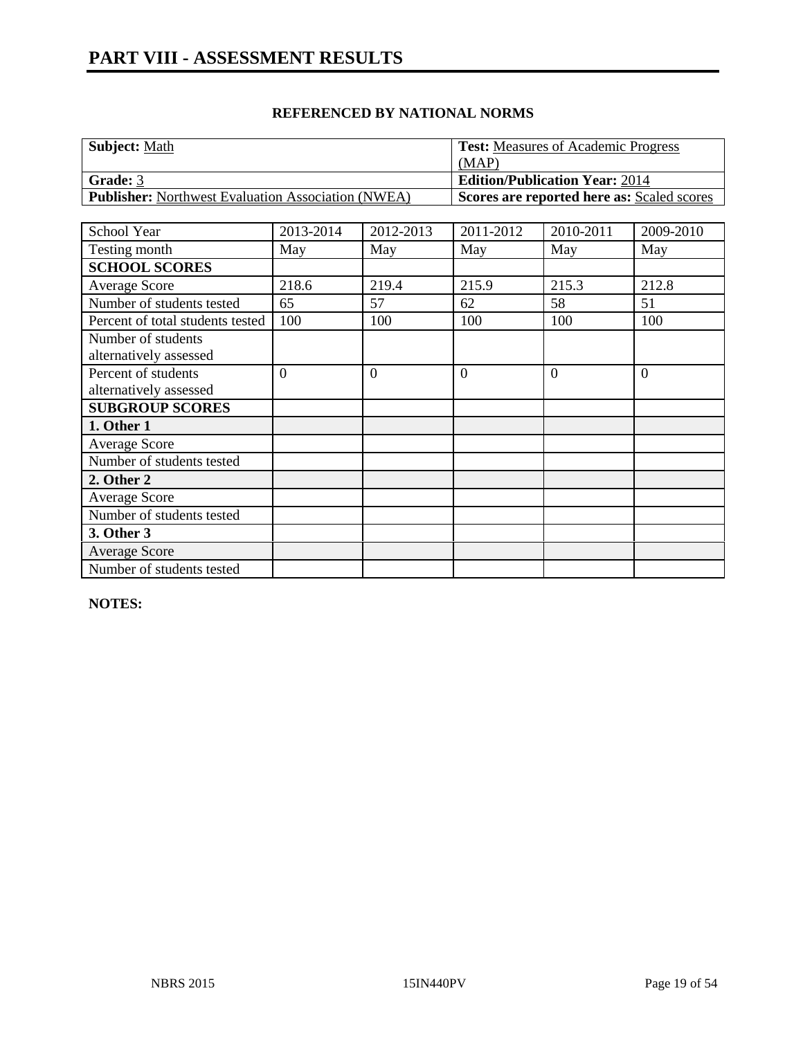## PART VIII - ASSESSMENT RESULTS

**REFERENCED BY NATIONAL NORMS**

| | |
|---|---|
| **Subject:** Math | **Test:** Measures of Academic Progress (MAP) |
| **Grade:** 3 | **Edition/Publication Year:** 2014 |
| **Publisher:** Northwest Evaluation Association (NWEA) | **Scores are reported here as:** Scaled scores |

| School Year | 2013-2014 | 2012-2013 | 2011-2012 | 2010-2011 | 2009-2010 |
|---|---|---|---|---|---|
| Testing month | May | May | May | May | May |
| **SCHOOL SCORES** | | | | | |
| Average Score | 218.6 | 219.4 | 215.9 | 215.3 | 212.8 |
| Number of students tested | 65 | 57 | 62 | 58 | 51 |
| Percent of total students tested | 100 | 100 | 100 | 100 | 100 |
| Number of students alternatively assessed | | | | | |
| Percent of students alternatively assessed | 0 | 0 | 0 | 0 | 0 |
| **SUBGROUP SCORES** | | | | | |
| **1. Other 1** | | | | | |
| Average Score | | | | | |
| Number of students tested | | | | | |
| **2. Other 2** | | | | | |
| Average Score | | | | | |
| Number of students tested | | | | | |
| **3. Other 3** | | | | | |
| Average Score | | | | | |
| Number of students tested | | | | | |

**NOTES:**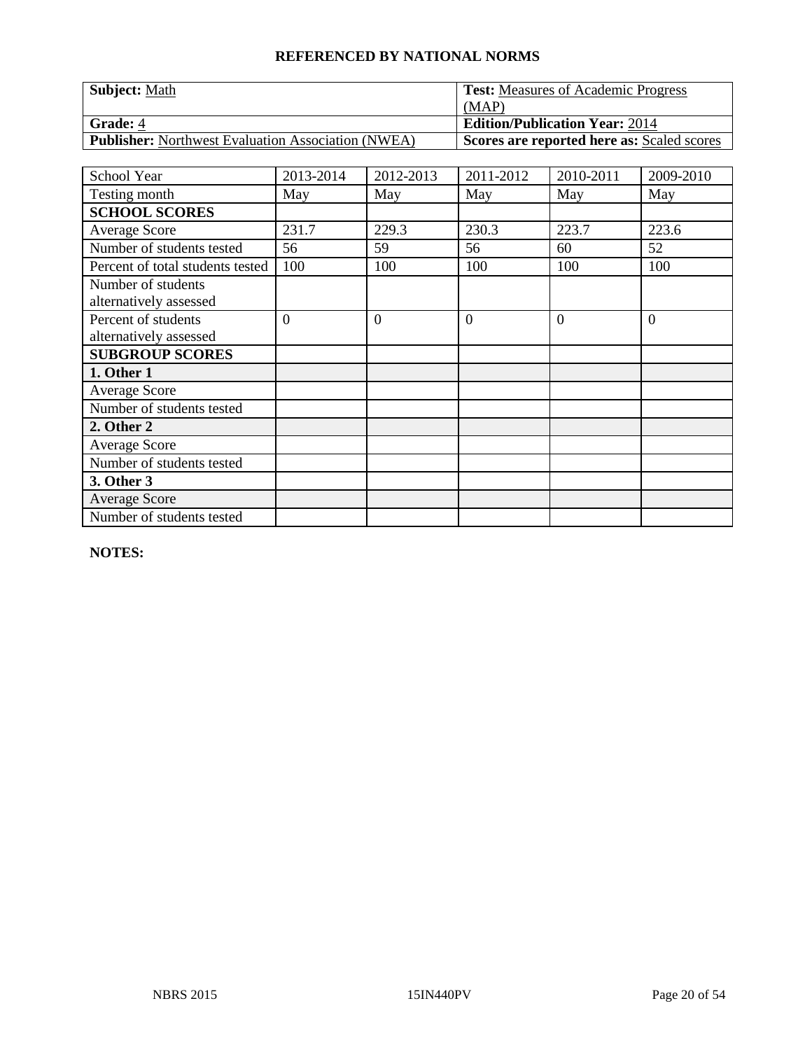**REFERENCED BY NATIONAL NORMS**

| **Subject:** Math | **Test:** Measures of Academic Progress (MAP) |
|---|---|
| **Grade:** 4 | **Edition/Publication Year:** 2014 |
| **Publisher:** Northwest Evaluation Association (NWEA) | **Scores are reported here as:** Scaled scores |

| School Year | 2013-2014 | 2012-2013 | 2011-2012 | 2010-2011 | 2009-2010 |
|---|---|---|---|---|---|
| Testing month | May | May | May | May | May |
| **SCHOOL SCORES** | | | | | |
| Average Score | 231.7 | 229.3 | 230.3 | 223.7 | 223.6 |
| Number of students tested | 56 | 59 | 56 | 60 | 52 |
| Percent of total students tested | 100 | 100 | 100 | 100 | 100 |
| Number of students alternatively assessed | | | | | |
| Percent of students alternatively assessed | 0 | 0 | 0 | 0 | 0 |
| **SUBGROUP SCORES** | | | | | |
| **1. Other 1** | | | | | |
| Average Score | | | | | |
| Number of students tested | | | | | |
| **2. Other 2** | | | | | |
| Average Score | | | | | |
| Number of students tested | | | | | |
| **3. Other 3** | | | | | |
| Average Score | | | | | |
| Number of students tested | | | | | |

**NOTES:**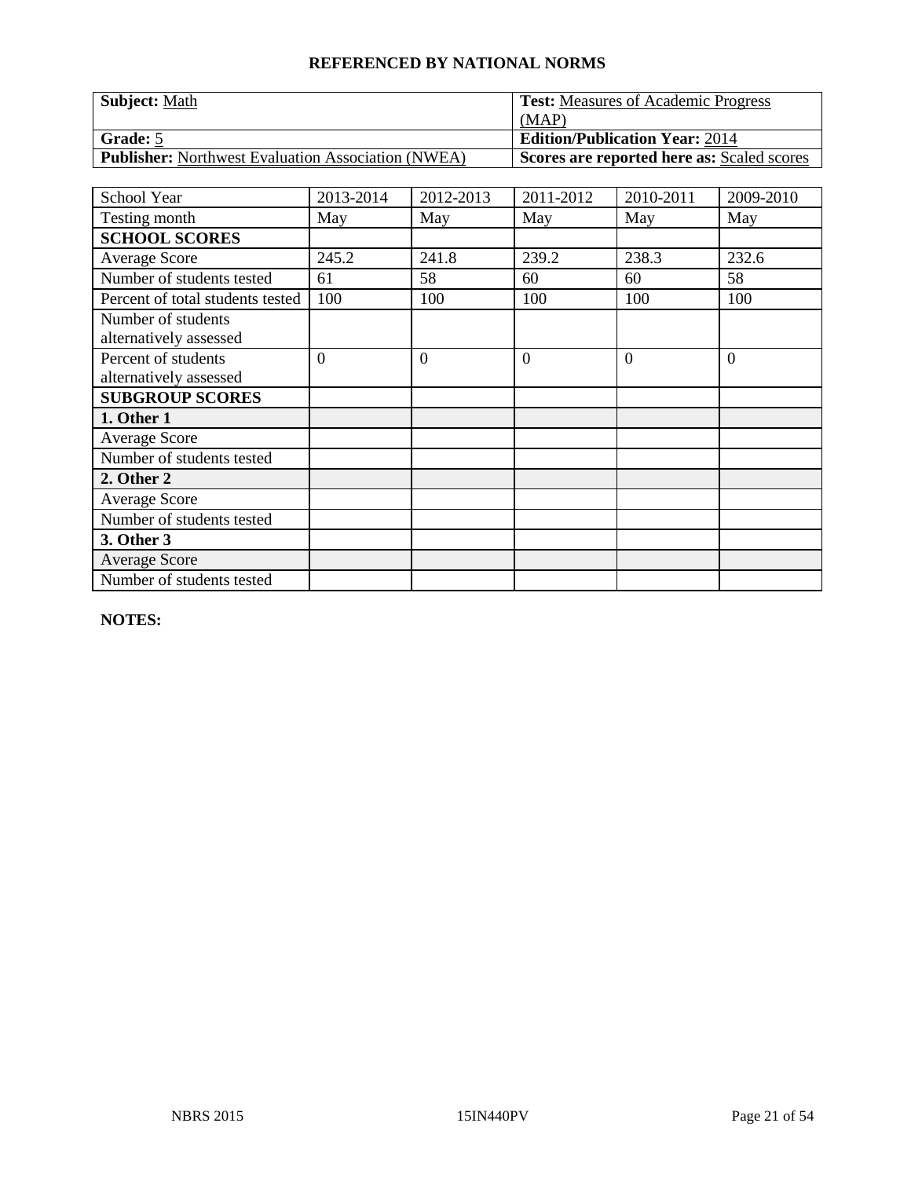## REFERENCED BY NATIONAL NORMS

| | |
|---|---|
| **Subject:** Math | **Test:** Measures of Academic Progress (MAP) |
| **Grade:** 5 | **Edition/Publication Year:** 2014 |
| **Publisher:** Northwest Evaluation Association (NWEA) | **Scores are reported here as:** Scaled scores |

| School Year | 2013-2014 | 2012-2013 | 2011-2012 | 2010-2011 | 2009-2010 |
|---|---|---|---|---|---|
| Testing month | May | May | May | May | May |
| **SCHOOL SCORES** | | | | | |
| Average Score | 245.2 | 241.8 | 239.2 | 238.3 | 232.6 |
| Number of students tested | 61 | 58 | 60 | 60 | 58 |
| Percent of total students tested | 100 | 100 | 100 | 100 | 100 |
| Number of students alternatively assessed | | | | | |
| Percent of students alternatively assessed | 0 | 0 | 0 | 0 | 0 |
| **SUBGROUP SCORES** | | | | | |
| **1. Other 1** | | | | | |
| Average Score | | | | | |
| Number of students tested | | | | | |
| **2. Other 2** | | | | | |
| Average Score | | | | | |
| Number of students tested | | | | | |
| **3. Other 3** | | | | | |
| Average Score | | | | | |
| Number of students tested | | | | | |

**NOTES:**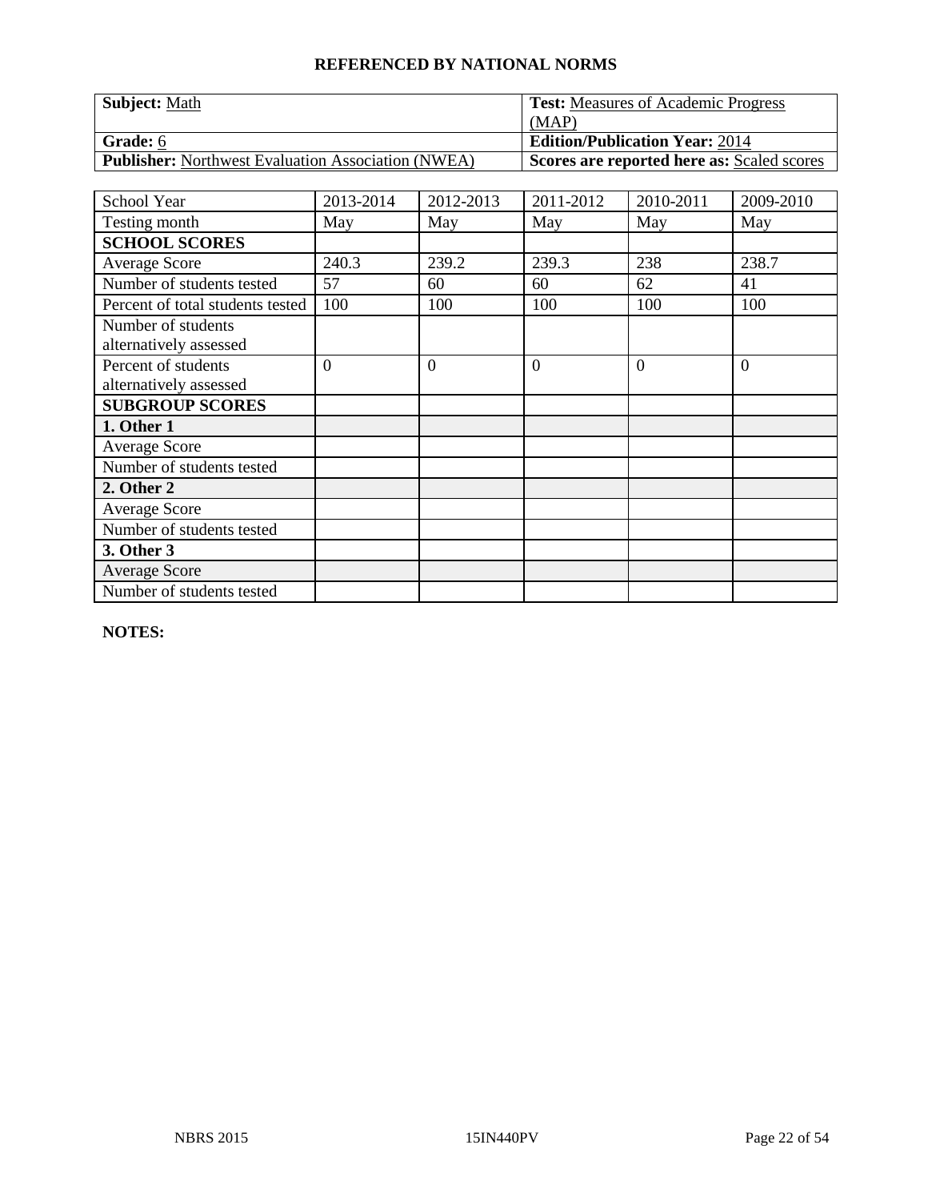**REFERENCED BY NATIONAL NORMS**

| | |
|---|---|
| **Subject:** Math | **Test:** Measures of Academic Progress (MAP) |
| **Grade:** 6 | **Edition/Publication Year:** 2014 |
| **Publisher:** Northwest Evaluation Association (NWEA) | **Scores are reported here as:** Scaled scores |

| School Year | 2013-2014 | 2012-2013 | 2011-2012 | 2010-2011 | 2009-2010 |
|---|---|---|---|---|---|
| Testing month | May | May | May | May | May |
| **SCHOOL SCORES** | | | | | |
| Average Score | 240.3 | 239.2 | 239.3 | 238 | 238.7 |
| Number of students tested | 57 | 60 | 60 | 62 | 41 |
| Percent of total students tested | 100 | 100 | 100 | 100 | 100 |
| Number of students alternatively assessed | | | | | |
| Percent of students alternatively assessed | 0 | 0 | 0 | 0 | 0 |
| **SUBGROUP SCORES** | | | | | |
| **1. Other 1** | | | | | |
| Average Score | | | | | |
| Number of students tested | | | | | |
| **2. Other 2** | | | | | |
| Average Score | | | | | |
| Number of students tested | | | | | |
| **3. Other 3** | | | | | |
| Average Score | | | | | |
| Number of students tested | | | | | |

**NOTES:**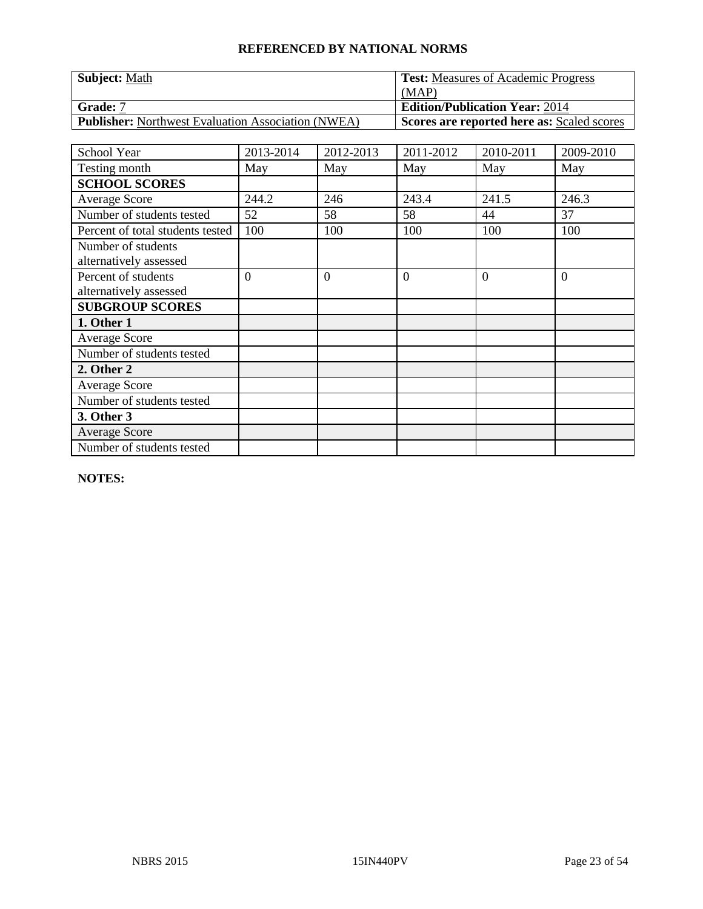**REFERENCED BY NATIONAL NORMS**

| | |
|---|---|
| **Subject:** Math | **Test:** Measures of Academic Progress (MAP) |
| **Grade:** 7 | **Edition/Publication Year:** 2014 |
| **Publisher:** Northwest Evaluation Association (NWEA) | **Scores are reported here as:** Scaled scores |

| School Year | 2013-2014 | 2012-2013 | 2011-2012 | 2010-2011 | 2009-2010 |
|---|---|---|---|---|---|
| Testing month | May | May | May | May | May |
| **SCHOOL SCORES** | | | | | |
| Average Score | 244.2 | 246 | 243.4 | 241.5 | 246.3 |
| Number of students tested | 52 | 58 | 58 | 44 | 37 |
| Percent of total students tested | 100 | 100 | 100 | 100 | 100 |
| Number of students alternatively assessed | | | | | |
| Percent of students alternatively assessed | 0 | 0 | 0 | 0 | 0 |
| **SUBGROUP SCORES** | | | | | |
| **1. Other 1** | | | | | |
| Average Score | | | | | |
| Number of students tested | | | | | |
| **2. Other 2** | | | | | |
| Average Score | | | | | |
| Number of students tested | | | | | |
| **3. Other 3** | | | | | |
| Average Score | | | | | |
| Number of students tested | | | | | |

**NOTES:**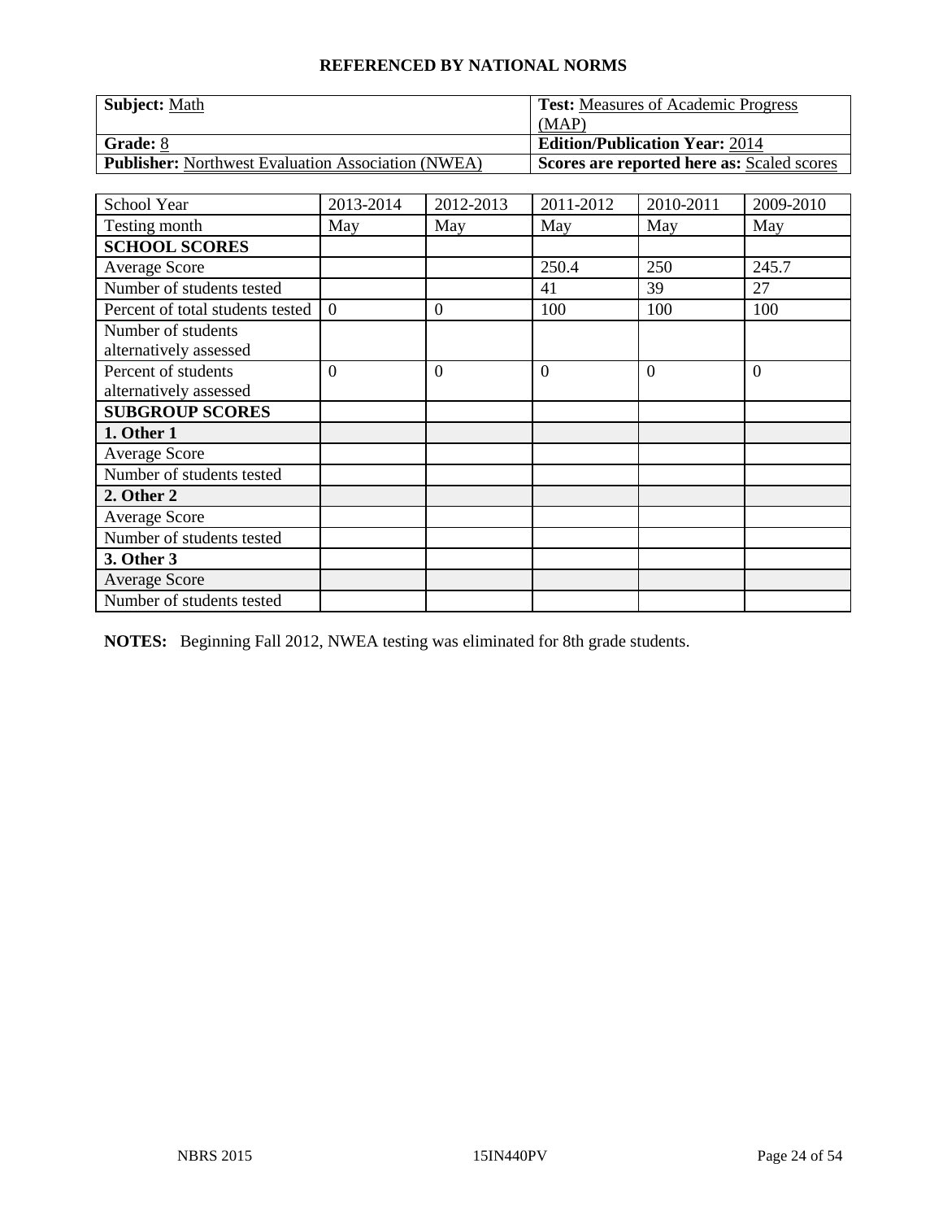## REFERENCED BY NATIONAL NORMS

| | |
|---|---|
| **Subject:** Math | **Test:** Measures of Academic Progress (MAP) |
| **Grade:** 8 | **Edition/Publication Year:** 2014 |
| **Publisher:** Northwest Evaluation Association (NWEA) | **Scores are reported here as:** Scaled scores |

| School Year | 2013-2014 | 2012-2013 | 2011-2012 | 2010-2011 | 2009-2010 |
|---|---|---|---|---|---|
| Testing month | May | May | May | May | May |
| **SCHOOL SCORES** | | | | | |
| Average Score | | | 250.4 | 250 | 245.7 |
| Number of students tested | | | 41 | 39 | 27 |
| Percent of total students tested | 0 | 0 | 100 | 100 | 100 |
| Number of students alternatively assessed | | | | | |
| Percent of students alternatively assessed | 0 | 0 | 0 | 0 | 0 |
| **SUBGROUP SCORES** | | | | | |
| **1. Other 1** | | | | | |
| Average Score | | | | | |
| Number of students tested | | | | | |
| **2. Other 2** | | | | | |
| Average Score | | | | | |
| Number of students tested | | | | | |
| **3. Other 3** | | | | | |
| Average Score | | | | | |
| Number of students tested | | | | | |

**NOTES:** Beginning Fall 2012, NWEA testing was eliminated for 8th grade students.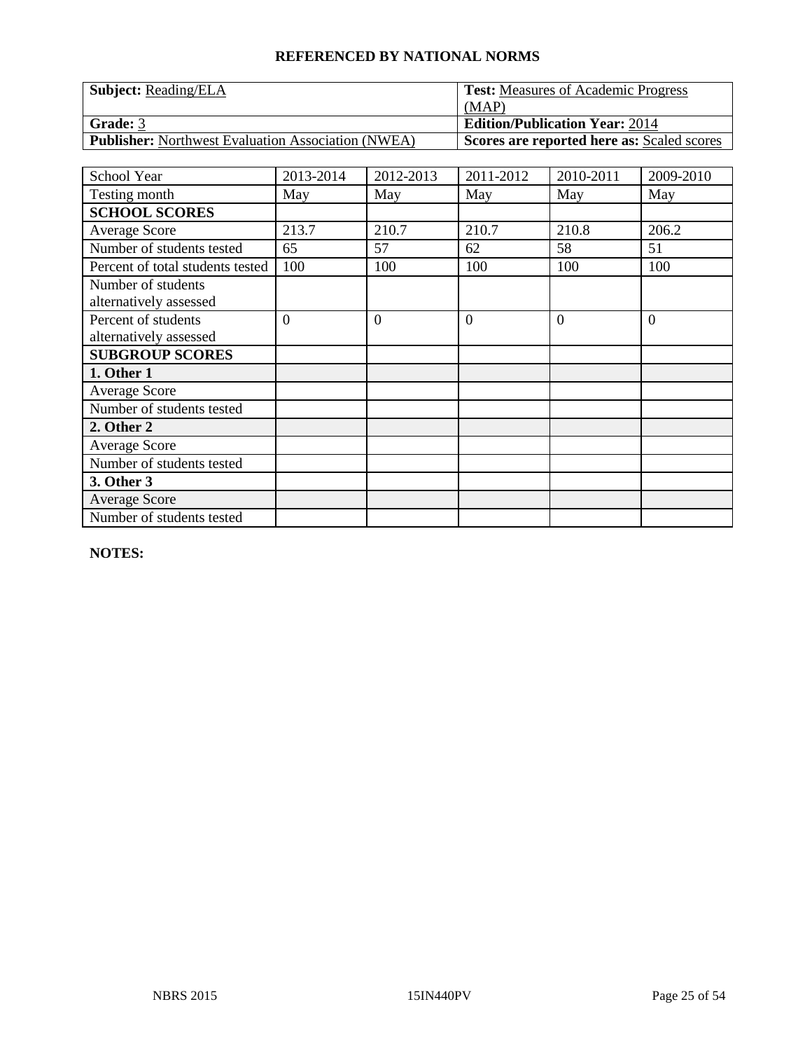**REFERENCED BY NATIONAL NORMS**

| | |
|---|---|
| **Subject:** Reading/ELA | **Test:** Measures of Academic Progress (MAP) |
| **Grade:** 3 | **Edition/Publication Year:** 2014 |
| **Publisher:** Northwest Evaluation Association (NWEA) | **Scores are reported here as:** Scaled scores |

| School Year | 2013-2014 | 2012-2013 | 2011-2012 | 2010-2011 | 2009-2010 |
|---|---|---|---|---|---|
| Testing month | May | May | May | May | May |
| **SCHOOL SCORES** | | | | | |
| Average Score | 213.7 | 210.7 | 210.7 | 210.8 | 206.2 |
| Number of students tested | 65 | 57 | 62 | 58 | 51 |
| Percent of total students tested | 100 | 100 | 100 | 100 | 100 |
| Number of students alternatively assessed | | | | | |
| Percent of students alternatively assessed | 0 | 0 | 0 | 0 | 0 |
| **SUBGROUP SCORES** | | | | | |
| **1. Other 1** | | | | | |
| Average Score | | | | | |
| Number of students tested | | | | | |
| **2. Other 2** | | | | | |
| Average Score | | | | | |
| Number of students tested | | | | | |
| **3. Other 3** | | | | | |
| Average Score | | | | | |
| Number of students tested | | | | | |

**NOTES:**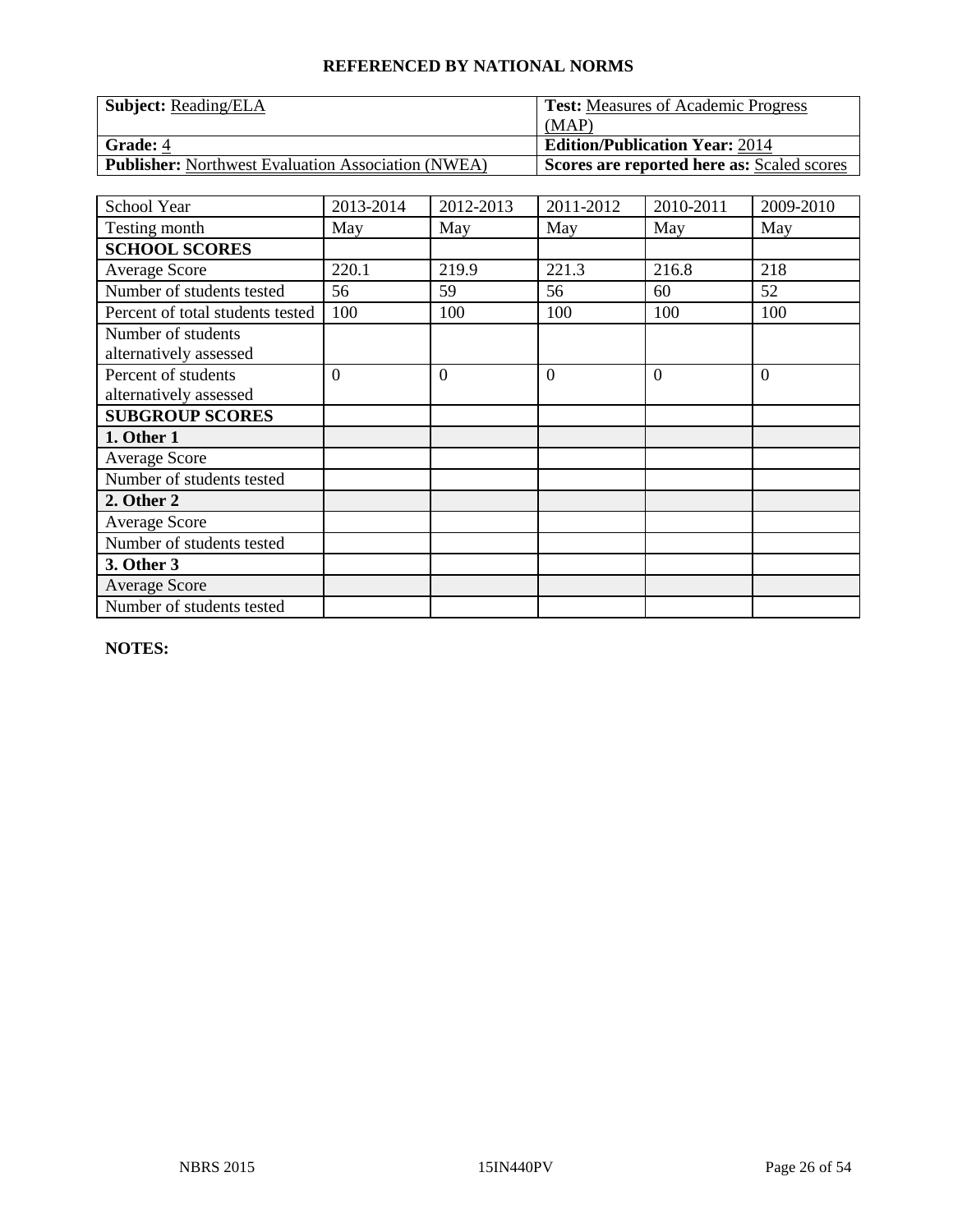**REFERENCED BY NATIONAL NORMS**

| | |
|---|---|
| **Subject:** Reading/ELA | **Test:** Measures of Academic Progress (MAP) |
| **Grade:** 4 | **Edition/Publication Year:** 2014 |
| **Publisher:** Northwest Evaluation Association (NWEA) | **Scores are reported here as:** Scaled scores |

| School Year | 2013-2014 | 2012-2013 | 2011-2012 | 2010-2011 | 2009-2010 |
|---|---|---|---|---|---|
| Testing month | May | May | May | May | May |
| **SCHOOL SCORES** | | | | | |
| Average Score | 220.1 | 219.9 | 221.3 | 216.8 | 218 |
| Number of students tested | 56 | 59 | 56 | 60 | 52 |
| Percent of total students tested | 100 | 100 | 100 | 100 | 100 |
| Number of students alternatively assessed | | | | | |
| Percent of students alternatively assessed | 0 | 0 | 0 | 0 | 0 |
| **SUBGROUP SCORES** | | | | | |
| **1. Other 1** | | | | | |
| Average Score | | | | | |
| Number of students tested | | | | | |
| **2. Other 2** | | | | | |
| Average Score | | | | | |
| Number of students tested | | | | | |
| **3. Other 3** | | | | | |
| Average Score | | | | | |
| Number of students tested | | | | | |

**NOTES:**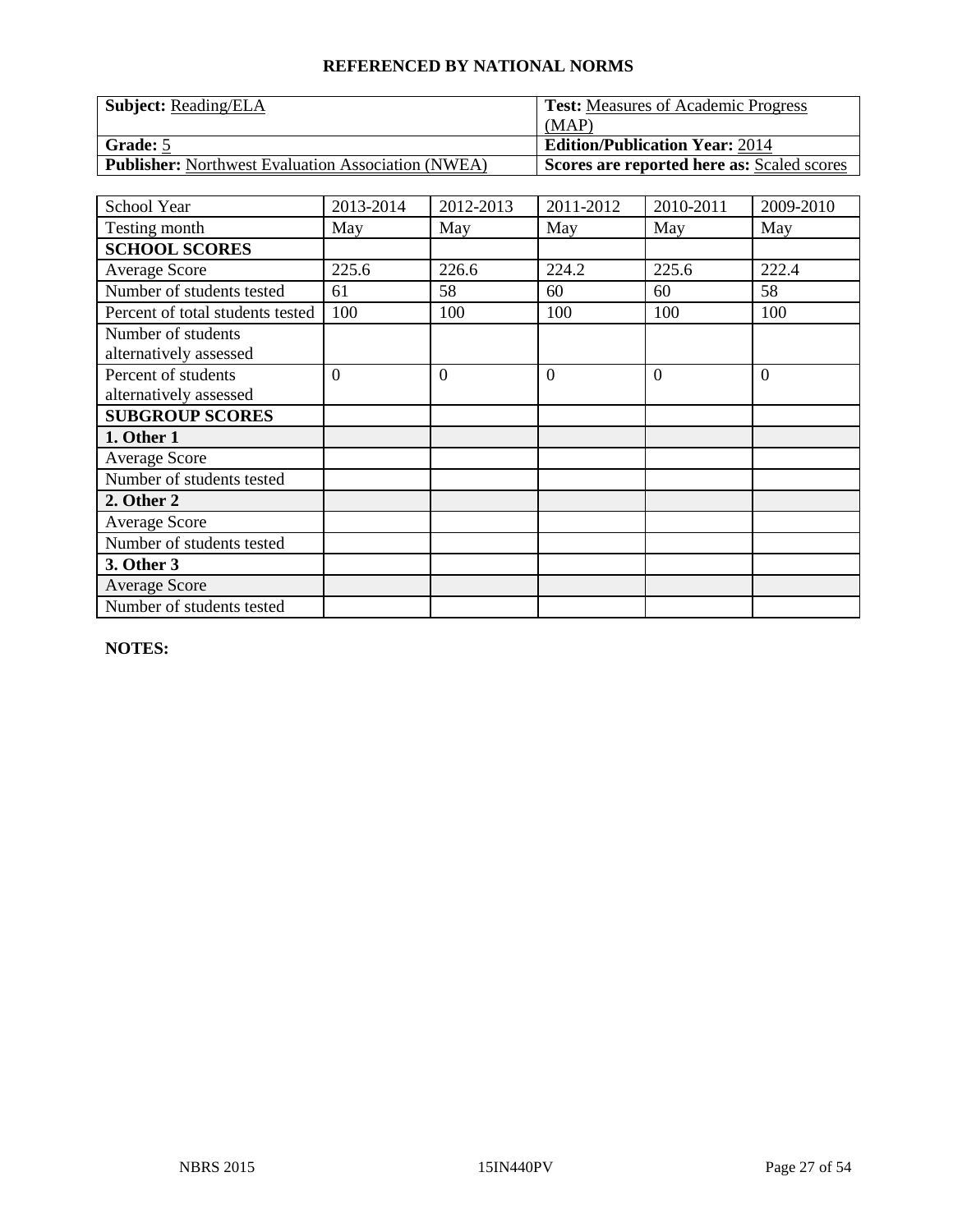**REFERENCED BY NATIONAL NORMS**

| | |
|---|---|
| **Subject:** Reading/ELA | **Test:** Measures of Academic Progress (MAP) |
| **Grade:** 5 | **Edition/Publication Year:** 2014 |
| **Publisher:** Northwest Evaluation Association (NWEA) | **Scores are reported here as:** Scaled scores |

| School Year | 2013-2014 | 2012-2013 | 2011-2012 | 2010-2011 | 2009-2010 |
|---|---|---|---|---|---|
| Testing month | May | May | May | May | May |
| **SCHOOL SCORES** | | | | | |
| Average Score | 225.6 | 226.6 | 224.2 | 225.6 | 222.4 |
| Number of students tested | 61 | 58 | 60 | 60 | 58 |
| Percent of total students tested | 100 | 100 | 100 | 100 | 100 |
| Number of students alternatively assessed | | | | | |
| Percent of students alternatively assessed | 0 | 0 | 0 | 0 | 0 |
| **SUBGROUP SCORES** | | | | | |
| **1. Other 1** | | | | | |
| Average Score | | | | | |
| Number of students tested | | | | | |
| **2. Other 2** | | | | | |
| Average Score | | | | | |
| Number of students tested | | | | | |
| **3. Other 3** | | | | | |
| Average Score | | | | | |
| Number of students tested | | | | | |

**NOTES:**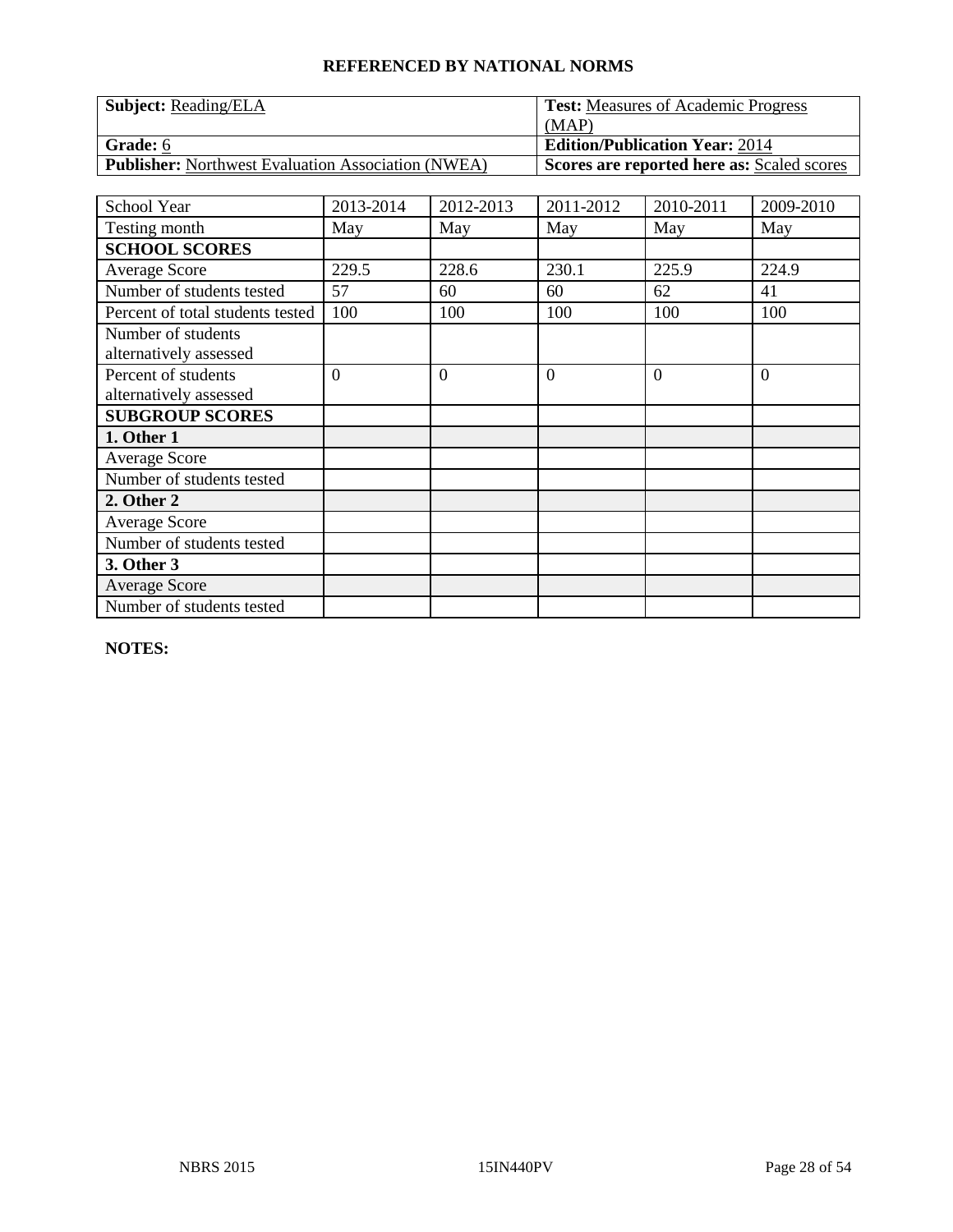**REFERENCED BY NATIONAL NORMS**

| | |
|---|---|
| **Subject:** Reading/ELA | **Test:** Measures of Academic Progress (MAP) |
| **Grade:** 6 | **Edition/Publication Year:** 2014 |
| **Publisher:** Northwest Evaluation Association (NWEA) | **Scores are reported here as:** Scaled scores |

| School Year | 2013-2014 | 2012-2013 | 2011-2012 | 2010-2011 | 2009-2010 |
|---|---|---|---|---|---|
| Testing month | May | May | May | May | May |
| **SCHOOL SCORES** | | | | | |
| Average Score | 229.5 | 228.6 | 230.1 | 225.9 | 224.9 |
| Number of students tested | 57 | 60 | 60 | 62 | 41 |
| Percent of total students tested | 100 | 100 | 100 | 100 | 100 |
| Number of students alternatively assessed | | | | | |
| Percent of students alternatively assessed | 0 | 0 | 0 | 0 | 0 |
| **SUBGROUP SCORES** | | | | | |
| **1. Other 1** | | | | | |
| Average Score | | | | | |
| Number of students tested | | | | | |
| **2. Other 2** | | | | | |
| Average Score | | | | | |
| Number of students tested | | | | | |
| **3. Other 3** | | | | | |
| Average Score | | | | | |
| Number of students tested | | | | | |

**NOTES:**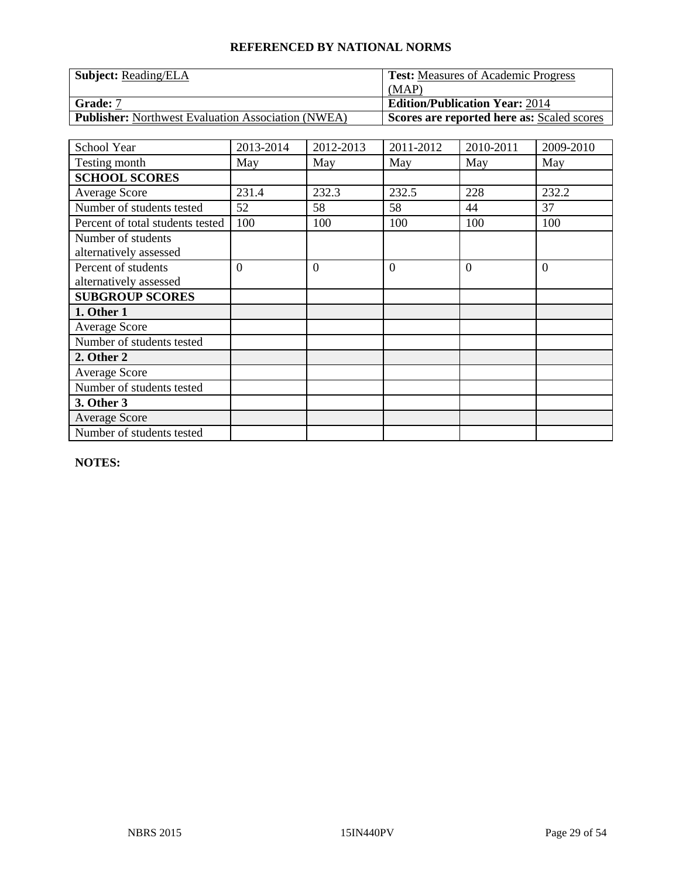**REFERENCED BY NATIONAL NORMS**

| | |
|---|---|
| **Subject:** Reading/ELA | **Test:** Measures of Academic Progress (MAP) |
| **Grade:** 7 | **Edition/Publication Year:** 2014 |
| **Publisher:** Northwest Evaluation Association (NWEA) | **Scores are reported here as:** Scaled scores |

| School Year | 2013-2014 | 2012-2013 | 2011-2012 | 2010-2011 | 2009-2010 |
|---|---|---|---|---|---|
| Testing month | May | May | May | May | May |
| **SCHOOL SCORES** | | | | | |
| Average Score | 231.4 | 232.3 | 232.5 | 228 | 232.2 |
| Number of students tested | 52 | 58 | 58 | 44 | 37 |
| Percent of total students tested | 100 | 100 | 100 | 100 | 100 |
| Number of students alternatively assessed | | | | | |
| Percent of students alternatively assessed | 0 | 0 | 0 | 0 | 0 |
| **SUBGROUP SCORES** | | | | | |
| **1. Other 1** | | | | | |
| Average Score | | | | | |
| Number of students tested | | | | | |
| **2. Other 2** | | | | | |
| Average Score | | | | | |
| Number of students tested | | | | | |
| **3. Other 3** | | | | | |
| Average Score | | | | | |
| Number of students tested | | | | | |

**NOTES:**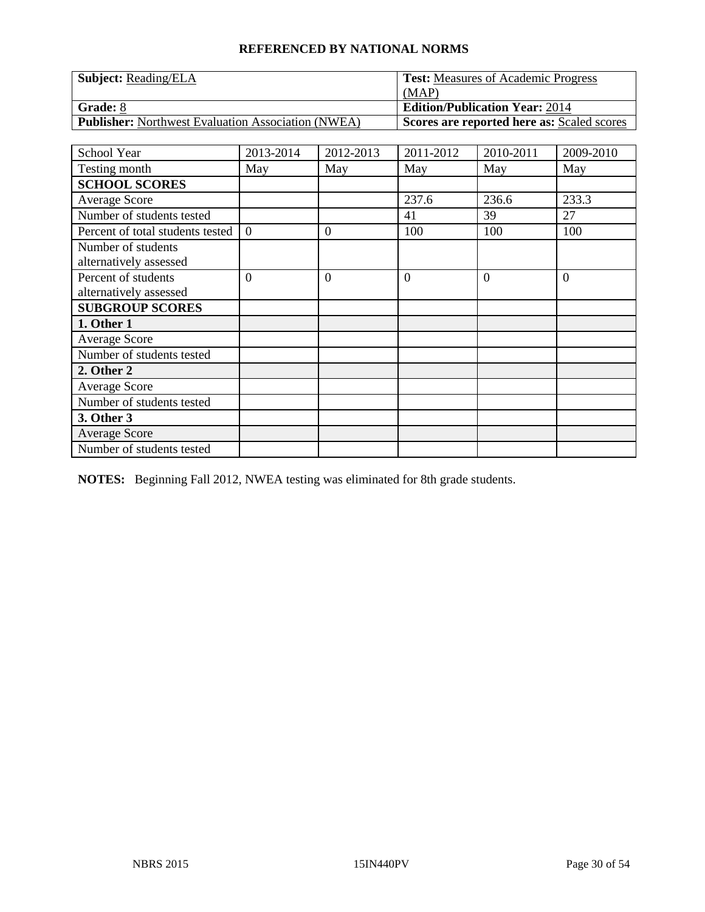## REFERENCED BY NATIONAL NORMS

| | |
|---|---|
| **Subject:** Reading/ELA | **Test:** Measures of Academic Progress (MAP) |
| **Grade:** 8 | **Edition/Publication Year:** 2014 |
| **Publisher:** Northwest Evaluation Association (NWEA) | **Scores are reported here as:** Scaled scores |

| School Year | 2013-2014 | 2012-2013 | 2011-2012 | 2010-2011 | 2009-2010 |
|---|---|---|---|---|---|
| Testing month | May | May | May | May | May |
| **SCHOOL SCORES** | | | | | |
| Average Score | | | 237.6 | 236.6 | 233.3 |
| Number of students tested | | | 41 | 39 | 27 |
| Percent of total students tested | 0 | 0 | 100 | 100 | 100 |
| Number of students alternatively assessed | | | | | |
| Percent of students alternatively assessed | 0 | 0 | 0 | 0 | 0 |
| **SUBGROUP SCORES** | | | | | |
| **1. Other 1** | | | | | |
| Average Score | | | | | |
| Number of students tested | | | | | |
| **2. Other 2** | | | | | |
| Average Score | | | | | |
| Number of students tested | | | | | |
| **3. Other 3** | | | | | |
| Average Score | | | | | |
| Number of students tested | | | | | |

**NOTES:** Beginning Fall 2012, NWEA testing was eliminated for 8th grade students.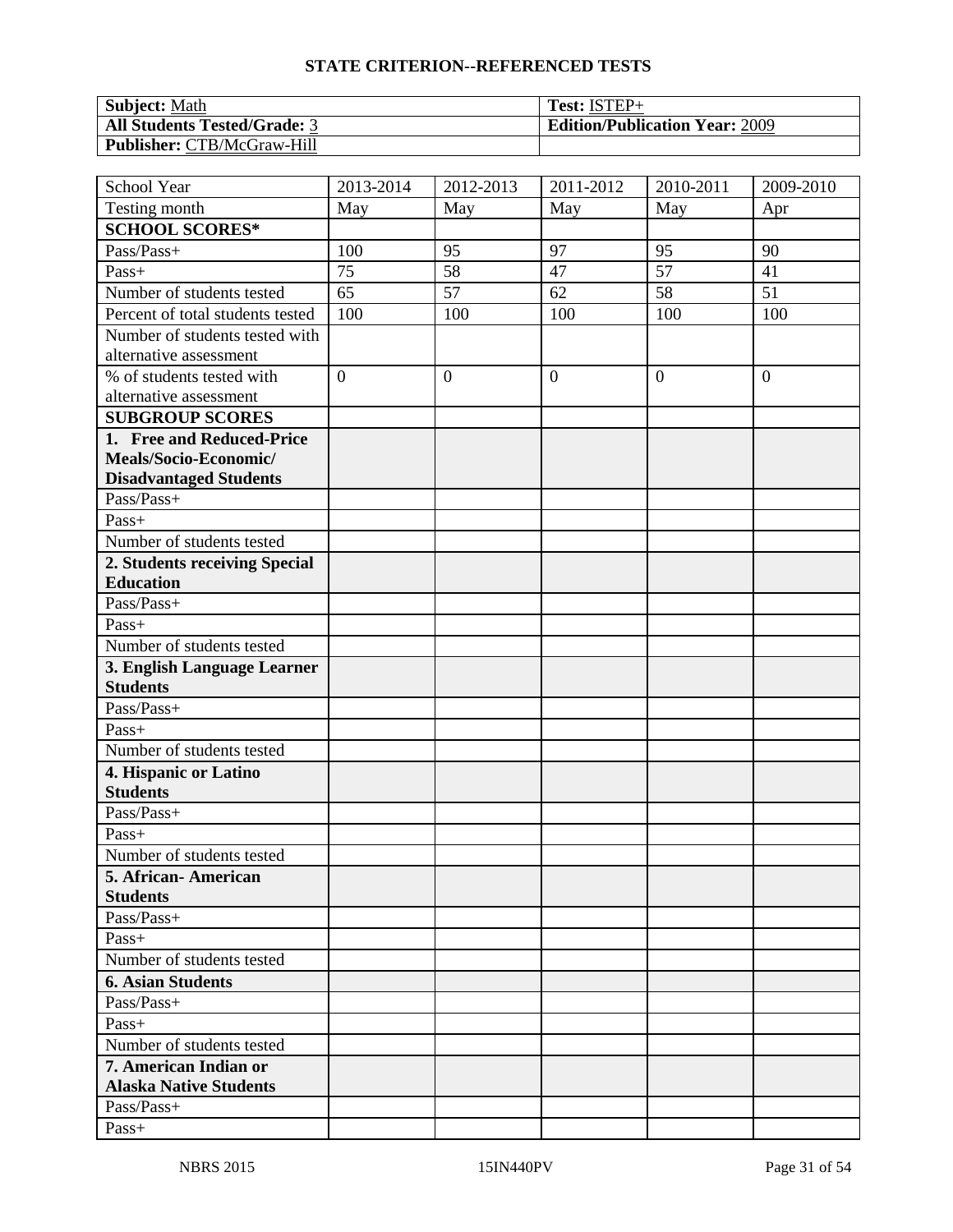## STATE CRITERION--REFERENCED TESTS

| | |
|---|---|
| **Subject:** Math | **Test:** ISTEP+ |
| **All Students Tested/Grade:** 3 | **Edition/Publication Year:** 2009 |
| **Publisher:** CTB/McGraw-Hill | |

| School Year | 2013-2014 | 2012-2013 | 2011-2012 | 2010-2011 | 2009-2010 |
|---|---|---|---|---|---|
| Testing month | May | May | May | May | Apr |
| **SCHOOL SCORES*** | | | | | |
| Pass/Pass+ | 100 | 95 | 97 | 95 | 90 |
| Pass+ | 75 | 58 | 47 | 57 | 41 |
| Number of students tested | 65 | 57 | 62 | 58 | 51 |
| Percent of total students tested | 100 | 100 | 100 | 100 | 100 |
| Number of students tested with alternative assessment | | | | | |
| % of students tested with alternative assessment | 0 | 0 | 0 | 0 | 0 |
| **SUBGROUP SCORES** | | | | | |
| **1. Free and Reduced-Price Meals/Socio-Economic/ Disadvantaged Students** | | | | | |
| Pass/Pass+ | | | | | |
| Pass+ | | | | | |
| Number of students tested | | | | | |
| **2. Students receiving Special Education** | | | | | |
| Pass/Pass+ | | | | | |
| Pass+ | | | | | |
| Number of students tested | | | | | |
| **3. English Language Learner Students** | | | | | |
| Pass/Pass+ | | | | | |
| Pass+ | | | | | |
| Number of students tested | | | | | |
| **4. Hispanic or Latino Students** | | | | | |
| Pass/Pass+ | | | | | |
| Pass+ | | | | | |
| Number of students tested | | | | | |
| **5. African- American Students** | | | | | |
| Pass/Pass+ | | | | | |
| Pass+ | | | | | |
| Number of students tested | | | | | |
| **6. Asian Students** | | | | | |
| Pass/Pass+ | | | | | |
| Pass+ | | | | | |
| Number of students tested | | | | | |
| **7. American Indian or Alaska Native Students** | | | | | |
| Pass/Pass+ | | | | | |
| Pass+ | | | | | |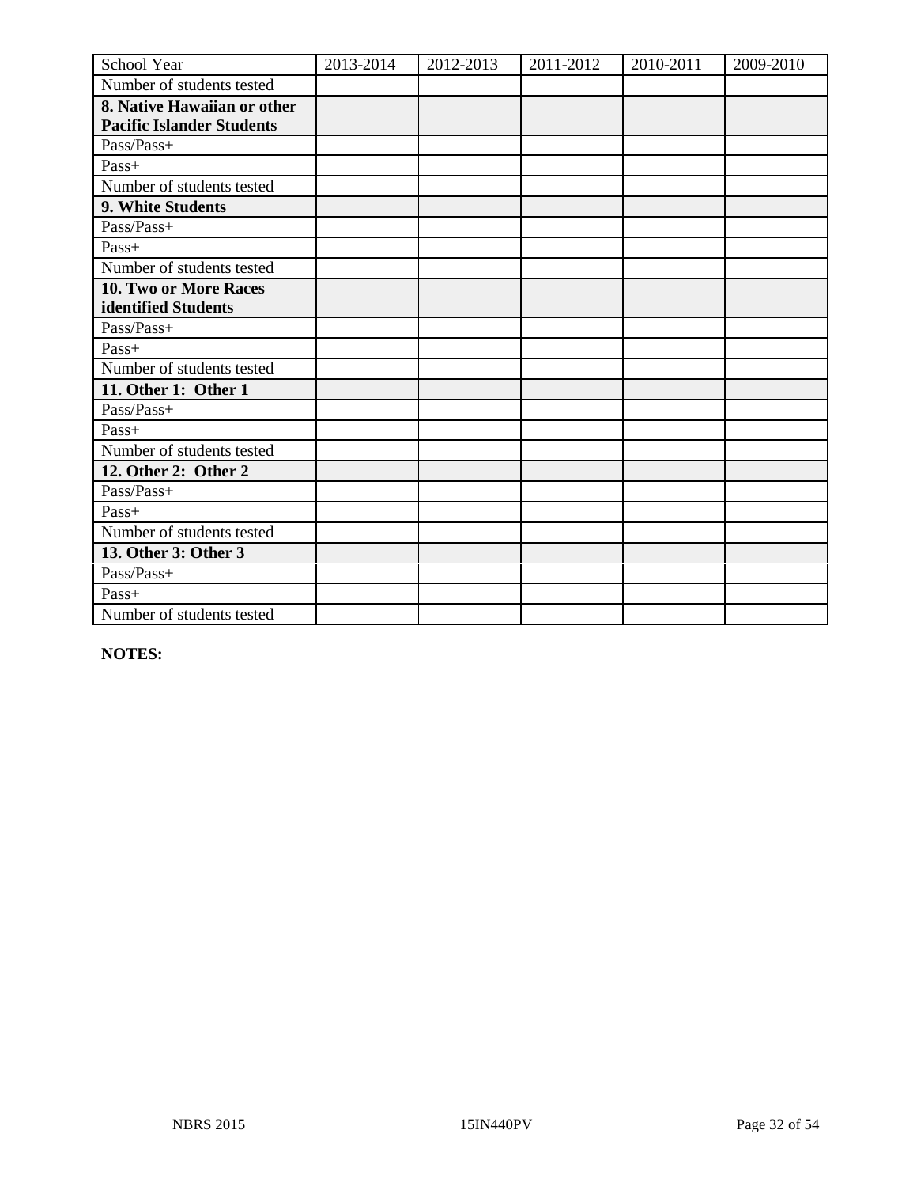| School Year | 2013-2014 | 2012-2013 | 2011-2012 | 2010-2011 | 2009-2010 |
| --- | --- | --- | --- | --- | --- |
| Number of students tested | | | | | |
| **8. Native Hawaiian or other Pacific Islander Students** | | | | | |
| Pass/Pass+ | | | | | |
| Pass+ | | | | | |
| Number of students tested | | | | | |
| **9. White Students** | | | | | |
| Pass/Pass+ | | | | | |
| Pass+ | | | | | |
| Number of students tested | | | | | |
| **10. Two or More Races identified Students** | | | | | |
| Pass/Pass+ | | | | | |
| Pass+ | | | | | |
| Number of students tested | | | | | |
| **11. Other 1: Other 1** | | | | | |
| Pass/Pass+ | | | | | |
| Pass+ | | | | | |
| Number of students tested | | | | | |
| **12. Other 2: Other 2** | | | | | |
| Pass/Pass+ | | | | | |
| Pass+ | | | | | |
| Number of students tested | | | | | |
| **13. Other 3: Other 3** | | | | | |
| Pass/Pass+ | | | | | |
| Pass+ | | | | | |
| Number of students tested | | | | | |

**NOTES:**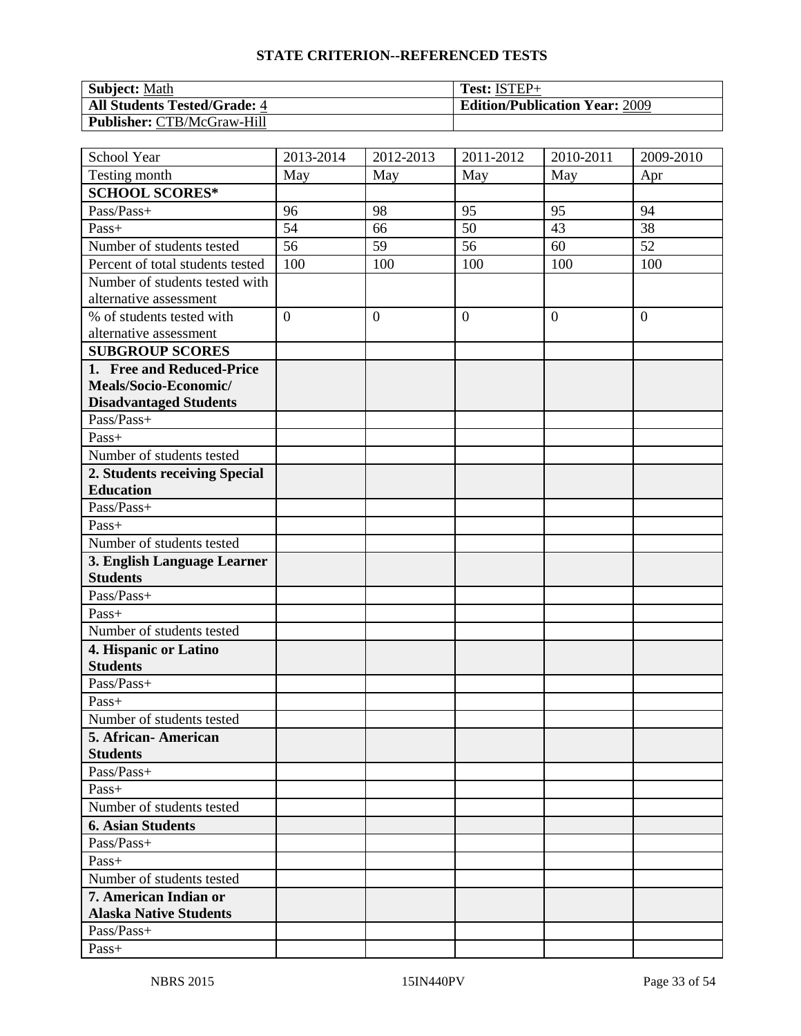## STATE CRITERION--REFERENCED TESTS

| | |
|---|---|
| **Subject:** Math | **Test:** ISTEP+ |
| **All Students Tested/Grade:** 4 | **Edition/Publication Year:** 2009 |
| **Publisher:** CTB/McGraw-Hill | |

| School Year | 2013-2014 | 2012-2013 | 2011-2012 | 2010-2011 | 2009-2010 |
|---|---|---|---|---|---|
| Testing month | May | May | May | May | Apr |
| **SCHOOL SCORES*** | | | | | |
| Pass/Pass+ | 96 | 98 | 95 | 95 | 94 |
| Pass+ | 54 | 66 | 50 | 43 | 38 |
| Number of students tested | 56 | 59 | 56 | 60 | 52 |
| Percent of total students tested | 100 | 100 | 100 | 100 | 100 |
| Number of students tested with alternative assessment | | | | | |
| % of students tested with alternative assessment | 0 | 0 | 0 | 0 | 0 |
| **SUBGROUP SCORES** | | | | | |
| **1. Free and Reduced-Price Meals/Socio-Economic/ Disadvantaged Students** | | | | | |
| Pass/Pass+ | | | | | |
| Pass+ | | | | | |
| Number of students tested | | | | | |
| **2. Students receiving Special Education** | | | | | |
| Pass/Pass+ | | | | | |
| Pass+ | | | | | |
| Number of students tested | | | | | |
| **3. English Language Learner Students** | | | | | |
| Pass/Pass+ | | | | | |
| Pass+ | | | | | |
| Number of students tested | | | | | |
| **4. Hispanic or Latino Students** | | | | | |
| Pass/Pass+ | | | | | |
| Pass+ | | | | | |
| Number of students tested | | | | | |
| **5. African- American Students** | | | | | |
| Pass/Pass+ | | | | | |
| Pass+ | | | | | |
| Number of students tested | | | | | |
| **6. Asian Students** | | | | | |
| Pass/Pass+ | | | | | |
| Pass+ | | | | | |
| Number of students tested | | | | | |
| **7. American Indian or Alaska Native Students** | | | | | |
| Pass/Pass+ | | | | | |
| Pass+ | | | | | |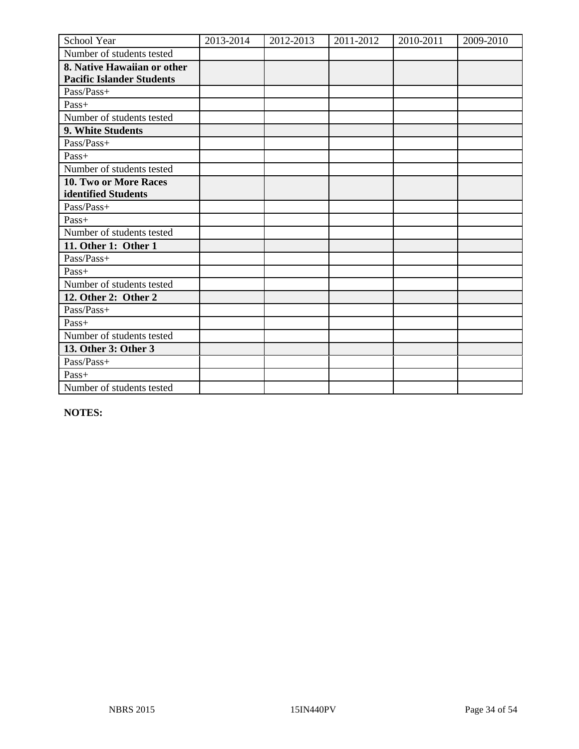| School Year | 2013-2014 | 2012-2013 | 2011-2012 | 2010-2011 | 2009-2010 |
| --- | --- | --- | --- | --- | --- |
| Number of students tested | | | | | |
| **8. Native Hawaiian or other Pacific Islander Students** | | | | | |
| Pass/Pass+ | | | | | |
| Pass+ | | | | | |
| Number of students tested | | | | | |
| **9. White Students** | | | | | |
| Pass/Pass+ | | | | | |
| Pass+ | | | | | |
| Number of students tested | | | | | |
| **10. Two or More Races identified Students** | | | | | |
| Pass/Pass+ | | | | | |
| Pass+ | | | | | |
| Number of students tested | | | | | |
| **11. Other 1: Other 1** | | | | | |
| Pass/Pass+ | | | | | |
| Pass+ | | | | | |
| Number of students tested | | | | | |
| **12. Other 2: Other 2** | | | | | |
| Pass/Pass+ | | | | | |
| Pass+ | | | | | |
| Number of students tested | | | | | |
| **13. Other 3: Other 3** | | | | | |
| Pass/Pass+ | | | | | |
| Pass+ | | | | | |
| Number of students tested | | | | | |

**NOTES:**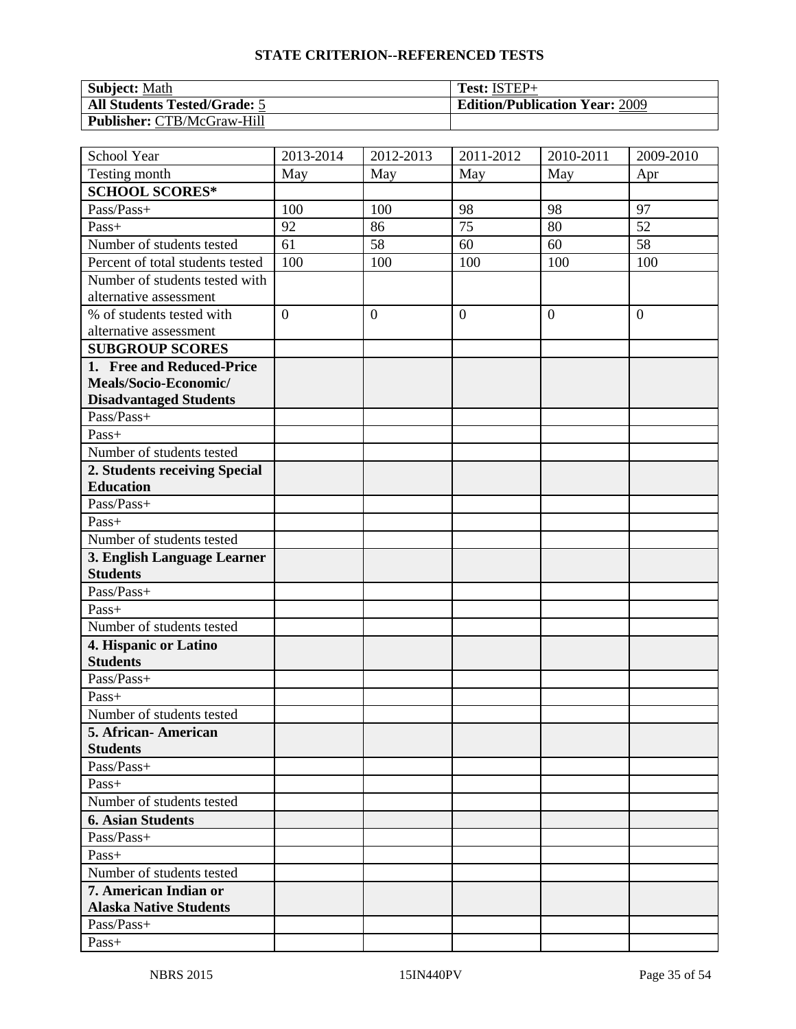**STATE CRITERION--REFERENCED TESTS**

| | |
|---|---|
| **Subject:** Math | **Test:** ISTEP+ |
| **All Students Tested/Grade:** 5 | **Edition/Publication Year:** 2009 |
| **Publisher:** CTB/McGraw-Hill | |

| School Year | 2013-2014 | 2012-2013 | 2011-2012 | 2010-2011 | 2009-2010 |
|---|---|---|---|---|---|
| Testing month | May | May | May | May | Apr |
| **SCHOOL SCORES*** | | | | | |
| Pass/Pass+ | 100 | 100 | 98 | 98 | 97 |
| Pass+ | 92 | 86 | 75 | 80 | 52 |
| Number of students tested | 61 | 58 | 60 | 60 | 58 |
| Percent of total students tested | 100 | 100 | 100 | 100 | 100 |
| Number of students tested with alternative assessment | | | | | |
| % of students tested with alternative assessment | 0 | 0 | 0 | 0 | 0 |
| **SUBGROUP SCORES** | | | | | |
| **1. Free and Reduced-Price Meals/Socio-Economic/ Disadvantaged Students** | | | | | |
| Pass/Pass+ | | | | | |
| Pass+ | | | | | |
| Number of students tested | | | | | |
| **2. Students receiving Special Education** | | | | | |
| Pass/Pass+ | | | | | |
| Pass+ | | | | | |
| Number of students tested | | | | | |
| **3. English Language Learner Students** | | | | | |
| Pass/Pass+ | | | | | |
| Pass+ | | | | | |
| Number of students tested | | | | | |
| **4. Hispanic or Latino Students** | | | | | |
| Pass/Pass+ | | | | | |
| Pass+ | | | | | |
| Number of students tested | | | | | |
| **5. African- American Students** | | | | | |
| Pass/Pass+ | | | | | |
| Pass+ | | | | | |
| Number of students tested | | | | | |
| **6. Asian Students** | | | | | |
| Pass/Pass+ | | | | | |
| Pass+ | | | | | |
| Number of students tested | | | | | |
| **7. American Indian or Alaska Native Students** | | | | | |
| Pass/Pass+ | | | | | |
| Pass+ | | | | | |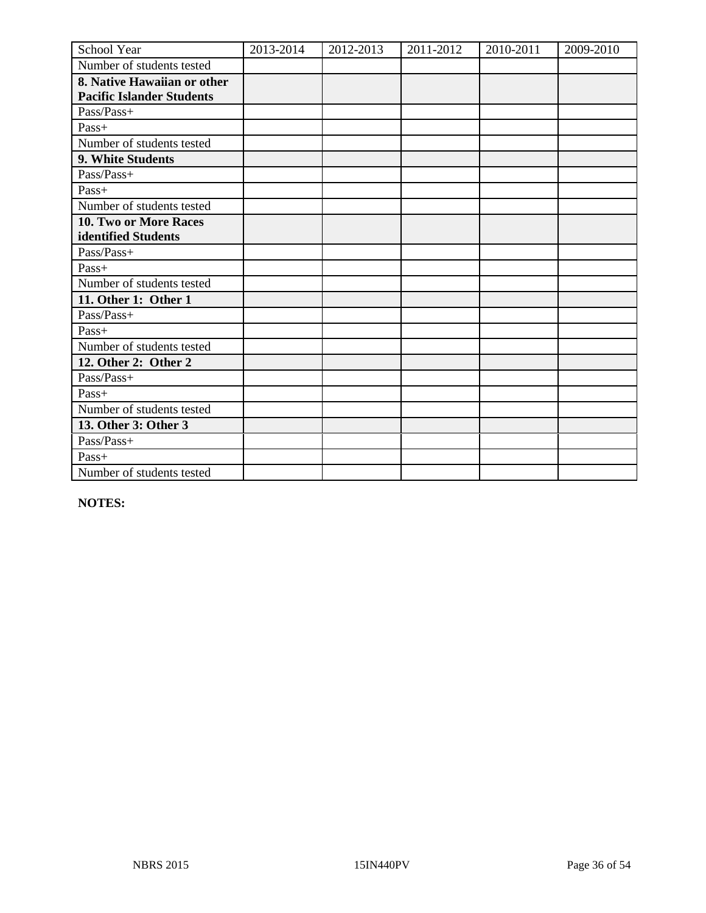| School Year | 2013-2014 | 2012-2013 | 2011-2012 | 2010-2011 | 2009-2010 |
|---|---|---|---|---|---|
| Number of students tested | | | | | |
| **8. Native Hawaiian or other Pacific Islander Students** | | | | | |
| Pass/Pass+ | | | | | |
| Pass+ | | | | | |
| Number of students tested | | | | | |
| **9. White Students** | | | | | |
| Pass/Pass+ | | | | | |
| Pass+ | | | | | |
| Number of students tested | | | | | |
| **10. Two or More Races identified Students** | | | | | |
| Pass/Pass+ | | | | | |
| Pass+ | | | | | |
| Number of students tested | | | | | |
| **11. Other 1: Other 1** | | | | | |
| Pass/Pass+ | | | | | |
| Pass+ | | | | | |
| Number of students tested | | | | | |
| **12. Other 2: Other 2** | | | | | |
| Pass/Pass+ | | | | | |
| Pass+ | | | | | |
| Number of students tested | | | | | |
| **13. Other 3: Other 3** | | | | | |
| Pass/Pass+ | | | | | |
| Pass+ | | | | | |
| Number of students tested | | | | | |

**NOTES:**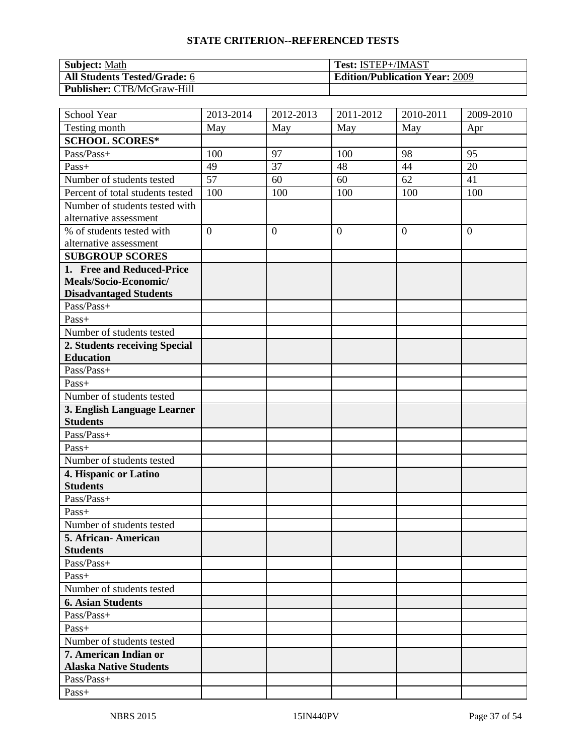## STATE CRITERION--REFERENCED TESTS

| | |
|---|---|
| **Subject:** Math | **Test:** ISTEP+/IMAST |
| **All Students Tested/Grade:** 6 | **Edition/Publication Year:** 2009 |
| **Publisher:** CTB/McGraw-Hill | |

| School Year | 2013-2014 | 2012-2013 | 2011-2012 | 2010-2011 | 2009-2010 |
|---|---|---|---|---|---|
| Testing month | May | May | May | May | Apr |
| **SCHOOL SCORES*** | | | | | |
| Pass/Pass+ | 100 | 97 | 100 | 98 | 95 |
| Pass+ | 49 | 37 | 48 | 44 | 20 |
| Number of students tested | 57 | 60 | 60 | 62 | 41 |
| Percent of total students tested | 100 | 100 | 100 | 100 | 100 |
| Number of students tested with alternative assessment | | | | | |
| % of students tested with alternative assessment | 0 | 0 | 0 | 0 | 0 |
| **SUBGROUP SCORES** | | | | | |
| **1. Free and Reduced-Price Meals/Socio-Economic/ Disadvantaged Students** | | | | | |
| Pass/Pass+ | | | | | |
| Pass+ | | | | | |
| Number of students tested | | | | | |
| **2. Students receiving Special Education** | | | | | |
| Pass/Pass+ | | | | | |
| Pass+ | | | | | |
| Number of students tested | | | | | |
| **3. English Language Learner Students** | | | | | |
| Pass/Pass+ | | | | | |
| Pass+ | | | | | |
| Number of students tested | | | | | |
| **4. Hispanic or Latino Students** | | | | | |
| Pass/Pass+ | | | | | |
| Pass+ | | | | | |
| Number of students tested | | | | | |
| **5. African- American Students** | | | | | |
| Pass/Pass+ | | | | | |
| Pass+ | | | | | |
| Number of students tested | | | | | |
| **6. Asian Students** | | | | | |
| Pass/Pass+ | | | | | |
| Pass+ | | | | | |
| Number of students tested | | | | | |
| **7. American Indian or Alaska Native Students** | | | | | |
| Pass/Pass+ | | | | | |
| Pass+ | | | | | |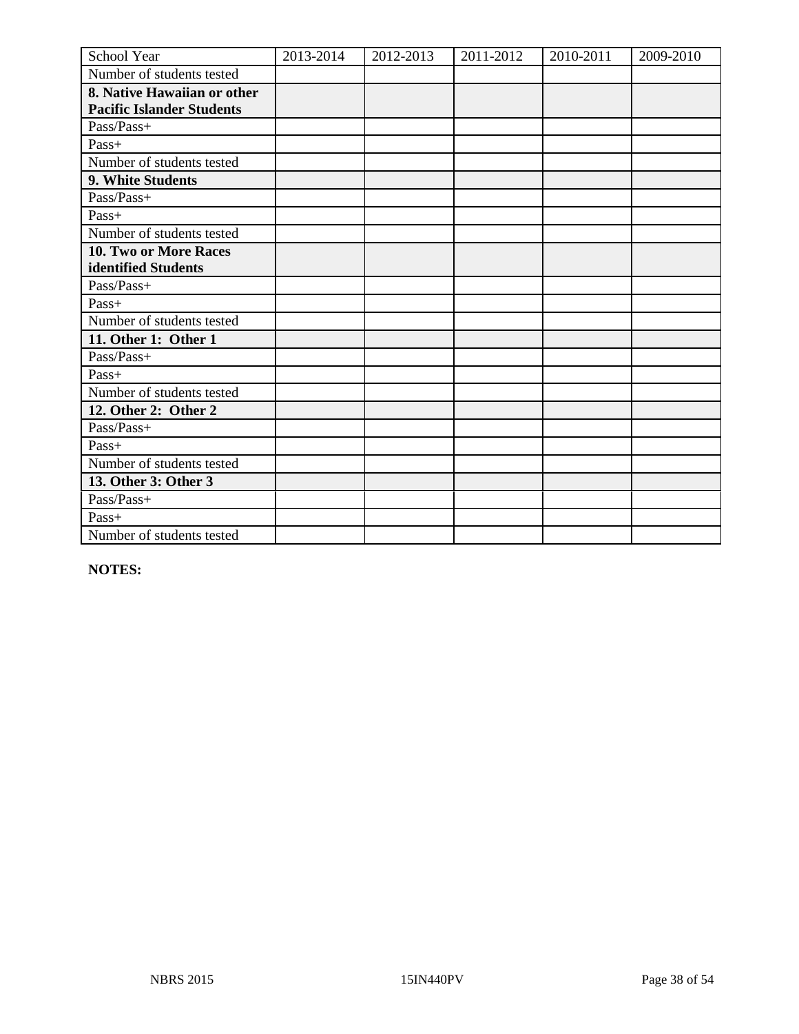| School Year | 2013-2014 | 2012-2013 | 2011-2012 | 2010-2011 | 2009-2010 |
|---|---|---|---|---|---|
| Number of students tested | | | | | |
| **8. Native Hawaiian or other Pacific Islander Students** | | | | | |
| Pass/Pass+ | | | | | |
| Pass+ | | | | | |
| Number of students tested | | | | | |
| **9. White Students** | | | | | |
| Pass/Pass+ | | | | | |
| Pass+ | | | | | |
| Number of students tested | | | | | |
| **10. Two or More Races identified Students** | | | | | |
| Pass/Pass+ | | | | | |
| Pass+ | | | | | |
| Number of students tested | | | | | |
| **11. Other 1: Other 1** | | | | | |
| Pass/Pass+ | | | | | |
| Pass+ | | | | | |
| Number of students tested | | | | | |
| **12. Other 2: Other 2** | | | | | |
| Pass/Pass+ | | | | | |
| Pass+ | | | | | |
| Number of students tested | | | | | |
| **13. Other 3: Other 3** | | | | | |
| Pass/Pass+ | | | | | |
| Pass+ | | | | | |
| Number of students tested | | | | | |

**NOTES:**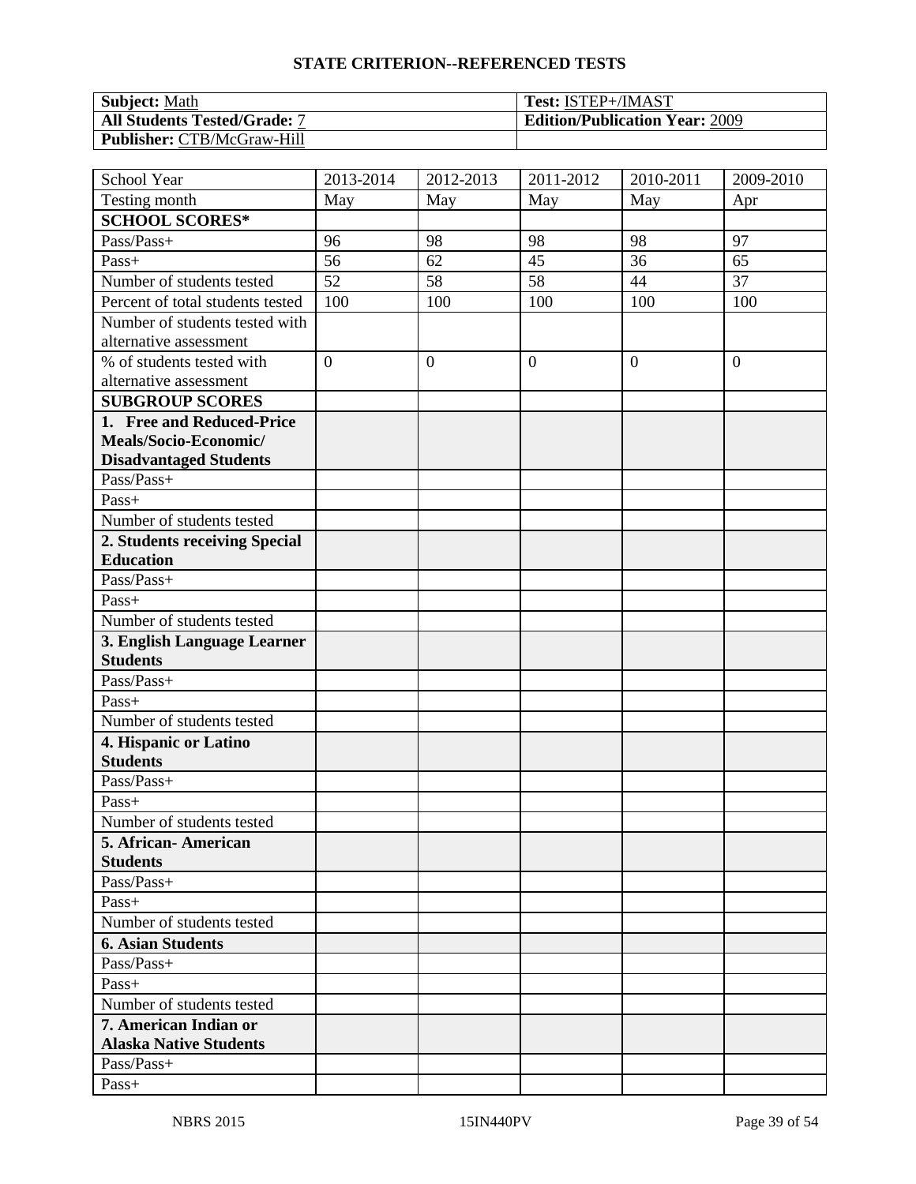## STATE CRITERION--REFERENCED TESTS

| | |
|---|---|
| **Subject:** Math | **Test:** ISTEP+/IMAST |
| **All Students Tested/Grade:** 7 | **Edition/Publication Year:** 2009 |
| **Publisher:** CTB/McGraw-Hill | |

| School Year | 2013-2014 | 2012-2013 | 2011-2012 | 2010-2011 | 2009-2010 |
|---|---|---|---|---|---|
| Testing month | May | May | May | May | Apr |
| **SCHOOL SCORES*** | | | | | |
| Pass/Pass+ | 96 | 98 | 98 | 98 | 97 |
| Pass+ | 56 | 62 | 45 | 36 | 65 |
| Number of students tested | 52 | 58 | 58 | 44 | 37 |
| Percent of total students tested | 100 | 100 | 100 | 100 | 100 |
| Number of students tested with alternative assessment | | | | | |
| % of students tested with alternative assessment | 0 | 0 | 0 | 0 | 0 |
| **SUBGROUP SCORES** | | | | | |
| **1. Free and Reduced-Price Meals/Socio-Economic/ Disadvantaged Students** | | | | | |
| Pass/Pass+ | | | | | |
| Pass+ | | | | | |
| Number of students tested | | | | | |
| **2. Students receiving Special Education** | | | | | |
| Pass/Pass+ | | | | | |
| Pass+ | | | | | |
| Number of students tested | | | | | |
| **3. English Language Learner Students** | | | | | |
| Pass/Pass+ | | | | | |
| Pass+ | | | | | |
| Number of students tested | | | | | |
| **4. Hispanic or Latino Students** | | | | | |
| Pass/Pass+ | | | | | |
| Pass+ | | | | | |
| Number of students tested | | | | | |
| **5. African- American Students** | | | | | |
| Pass/Pass+ | | | | | |
| Pass+ | | | | | |
| Number of students tested | | | | | |
| **6. Asian Students** | | | | | |
| Pass/Pass+ | | | | | |
| Pass+ | | | | | |
| Number of students tested | | | | | |
| **7. American Indian or Alaska Native Students** | | | | | |
| Pass/Pass+ | | | | | |
| Pass+ | | | | | |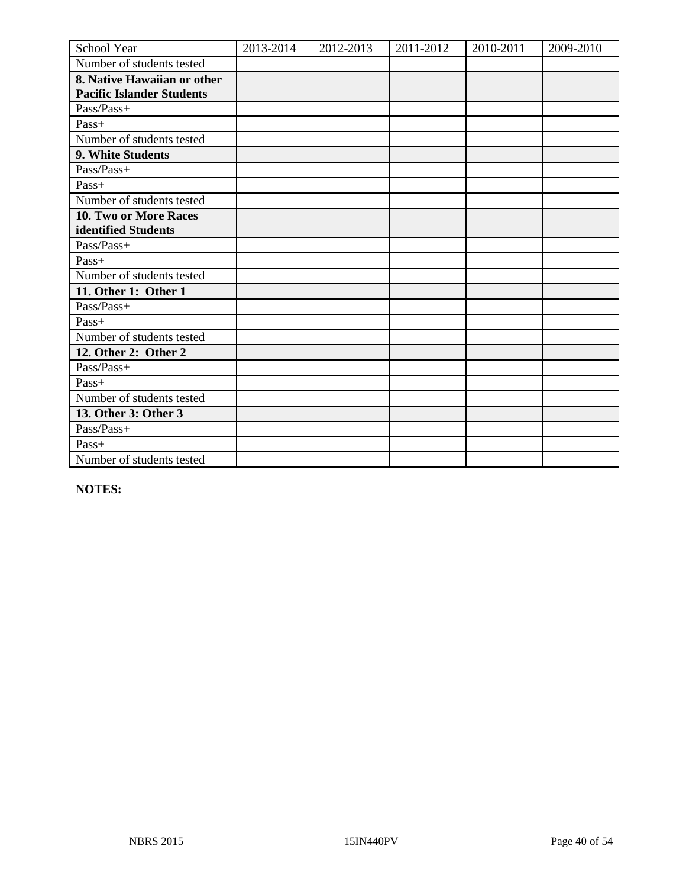| School Year | 2013-2014 | 2012-2013 | 2011-2012 | 2010-2011 | 2009-2010 |
|---|---|---|---|---|---|
| Number of students tested | | | | | |
| **8. Native Hawaiian or other Pacific Islander Students** | | | | | |
| Pass/Pass+ | | | | | |
| Pass+ | | | | | |
| Number of students tested | | | | | |
| **9. White Students** | | | | | |
| Pass/Pass+ | | | | | |
| Pass+ | | | | | |
| Number of students tested | | | | | |
| **10. Two or More Races identified Students** | | | | | |
| Pass/Pass+ | | | | | |
| Pass+ | | | | | |
| Number of students tested | | | | | |
| **11. Other 1: Other 1** | | | | | |
| Pass/Pass+ | | | | | |
| Pass+ | | | | | |
| Number of students tested | | | | | |
| **12. Other 2: Other 2** | | | | | |
| Pass/Pass+ | | | | | |
| Pass+ | | | | | |
| Number of students tested | | | | | |
| **13. Other 3: Other 3** | | | | | |
| Pass/Pass+ | | | | | |
| Pass+ | | | | | |
| Number of students tested | | | | | |

**NOTES:**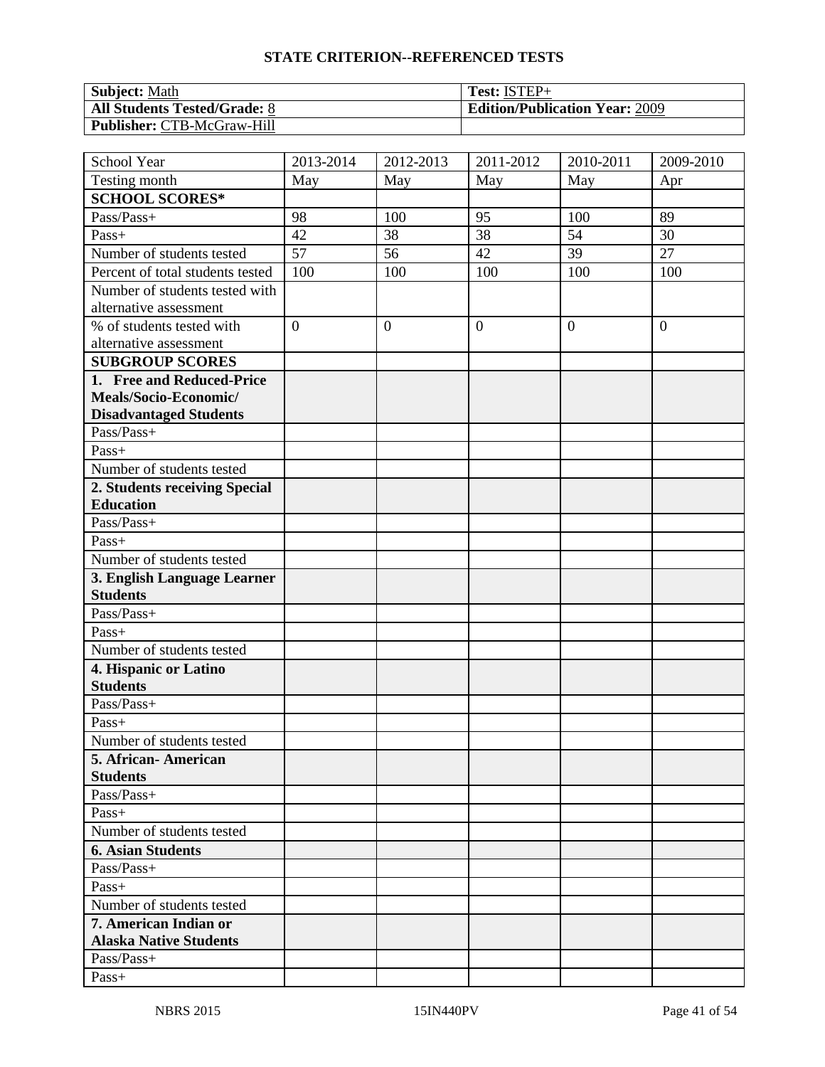## STATE CRITERION--REFERENCED TESTS

| | |
|---|---|
| **Subject:** Math | **Test:** ISTEP+ |
| **All Students Tested/Grade:** 8 | **Edition/Publication Year:** 2009 |
| **Publisher:** CTB-McGraw-Hill | |

| School Year | 2013-2014 | 2012-2013 | 2011-2012 | 2010-2011 | 2009-2010 |
|---|---|---|---|---|---|
| Testing month | May | May | May | May | Apr |
| **SCHOOL SCORES*** | | | | | |
| Pass/Pass+ | 98 | 100 | 95 | 100 | 89 |
| Pass+ | 42 | 38 | 38 | 54 | 30 |
| Number of students tested | 57 | 56 | 42 | 39 | 27 |
| Percent of total students tested | 100 | 100 | 100 | 100 | 100 |
| Number of students tested with alternative assessment | | | | | |
| % of students tested with alternative assessment | 0 | 0 | 0 | 0 | 0 |
| **SUBGROUP SCORES** | | | | | |
| **1. Free and Reduced-Price Meals/Socio-Economic/ Disadvantaged Students** | | | | | |
| Pass/Pass+ | | | | | |
| Pass+ | | | | | |
| Number of students tested | | | | | |
| **2. Students receiving Special Education** | | | | | |
| Pass/Pass+ | | | | | |
| Pass+ | | | | | |
| Number of students tested | | | | | |
| **3. English Language Learner Students** | | | | | |
| Pass/Pass+ | | | | | |
| Pass+ | | | | | |
| Number of students tested | | | | | |
| **4. Hispanic or Latino Students** | | | | | |
| Pass/Pass+ | | | | | |
| Pass+ | | | | | |
| Number of students tested | | | | | |
| **5. African- American Students** | | | | | |
| Pass/Pass+ | | | | | |
| Pass+ | | | | | |
| Number of students tested | | | | | |
| **6. Asian Students** | | | | | |
| Pass/Pass+ | | | | | |
| Pass+ | | | | | |
| Number of students tested | | | | | |
| **7. American Indian or Alaska Native Students** | | | | | |
| Pass/Pass+ | | | | | |
| Pass+ | | | | | |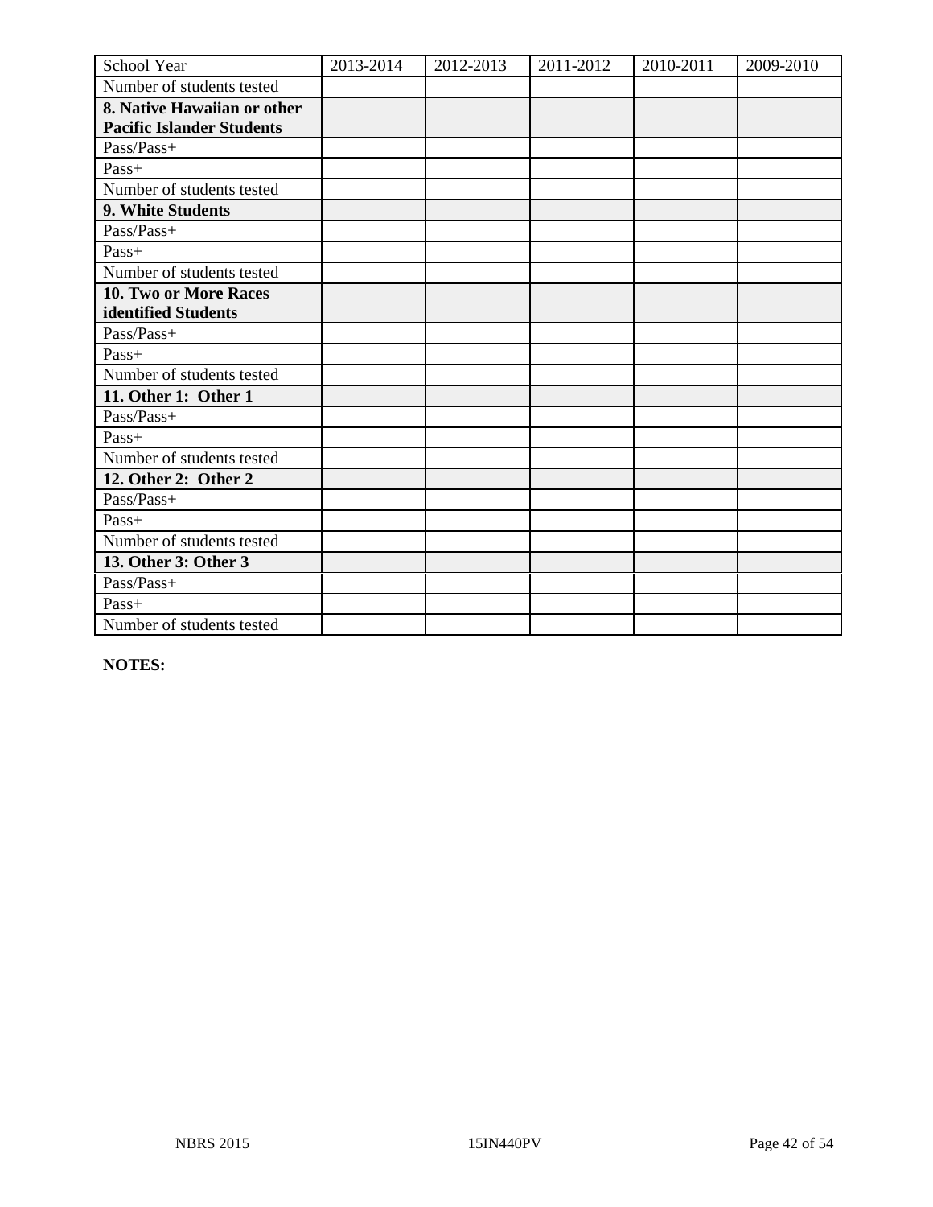| School Year | 2013-2014 | 2012-2013 | 2011-2012 | 2010-2011 | 2009-2010 |
|---|---|---|---|---|---|
| Number of students tested | | | | | |
| **8. Native Hawaiian or other Pacific Islander Students** | | | | | |
| Pass/Pass+ | | | | | |
| Pass+ | | | | | |
| Number of students tested | | | | | |
| **9. White Students** | | | | | |
| Pass/Pass+ | | | | | |
| Pass+ | | | | | |
| Number of students tested | | | | | |
| **10. Two or More Races identified Students** | | | | | |
| Pass/Pass+ | | | | | |
| Pass+ | | | | | |
| Number of students tested | | | | | |
| **11. Other 1: Other 1** | | | | | |
| Pass/Pass+ | | | | | |
| Pass+ | | | | | |
| Number of students tested | | | | | |
| **12. Other 2: Other 2** | | | | | |
| Pass/Pass+ | | | | | |
| Pass+ | | | | | |
| Number of students tested | | | | | |
| **13. Other 3: Other 3** | | | | | |
| Pass/Pass+ | | | | | |
| Pass+ | | | | | |
| Number of students tested | | | | | |

**NOTES:**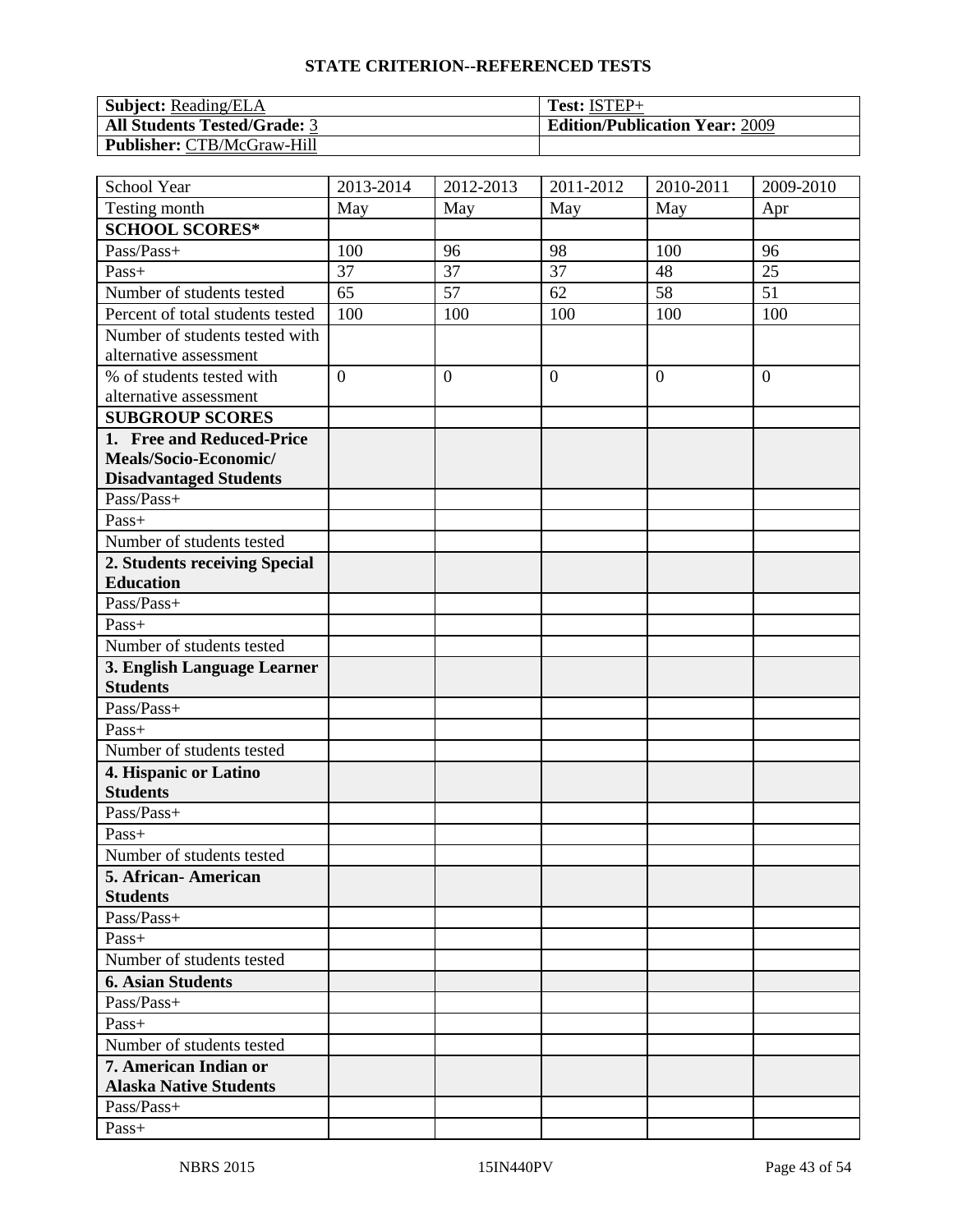## STATE CRITERION--REFERENCED TESTS

| | |
|---|---|
| **Subject:** Reading/ELA | **Test:** ISTEP+ |
| **All Students Tested/Grade:** 3 | **Edition/Publication Year:** 2009 |
| **Publisher:** CTB/McGraw-Hill | |

| School Year | 2013-2014 | 2012-2013 | 2011-2012 | 2010-2011 | 2009-2010 |
|---|---|---|---|---|---|
| Testing month | May | May | May | May | Apr |
| **SCHOOL SCORES*** | | | | | |
| Pass/Pass+ | 100 | 96 | 98 | 100 | 96 |
| Pass+ | 37 | 37 | 37 | 48 | 25 |
| Number of students tested | 65 | 57 | 62 | 58 | 51 |
| Percent of total students tested | 100 | 100 | 100 | 100 | 100 |
| Number of students tested with alternative assessment | | | | | |
| % of students tested with alternative assessment | 0 | 0 | 0 | 0 | 0 |
| **SUBGROUP SCORES** | | | | | |
| **1. Free and Reduced-Price Meals/Socio-Economic/ Disadvantaged Students** | | | | | |
| Pass/Pass+ | | | | | |
| Pass+ | | | | | |
| Number of students tested | | | | | |
| **2. Students receiving Special Education** | | | | | |
| Pass/Pass+ | | | | | |
| Pass+ | | | | | |
| Number of students tested | | | | | |
| **3. English Language Learner Students** | | | | | |
| Pass/Pass+ | | | | | |
| Pass+ | | | | | |
| Number of students tested | | | | | |
| **4. Hispanic or Latino Students** | | | | | |
| Pass/Pass+ | | | | | |
| Pass+ | | | | | |
| Number of students tested | | | | | |
| **5. African- American Students** | | | | | |
| Pass/Pass+ | | | | | |
| Pass+ | | | | | |
| Number of students tested | | | | | |
| **6. Asian Students** | | | | | |
| Pass/Pass+ | | | | | |
| Pass+ | | | | | |
| Number of students tested | | | | | |
| **7. American Indian or Alaska Native Students** | | | | | |
| Pass/Pass+ | | | | | |
| Pass+ | | | | | |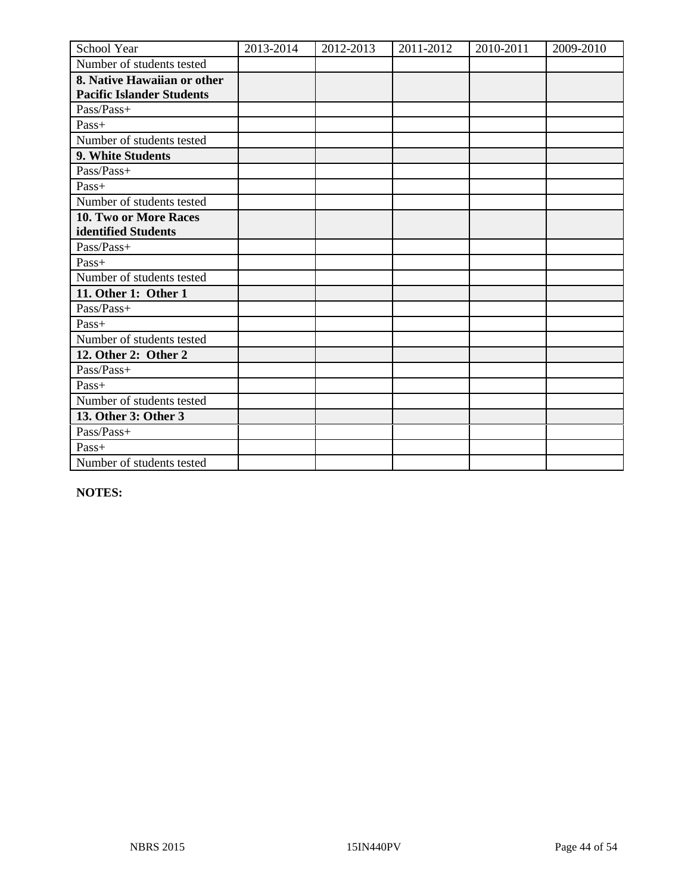| School Year | 2013-2014 | 2012-2013 | 2011-2012 | 2010-2011 | 2009-2010 |
|---|---|---|---|---|---|
| Number of students tested | | | | | |
| **8. Native Hawaiian or other Pacific Islander Students** | | | | | |
| Pass/Pass+ | | | | | |
| Pass+ | | | | | |
| Number of students tested | | | | | |
| **9. White Students** | | | | | |
| Pass/Pass+ | | | | | |
| Pass+ | | | | | |
| Number of students tested | | | | | |
| **10. Two or More Races identified Students** | | | | | |
| Pass/Pass+ | | | | | |
| Pass+ | | | | | |
| Number of students tested | | | | | |
| **11. Other 1: Other 1** | | | | | |
| Pass/Pass+ | | | | | |
| Pass+ | | | | | |
| Number of students tested | | | | | |
| **12. Other 2: Other 2** | | | | | |
| Pass/Pass+ | | | | | |
| Pass+ | | | | | |
| Number of students tested | | | | | |
| **13. Other 3: Other 3** | | | | | |
| Pass/Pass+ | | | | | |
| Pass+ | | | | | |
| Number of students tested | | | | | |

**NOTES:**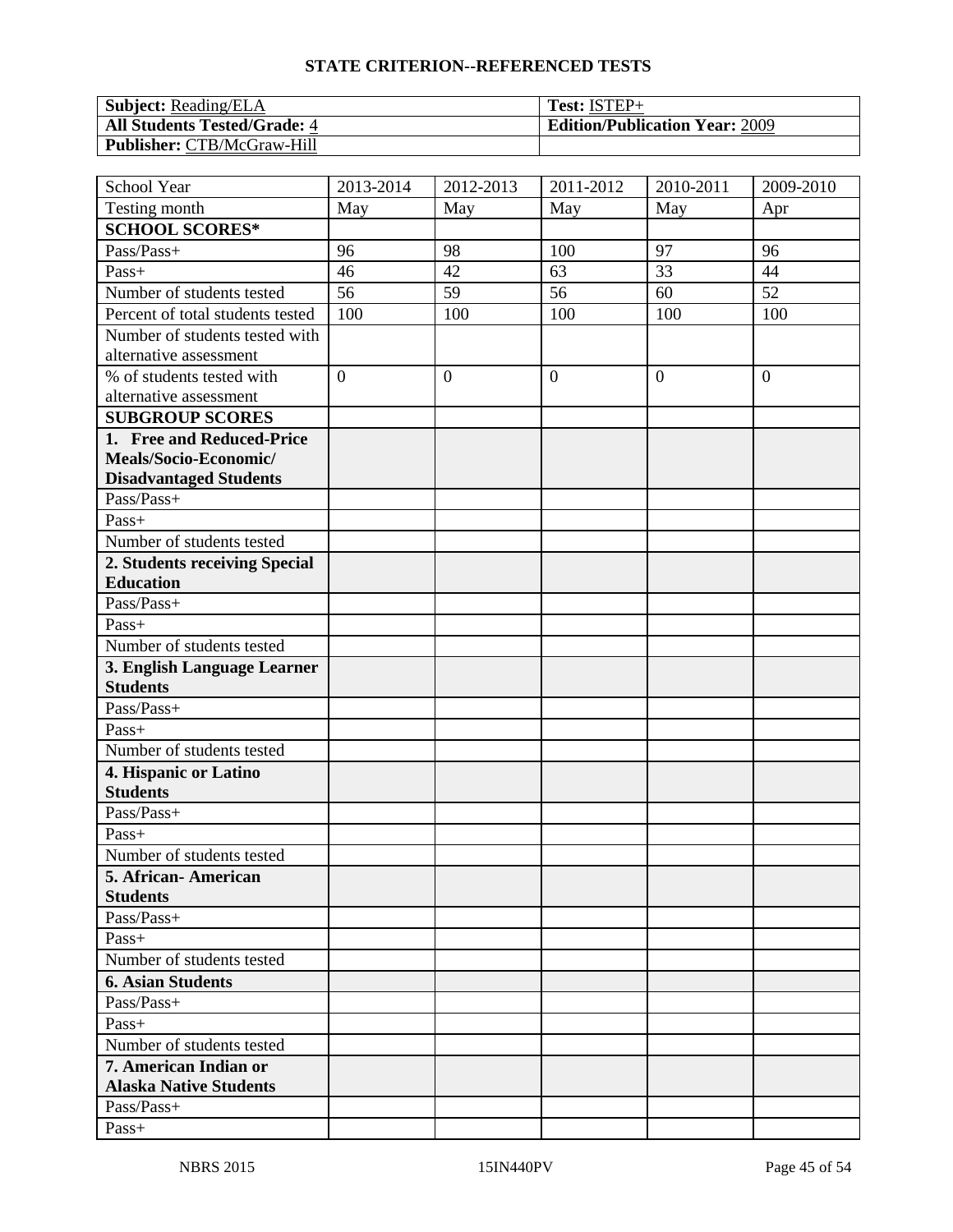## STATE CRITERION--REFERENCED TESTS

| | |
|---|---|
| **Subject:** Reading/ELA | **Test:** ISTEP+ |
| **All Students Tested/Grade:** 4 | **Edition/Publication Year:** 2009 |
| **Publisher:** CTB/McGraw-Hill | |

| School Year | 2013-2014 | 2012-2013 | 2011-2012 | 2010-2011 | 2009-2010 |
|---|---|---|---|---|---|
| Testing month | May | May | May | May | Apr |
| **SCHOOL SCORES*** | | | | | |
| Pass/Pass+ | 96 | 98 | 100 | 97 | 96 |
| Pass+ | 46 | 42 | 63 | 33 | 44 |
| Number of students tested | 56 | 59 | 56 | 60 | 52 |
| Percent of total students tested | 100 | 100 | 100 | 100 | 100 |
| Number of students tested with alternative assessment | | | | | |
| % of students tested with alternative assessment | 0 | 0 | 0 | 0 | 0 |
| **SUBGROUP SCORES** | | | | | |
| **1. Free and Reduced-Price Meals/Socio-Economic/ Disadvantaged Students** | | | | | |
| Pass/Pass+ | | | | | |
| Pass+ | | | | | |
| Number of students tested | | | | | |
| **2. Students receiving Special Education** | | | | | |
| Pass/Pass+ | | | | | |
| Pass+ | | | | | |
| Number of students tested | | | | | |
| **3. English Language Learner Students** | | | | | |
| Pass/Pass+ | | | | | |
| Pass+ | | | | | |
| Number of students tested | | | | | |
| **4. Hispanic or Latino Students** | | | | | |
| Pass/Pass+ | | | | | |
| Pass+ | | | | | |
| Number of students tested | | | | | |
| **5. African- American Students** | | | | | |
| Pass/Pass+ | | | | | |
| Pass+ | | | | | |
| Number of students tested | | | | | |
| **6. Asian Students** | | | | | |
| Pass/Pass+ | | | | | |
| Pass+ | | | | | |
| Number of students tested | | | | | |
| **7. American Indian or Alaska Native Students** | | | | | |
| Pass/Pass+ | | | | | |
| Pass+ | | | | | |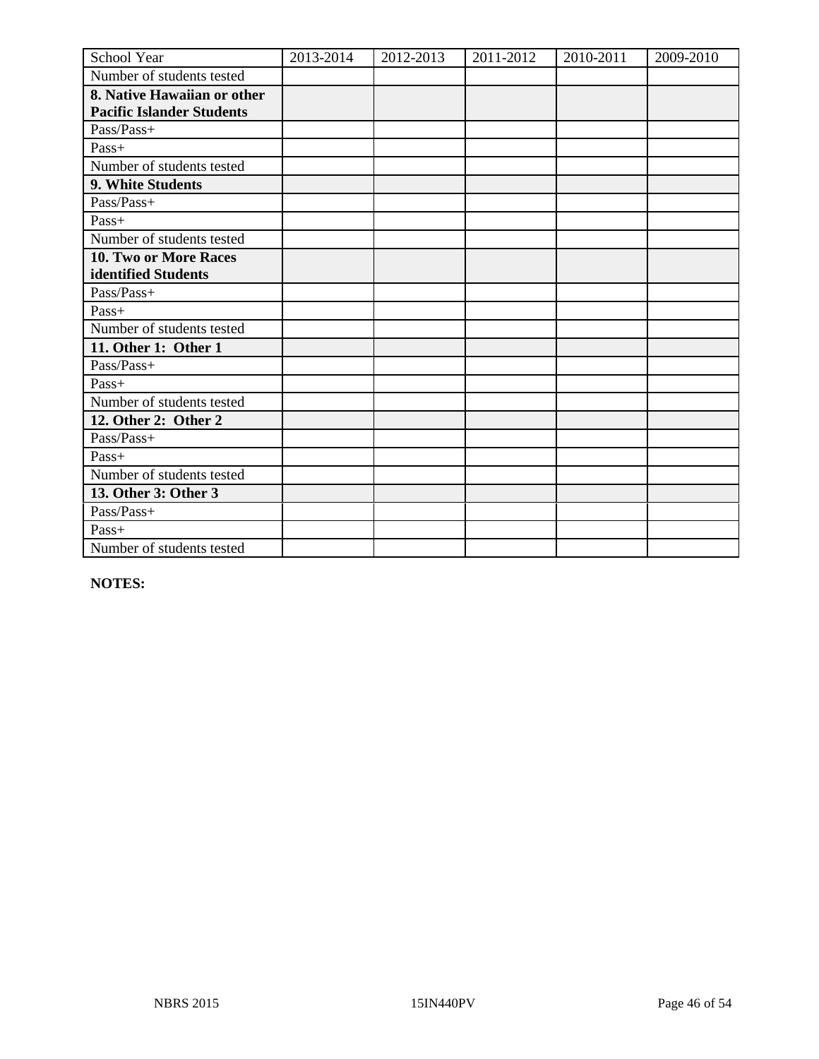| School Year | 2013-2014 | 2012-2013 | 2011-2012 | 2010-2011 | 2009-2010 |
|---|---|---|---|---|---|
| Number of students tested | | | | | |
| **8. Native Hawaiian or other Pacific Islander Students** | | | | | |
| Pass/Pass+ | | | | | |
| Pass+ | | | | | |
| Number of students tested | | | | | |
| **9. White Students** | | | | | |
| Pass/Pass+ | | | | | |
| Pass+ | | | | | |
| Number of students tested | | | | | |
| **10. Two or More Races identified Students** | | | | | |
| Pass/Pass+ | | | | | |
| Pass+ | | | | | |
| Number of students tested | | | | | |
| **11. Other 1: Other 1** | | | | | |
| Pass/Pass+ | | | | | |
| Pass+ | | | | | |
| Number of students tested | | | | | |
| **12. Other 2: Other 2** | | | | | |
| Pass/Pass+ | | | | | |
| Pass+ | | | | | |
| Number of students tested | | | | | |
| **13. Other 3: Other 3** | | | | | |
| Pass/Pass+ | | | | | |
| Pass+ | | | | | |
| Number of students tested | | | | | |

**NOTES:**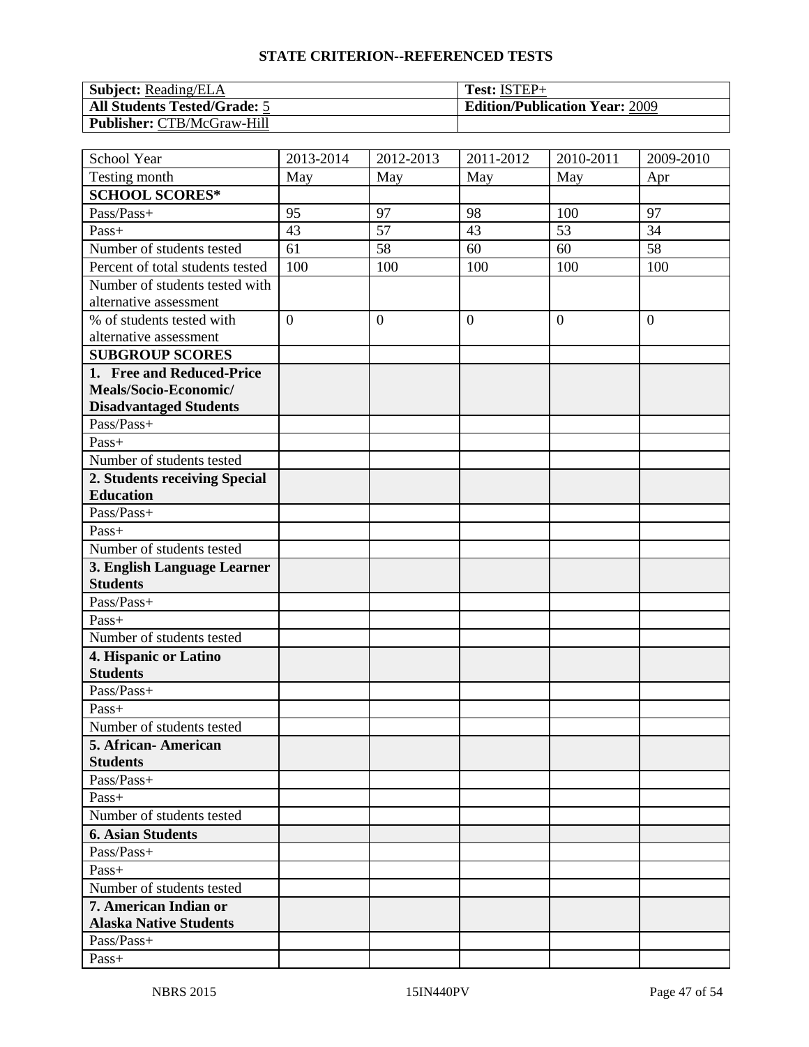### STATE CRITERION--REFERENCED TESTS

| | |
|---|---|
| **Subject:** Reading/ELA | **Test:** ISTEP+ |
| **All Students Tested/Grade:** 5 | **Edition/Publication Year:** 2009 |
| **Publisher:** CTB/McGraw-Hill | |

| School Year | 2013-2014 | 2012-2013 | 2011-2012 | 2010-2011 | 2009-2010 |
|---|---|---|---|---|---|
| Testing month | May | May | May | May | Apr |
| **SCHOOL SCORES*** | | | | | |
| Pass/Pass+ | 95 | 97 | 98 | 100 | 97 |
| Pass+ | 43 | 57 | 43 | 53 | 34 |
| Number of students tested | 61 | 58 | 60 | 60 | 58 |
| Percent of total students tested | 100 | 100 | 100 | 100 | 100 |
| Number of students tested with alternative assessment | | | | | |
| % of students tested with alternative assessment | 0 | 0 | 0 | 0 | 0 |
| **SUBGROUP SCORES** | | | | | |
| **1. Free and Reduced-Price Meals/Socio-Economic/ Disadvantaged Students** | | | | | |
| Pass/Pass+ | | | | | |
| Pass+ | | | | | |
| Number of students tested | | | | | |
| **2. Students receiving Special Education** | | | | | |
| Pass/Pass+ | | | | | |
| Pass+ | | | | | |
| Number of students tested | | | | | |
| **3. English Language Learner Students** | | | | | |
| Pass/Pass+ | | | | | |
| Pass+ | | | | | |
| Number of students tested | | | | | |
| **4. Hispanic or Latino Students** | | | | | |
| Pass/Pass+ | | | | | |
| Pass+ | | | | | |
| Number of students tested | | | | | |
| **5. African- American Students** | | | | | |
| Pass/Pass+ | | | | | |
| Pass+ | | | | | |
| Number of students tested | | | | | |
| **6. Asian Students** | | | | | |
| Pass/Pass+ | | | | | |
| Pass+ | | | | | |
| Number of students tested | | | | | |
| **7. American Indian or Alaska Native Students** | | | | | |
| Pass/Pass+ | | | | | |
| Pass+ | | | | | |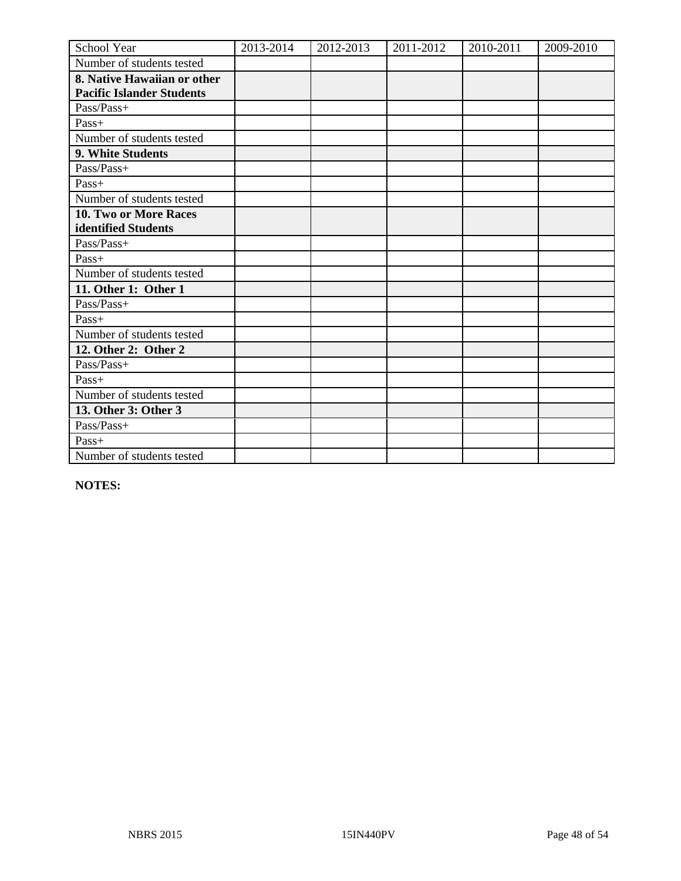| School Year | 2013-2014 | 2012-2013 | 2011-2012 | 2010-2011 | 2009-2010 |
| --- | --- | --- | --- | --- | --- |
| Number of students tested | | | | | |
| **8. Native Hawaiian or other Pacific Islander Students** | | | | | |
| Pass/Pass+ | | | | | |
| Pass+ | | | | | |
| Number of students tested | | | | | |
| **9. White Students** | | | | | |
| Pass/Pass+ | | | | | |
| Pass+ | | | | | |
| Number of students tested | | | | | |
| **10. Two or More Races identified Students** | | | | | |
| Pass/Pass+ | | | | | |
| Pass+ | | | | | |
| Number of students tested | | | | | |
| **11. Other 1: Other 1** | | | | | |
| Pass/Pass+ | | | | | |
| Pass+ | | | | | |
| Number of students tested | | | | | |
| **12. Other 2: Other 2** | | | | | |
| Pass/Pass+ | | | | | |
| Pass+ | | | | | |
| Number of students tested | | | | | |
| **13. Other 3: Other 3** | | | | | |
| Pass/Pass+ | | | | | |
| Pass+ | | | | | |
| Number of students tested | | | | | |

**NOTES:**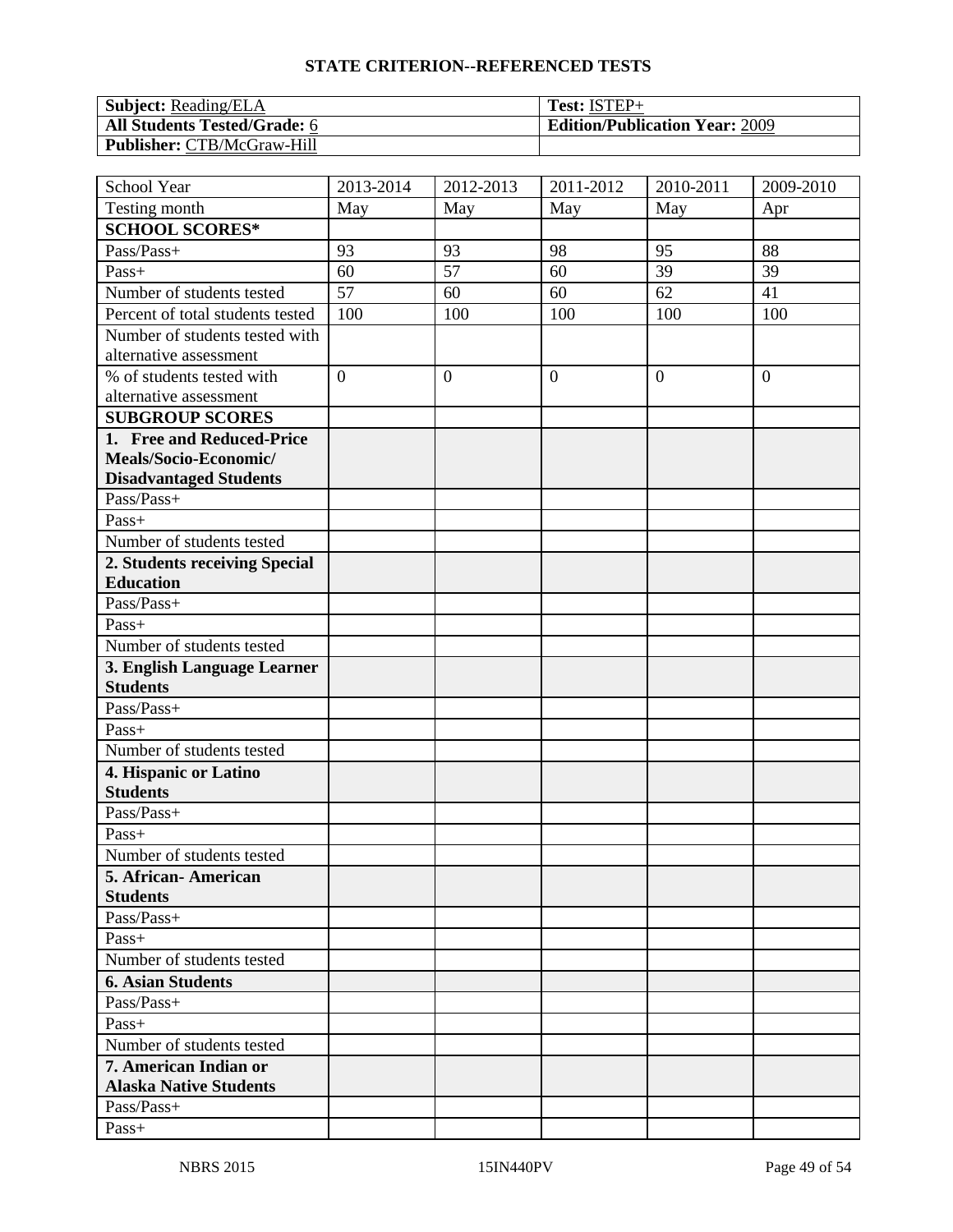## STATE CRITERION--REFERENCED TESTS

| | |
|---|---|
| **Subject:** Reading/ELA | **Test:** ISTEP+ |
| **All Students Tested/Grade:** 6 | **Edition/Publication Year:** 2009 |
| **Publisher:** CTB/McGraw-Hill | |

| School Year | 2013-2014 | 2012-2013 | 2011-2012 | 2010-2011 | 2009-2010 |
|---|---|---|---|---|---|
| Testing month | May | May | May | May | Apr |
| **SCHOOL SCORES*** | | | | | |
| Pass/Pass+ | 93 | 93 | 98 | 95 | 88 |
| Pass+ | 60 | 57 | 60 | 39 | 39 |
| Number of students tested | 57 | 60 | 60 | 62 | 41 |
| Percent of total students tested | 100 | 100 | 100 | 100 | 100 |
| Number of students tested with alternative assessment | | | | | |
| % of students tested with alternative assessment | 0 | 0 | 0 | 0 | 0 |
| **SUBGROUP SCORES** | | | | | |
| **1. Free and Reduced-Price Meals/Socio-Economic/ Disadvantaged Students** | | | | | |
| Pass/Pass+ | | | | | |
| Pass+ | | | | | |
| Number of students tested | | | | | |
| **2. Students receiving Special Education** | | | | | |
| Pass/Pass+ | | | | | |
| Pass+ | | | | | |
| Number of students tested | | | | | |
| **3. English Language Learner Students** | | | | | |
| Pass/Pass+ | | | | | |
| Pass+ | | | | | |
| Number of students tested | | | | | |
| **4. Hispanic or Latino Students** | | | | | |
| Pass/Pass+ | | | | | |
| Pass+ | | | | | |
| Number of students tested | | | | | |
| **5. African- American Students** | | | | | |
| Pass/Pass+ | | | | | |
| Pass+ | | | | | |
| Number of students tested | | | | | |
| **6. Asian Students** | | | | | |
| Pass/Pass+ | | | | | |
| Pass+ | | | | | |
| Number of students tested | | | | | |
| **7. American Indian or Alaska Native Students** | | | | | |
| Pass/Pass+ | | | | | |
| Pass+ | | | | | |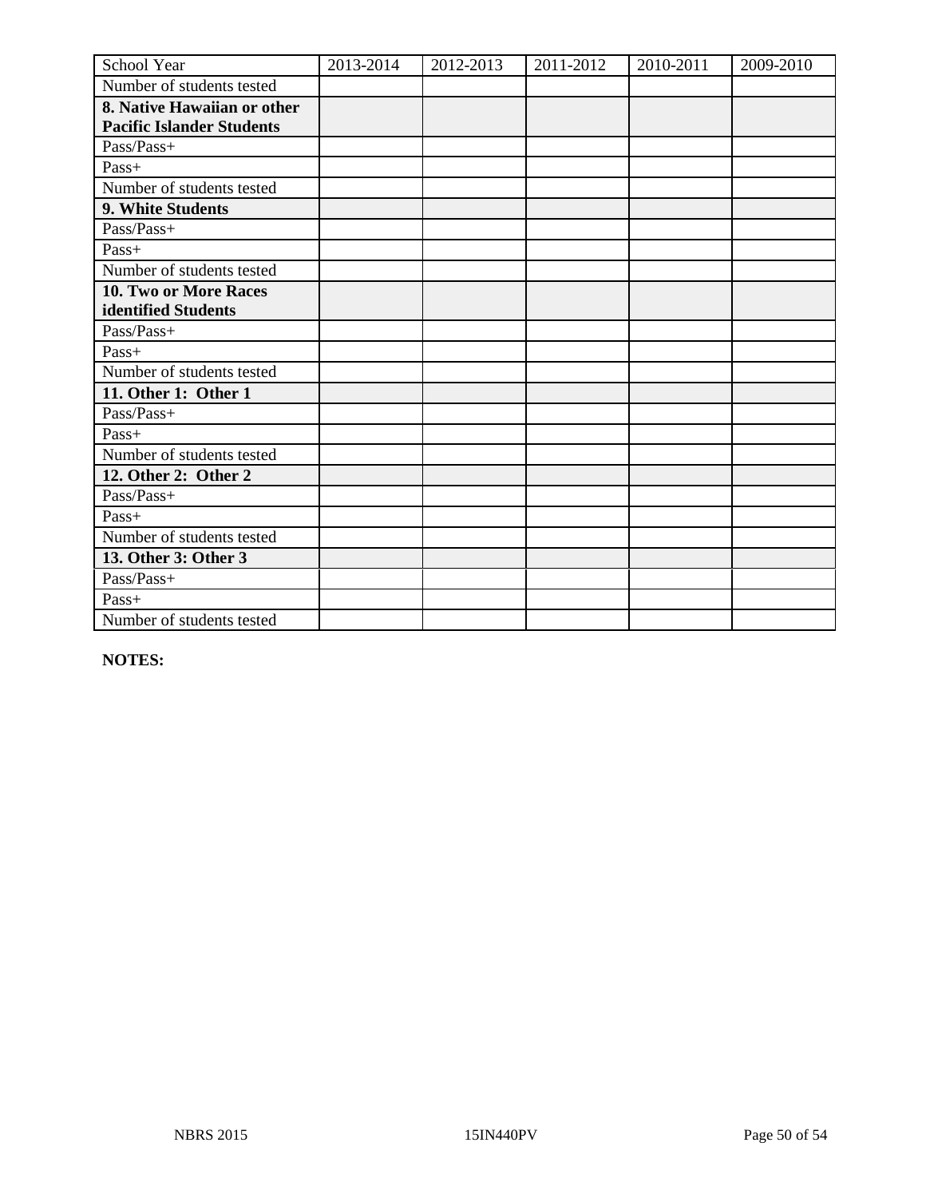| School Year | 2013-2014 | 2012-2013 | 2011-2012 | 2010-2011 | 2009-2010 |
| --- | --- | --- | --- | --- | --- |
| Number of students tested | | | | | |
| **8. Native Hawaiian or other Pacific Islander Students** | | | | | |
| Pass/Pass+ | | | | | |
| Pass+ | | | | | |
| Number of students tested | | | | | |
| **9. White Students** | | | | | |
| Pass/Pass+ | | | | | |
| Pass+ | | | | | |
| Number of students tested | | | | | |
| **10. Two or More Races identified Students** | | | | | |
| Pass/Pass+ | | | | | |
| Pass+ | | | | | |
| Number of students tested | | | | | |
| **11. Other 1: Other 1** | | | | | |
| Pass/Pass+ | | | | | |
| Pass+ | | | | | |
| Number of students tested | | | | | |
| **12. Other 2: Other 2** | | | | | |
| Pass/Pass+ | | | | | |
| Pass+ | | | | | |
| Number of students tested | | | | | |
| **13. Other 3: Other 3** | | | | | |
| Pass/Pass+ | | | | | |
| Pass+ | | | | | |
| Number of students tested | | | | | |

**NOTES:**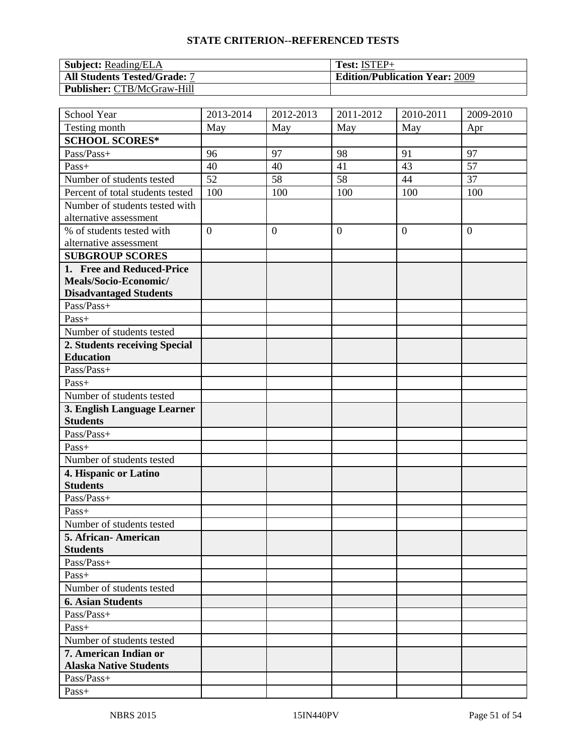# STATE CRITERION--REFERENCED TESTS

| | |
|---|---|
| **Subject:** Reading/ELA | **Test:** ISTEP+ |
| **All Students Tested/Grade:** 7 | **Edition/Publication Year:** 2009 |
| **Publisher:** CTB/McGraw-Hill | |

| School Year | 2013-2014 | 2012-2013 | 2011-2012 | 2010-2011 | 2009-2010 |
|---|---|---|---|---|---|
| Testing month | May | May | May | May | Apr |
| **SCHOOL SCORES*** | | | | | |
| Pass/Pass+ | 96 | 97 | 98 | 91 | 97 |
| Pass+ | 40 | 40 | 41 | 43 | 57 |
| Number of students tested | 52 | 58 | 58 | 44 | 37 |
| Percent of total students tested | 100 | 100 | 100 | 100 | 100 |
| Number of students tested with alternative assessment | | | | | |
| % of students tested with alternative assessment | 0 | 0 | 0 | 0 | 0 |
| **SUBGROUP SCORES** | | | | | |
| **1. Free and Reduced-Price Meals/Socio-Economic/ Disadvantaged Students** | | | | | |
| Pass/Pass+ | | | | | |
| Pass+ | | | | | |
| Number of students tested | | | | | |
| **2. Students receiving Special Education** | | | | | |
| Pass/Pass+ | | | | | |
| Pass+ | | | | | |
| Number of students tested | | | | | |
| **3. English Language Learner Students** | | | | | |
| Pass/Pass+ | | | | | |
| Pass+ | | | | | |
| Number of students tested | | | | | |
| **4. Hispanic or Latino Students** | | | | | |
| Pass/Pass+ | | | | | |
| Pass+ | | | | | |
| Number of students tested | | | | | |
| **5. African- American Students** | | | | | |
| Pass/Pass+ | | | | | |
| Pass+ | | | | | |
| Number of students tested | | | | | |
| **6. Asian Students** | | | | | |
| Pass/Pass+ | | | | | |
| Pass+ | | | | | |
| Number of students tested | | | | | |
| **7. American Indian or Alaska Native Students** | | | | | |
| Pass/Pass+ | | | | | |
| Pass+ | | | | | |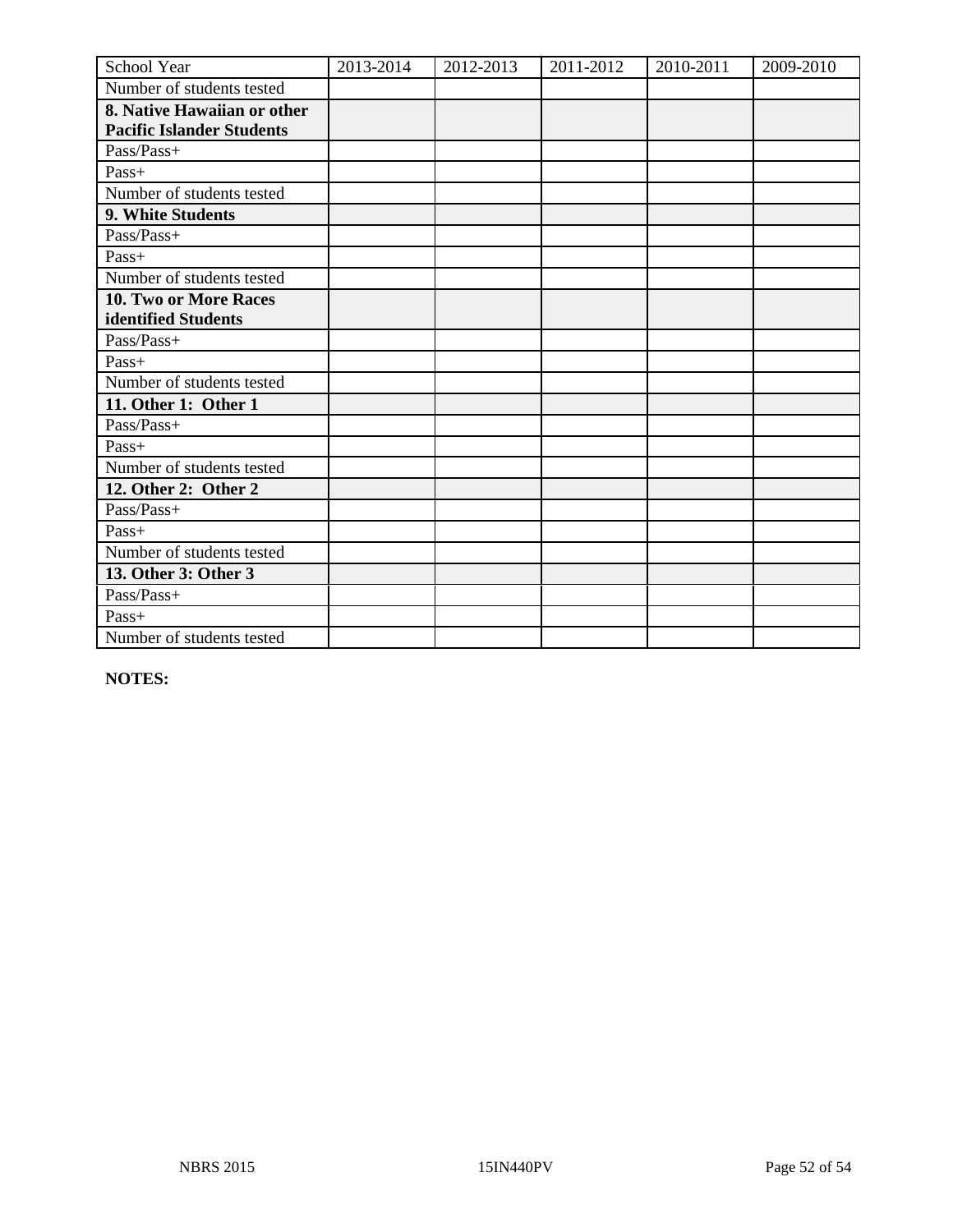| School Year | 2013-2014 | 2012-2013 | 2011-2012 | 2010-2011 | 2009-2010 |
|---|---|---|---|---|---|
| Number of students tested | | | | | |
| **8. Native Hawaiian or other Pacific Islander Students** | | | | | |
| Pass/Pass+ | | | | | |
| Pass+ | | | | | |
| Number of students tested | | | | | |
| **9. White Students** | | | | | |
| Pass/Pass+ | | | | | |
| Pass+ | | | | | |
| Number of students tested | | | | | |
| **10. Two or More Races identified Students** | | | | | |
| Pass/Pass+ | | | | | |
| Pass+ | | | | | |
| Number of students tested | | | | | |
| **11. Other 1: Other 1** | | | | | |
| Pass/Pass+ | | | | | |
| Pass+ | | | | | |
| Number of students tested | | | | | |
| **12. Other 2: Other 2** | | | | | |
| Pass/Pass+ | | | | | |
| Pass+ | | | | | |
| Number of students tested | | | | | |
| **13. Other 3: Other 3** | | | | | |
| Pass/Pass+ | | | | | |
| Pass+ | | | | | |
| Number of students tested | | | | | |

**NOTES:**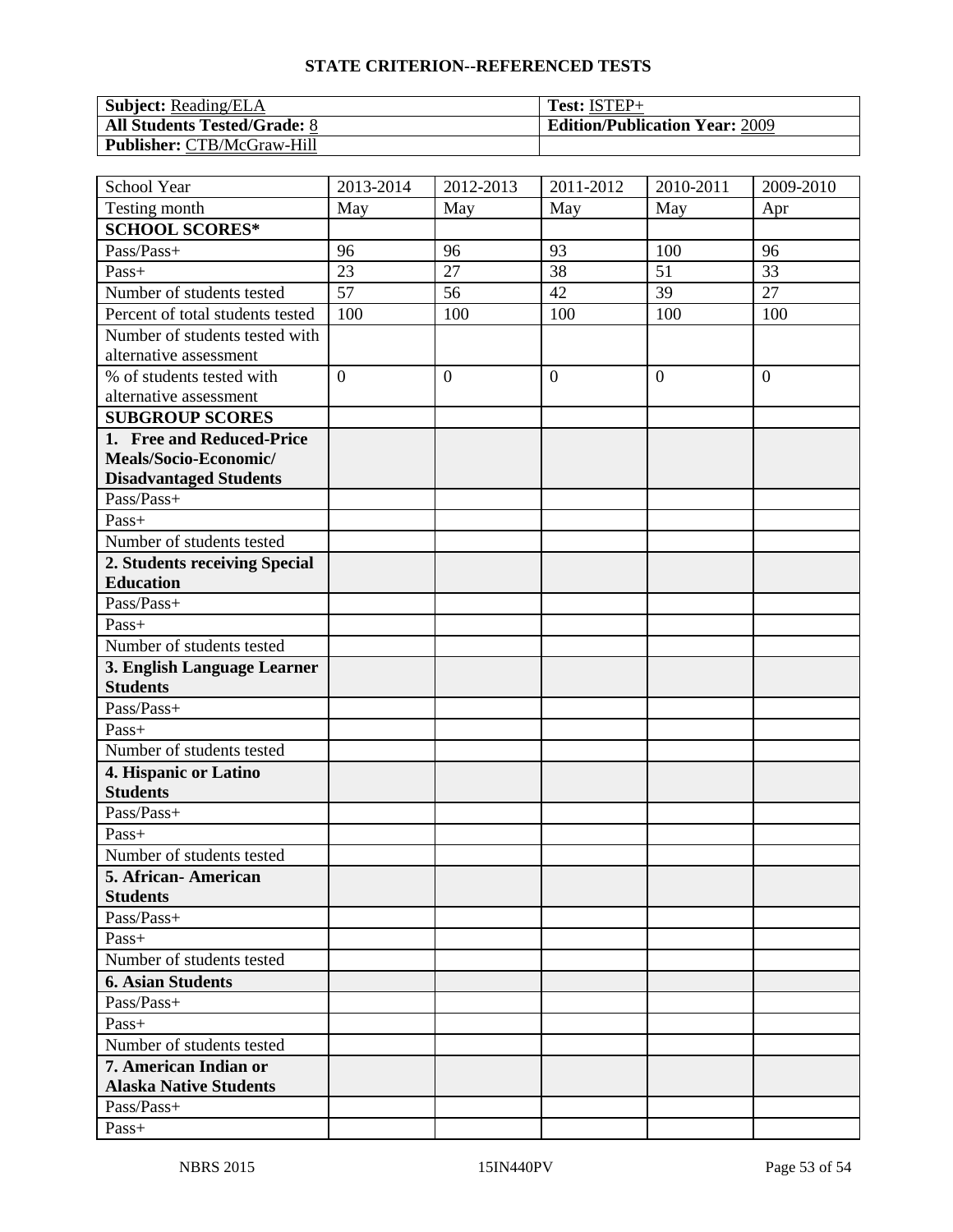## STATE CRITERION--REFERENCED TESTS

| | |
|---|---|
| **Subject:** Reading/ELA | **Test:** ISTEP+ |
| **All Students Tested/Grade:** 8 | **Edition/Publication Year:** 2009 |
| **Publisher:** CTB/McGraw-Hill | |

| School Year | 2013-2014 | 2012-2013 | 2011-2012 | 2010-2011 | 2009-2010 |
|---|---|---|---|---|---|
| Testing month | May | May | May | May | Apr |
| **SCHOOL SCORES*** | | | | | |
| Pass/Pass+ | 96 | 96 | 93 | 100 | 96 |
| Pass+ | 23 | 27 | 38 | 51 | 33 |
| Number of students tested | 57 | 56 | 42 | 39 | 27 |
| Percent of total students tested | 100 | 100 | 100 | 100 | 100 |
| Number of students tested with alternative assessment | | | | | |
| % of students tested with alternative assessment | 0 | 0 | 0 | 0 | 0 |
| **SUBGROUP SCORES** | | | | | |
| **1. Free and Reduced-Price Meals/Socio-Economic/ Disadvantaged Students** | | | | | |
| Pass/Pass+ | | | | | |
| Pass+ | | | | | |
| Number of students tested | | | | | |
| **2. Students receiving Special Education** | | | | | |
| Pass/Pass+ | | | | | |
| Pass+ | | | | | |
| Number of students tested | | | | | |
| **3. English Language Learner Students** | | | | | |
| Pass/Pass+ | | | | | |
| Pass+ | | | | | |
| Number of students tested | | | | | |
| **4. Hispanic or Latino Students** | | | | | |
| Pass/Pass+ | | | | | |
| Pass+ | | | | | |
| Number of students tested | | | | | |
| **5. African- American Students** | | | | | |
| Pass/Pass+ | | | | | |
| Pass+ | | | | | |
| Number of students tested | | | | | |
| **6. Asian Students** | | | | | |
| Pass/Pass+ | | | | | |
| Pass+ | | | | | |
| Number of students tested | | | | | |
| **7. American Indian or Alaska Native Students** | | | | | |
| Pass/Pass+ | | | | | |
| Pass+ | | | | | |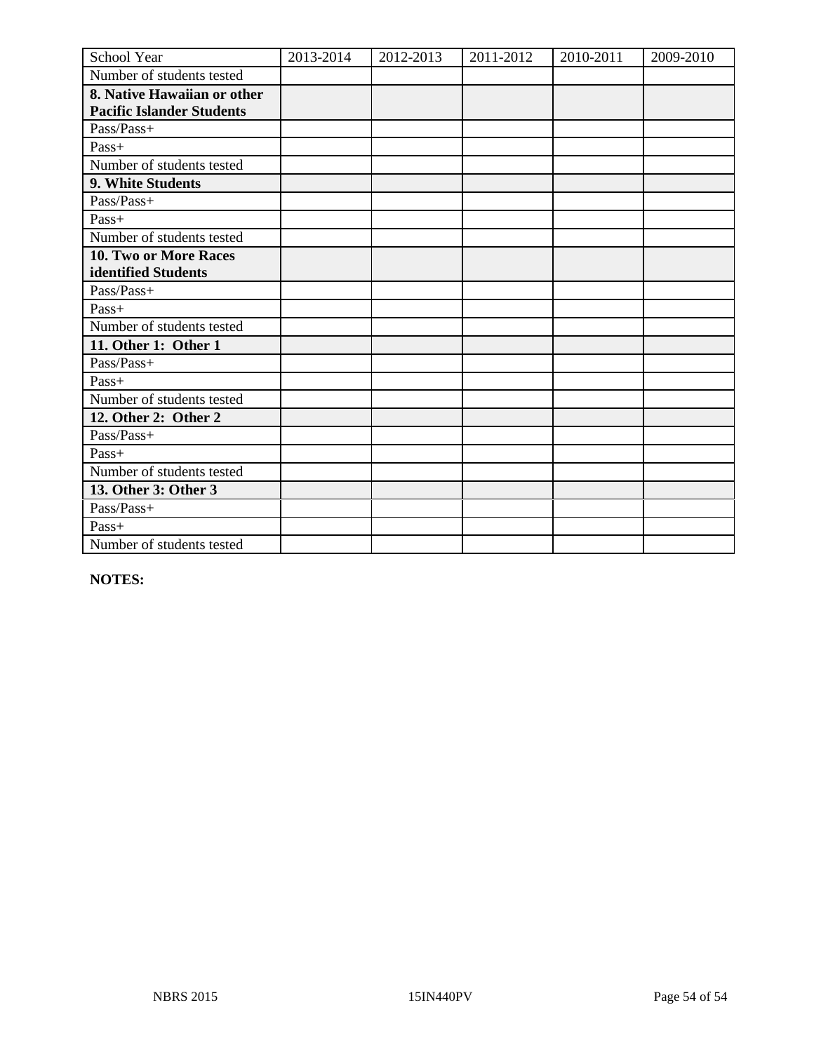| School Year | 2013-2014 | 2012-2013 | 2011-2012 | 2010-2011 | 2009-2010 |
|---|---|---|---|---|---|
| Number of students tested | | | | | |
| **8. Native Hawaiian or other Pacific Islander Students** | | | | | |
| Pass/Pass+ | | | | | |
| Pass+ | | | | | |
| Number of students tested | | | | | |
| **9. White Students** | | | | | |
| Pass/Pass+ | | | | | |
| Pass+ | | | | | |
| Number of students tested | | | | | |
| **10. Two or More Races identified Students** | | | | | |
| Pass/Pass+ | | | | | |
| Pass+ | | | | | |
| Number of students tested | | | | | |
| **11. Other 1: Other 1** | | | | | |
| Pass/Pass+ | | | | | |
| Pass+ | | | | | |
| Number of students tested | | | | | |
| **12. Other 2: Other 2** | | | | | |
| Pass/Pass+ | | | | | |
| Pass+ | | | | | |
| Number of students tested | | | | | |
| **13. Other 3: Other 3** | | | | | |
| Pass/Pass+ | | | | | |
| Pass+ | | | | | |
| Number of students tested | | | | | |

**NOTES:**